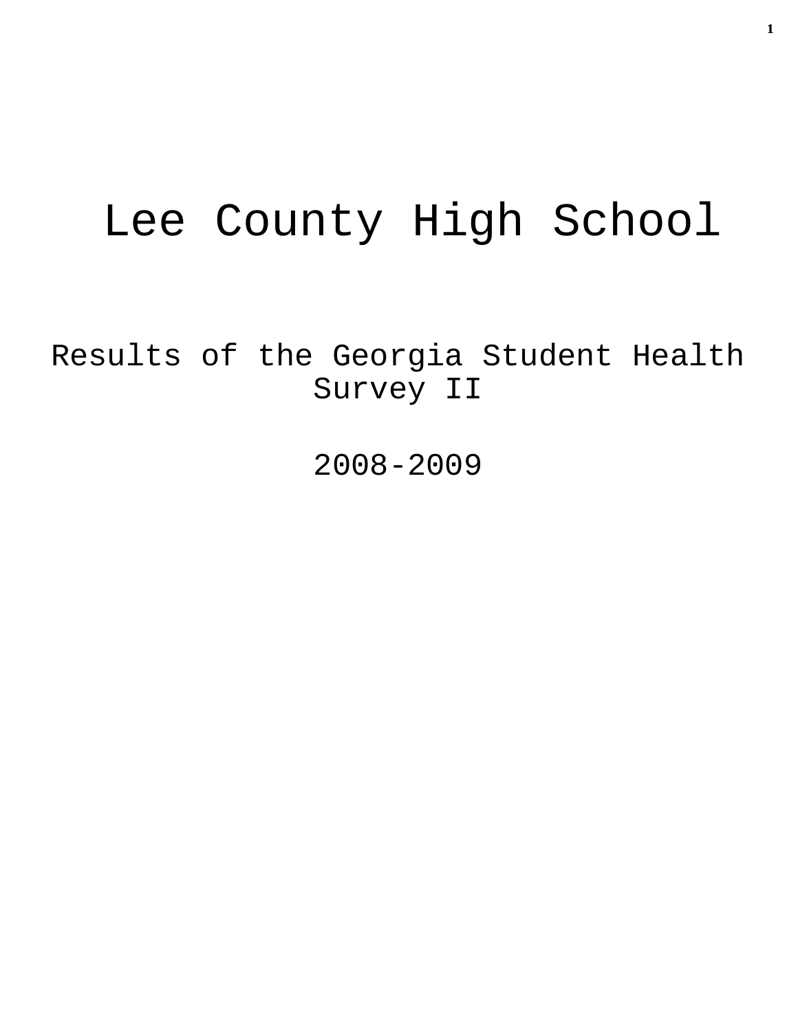# Lee County High School

## Results of the Georgia Student Health Survey II

## 2008-2009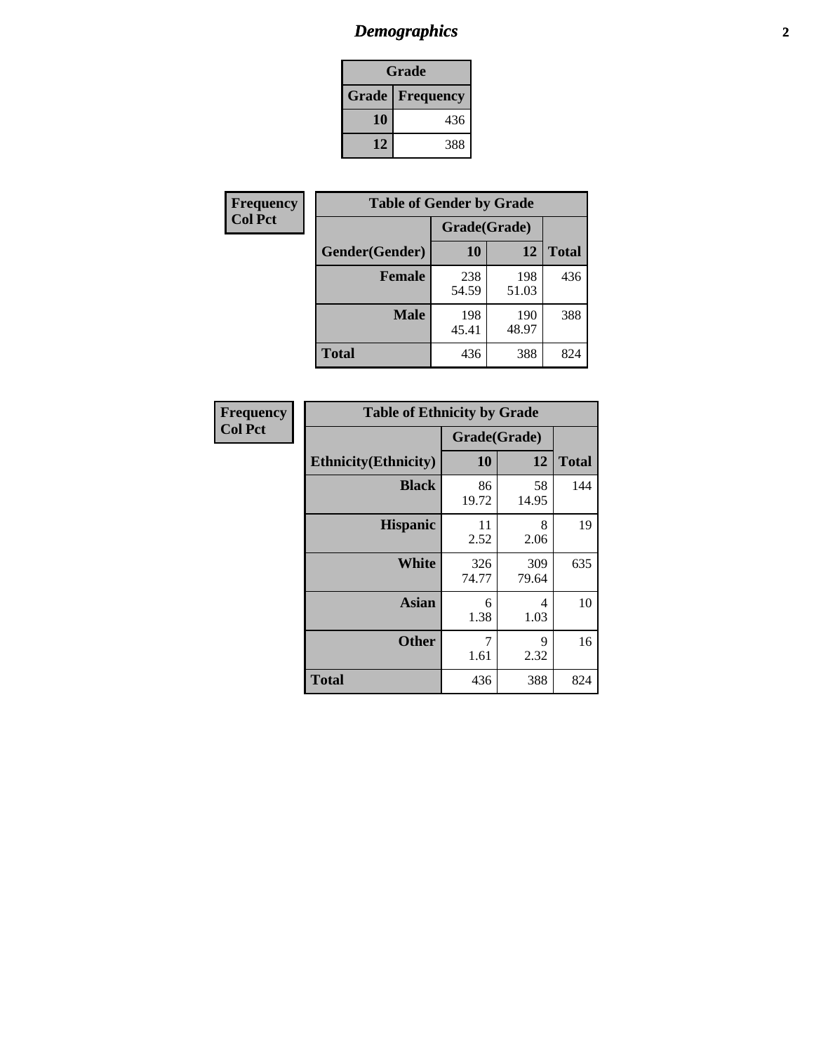# *Demographics*

| Grade | |
|---|---|
| **Grade** | **Frequency** |
| **10** | 436 |
| **12** | 388 |

**Frequency**
**Col Pct**

| Table of Gender by Grade | | | |
|---|---|---|---|
| | Grade(Grade) | | |
| **Gender(Gender)** | **10** | **12** | **Total** |
| **Female** | 238<br>54.59 | 198<br>51.03 | 436 |
| **Male** | 198<br>45.41 | 190<br>48.97 | 388 |
| **Total** | 436 | 388 | 824 |

**Frequency**
**Col Pct**

| Table of Ethnicity by Grade | | | |
|---|---|---|---|
| | Grade(Grade) | | |
| **Ethnicity(Ethnicity)** | **10** | **12** | **Total** |
| **Black** | 86<br>19.72 | 58<br>14.95 | 144 |
| **Hispanic** | 11<br>2.52 | 8<br>2.06 | 19 |
| **White** | 326<br>74.77 | 309<br>79.64 | 635 |
| **Asian** | 6<br>1.38 | 4<br>1.03 | 10 |
| **Other** | 7<br>1.61 | 9<br>2.32 | 16 |
| **Total** | 436 | 388 | 824 |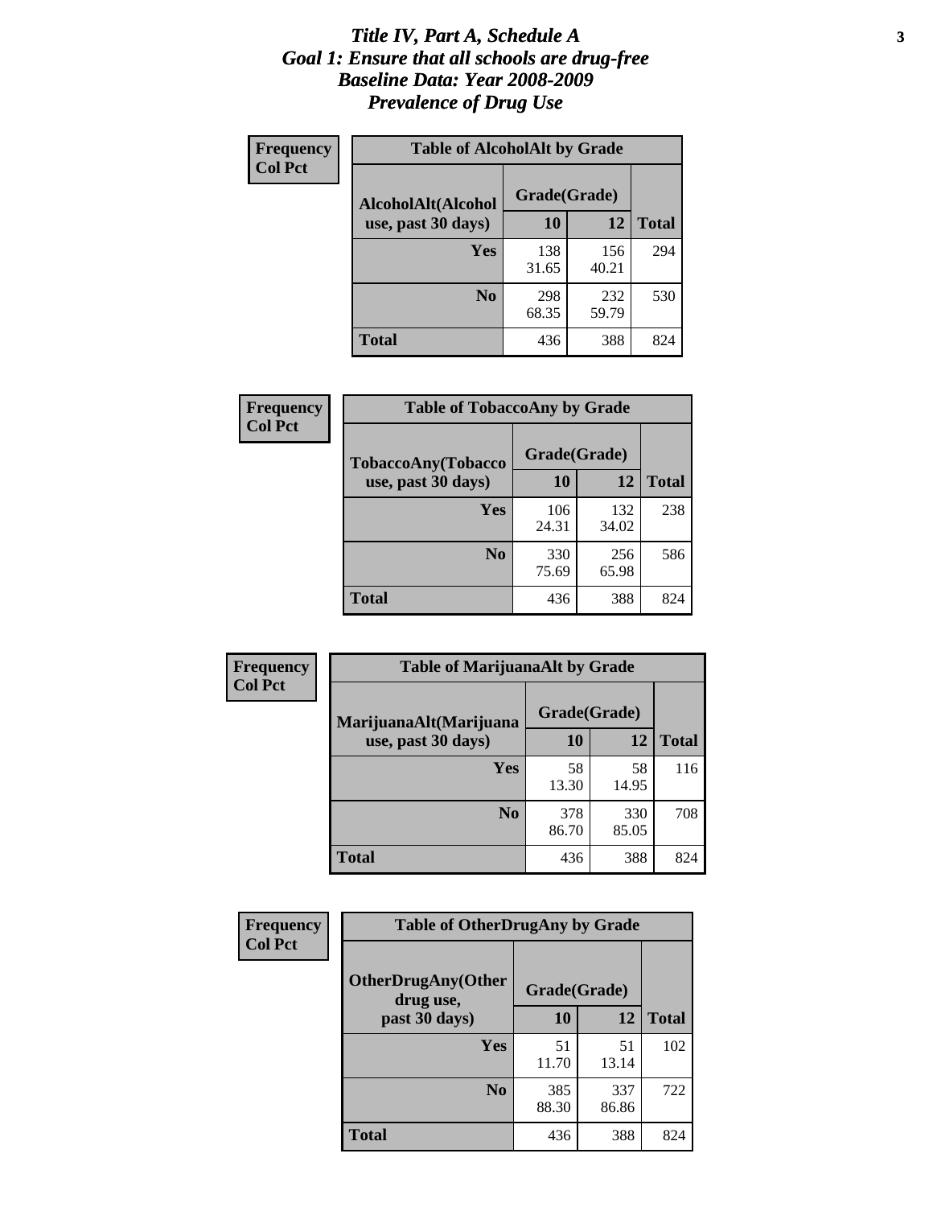# *Title IV, Part A, Schedule A*
# *Goal 1: Ensure that all schools are drug-free*
# *Baseline Data: Year 2008-2009*
# *Prevalence of Drug Use*

**Frequency**
**Col Pct**

**Table of AlcoholAlt by Grade**

| AlcoholAlt(Alcohol use, past 30 days) | Grade(Grade) | | Total |
|---|---|---|---|
| | 10 | 12 | |
| Yes | 138<br>31.65 | 156<br>40.21 | 294 |
| No | 298<br>68.35 | 232<br>59.79 | 530 |
| Total | 436 | 388 | 824 |

**Frequency**
**Col Pct**

**Table of TobaccoAny by Grade**

| TobaccoAny(Tobacco use, past 30 days) | Grade(Grade) | | Total |
|---|---|---|---|
| | 10 | 12 | |
| Yes | 106<br>24.31 | 132<br>34.02 | 238 |
| No | 330<br>75.69 | 256<br>65.98 | 586 |
| Total | 436 | 388 | 824 |

**Frequency**
**Col Pct**

**Table of MarijuanaAlt by Grade**

| MarijuanaAlt(Marijuana use, past 30 days) | Grade(Grade) | | Total |
|---|---|---|---|
| | 10 | 12 | |
| Yes | 58<br>13.30 | 58<br>14.95 | 116 |
| No | 378<br>86.70 | 330<br>85.05 | 708 |
| Total | 436 | 388 | 824 |

**Frequency**
**Col Pct**

**Table of OtherDrugAny by Grade**

| OtherDrugAny(Other drug use, past 30 days) | Grade(Grade) | | Total |
|---|---|---|---|
| | 10 | 12 | |
| Yes | 51<br>11.70 | 51<br>13.14 | 102 |
| No | 385<br>88.30 | 337<br>86.86 | 722 |
| Total | 436 | 388 | 824 |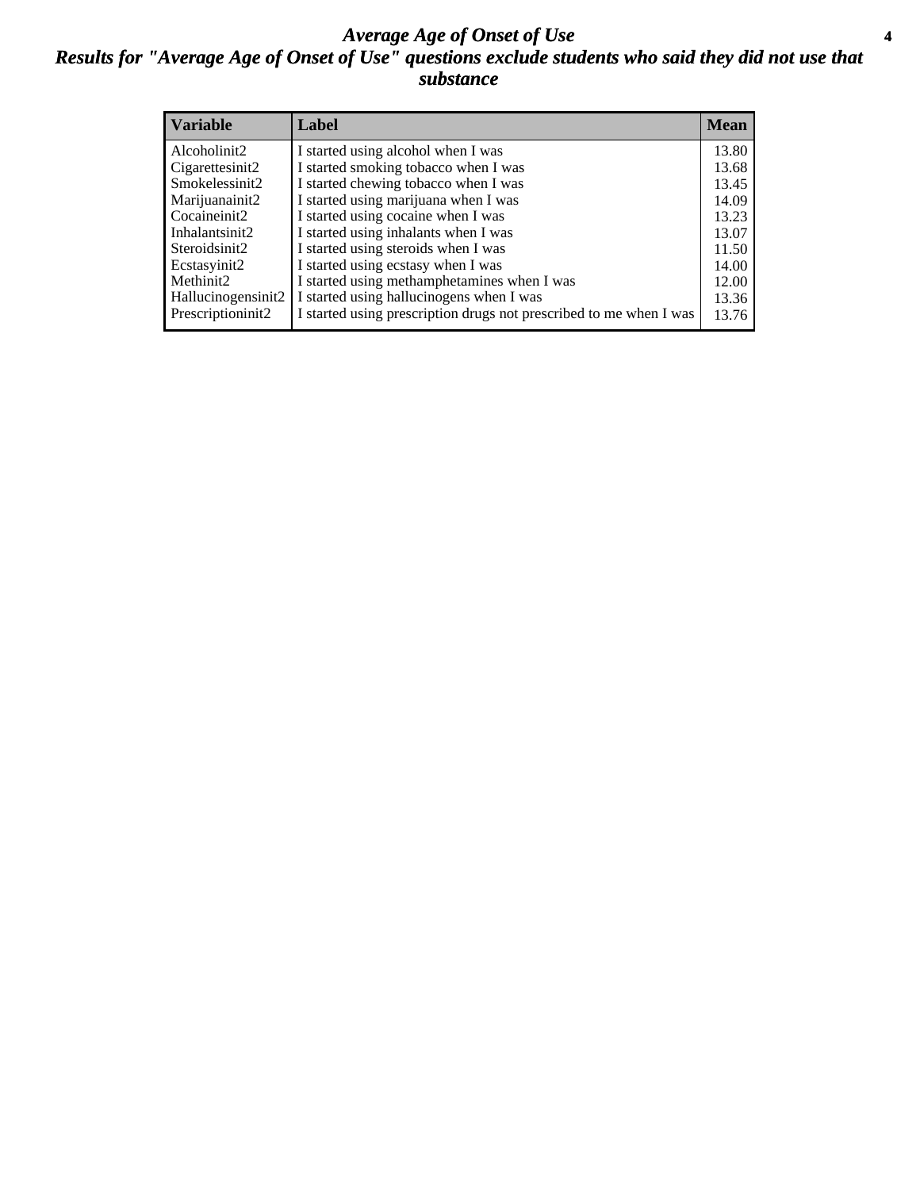# *Average Age of Onset of Use*

## *Results for "Average Age of Onset of Use" questions exclude students who said they did not use that substance*

| Variable | Label | Mean |
|---|---|---|
| Alcoholinit2 | I started using alcohol when I was | 13.80 |
| Cigarettesinit2 | I started smoking tobacco when I was | 13.68 |
| Smokelessinit2 | I started chewing tobacco when I was | 13.45 |
| Marijuanainit2 | I started using marijuana when I was | 14.09 |
| Cocaineinit2 | I started using cocaine when I was | 13.23 |
| Inhalantsinit2 | I started using inhalants when I was | 13.07 |
| Steroidsinit2 | I started using steroids when I was | 11.50 |
| Ecstasyinit2 | I started using ecstasy when I was | 14.00 |
| Methinit2 | I started using methamphetamines when I was | 12.00 |
| Hallucinogensinit2 | I started using hallucinogens when I was | 13.36 |
| Prescriptioninit2 | I started using prescription drugs not prescribed to me when I was | 13.76 |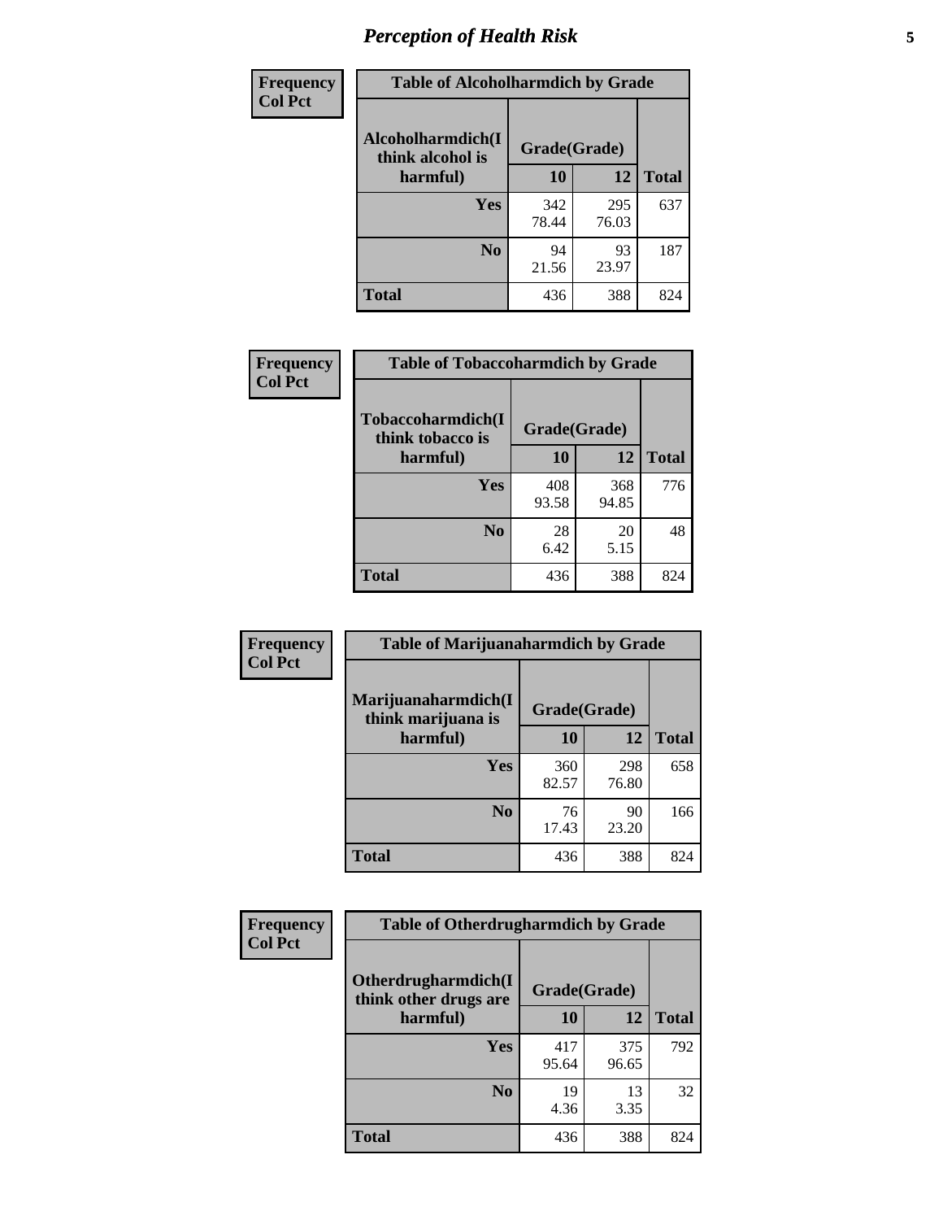# Perception of Health Risk

| Frequency<br>Col Pct | Table of Alcoholharmdich by Grade | | |
|---|---|---|---|
| Alcoholharmdich(I think alcohol is harmful) | Grade(Grade) | | |
| | 10 | 12 | Total |
| Yes | 342<br>78.44 | 295<br>76.03 | 637 |
| No | 94<br>21.56 | 93<br>23.97 | 187 |
| Total | 436 | 388 | 824 |

| Frequency<br>Col Pct | Table of Tobaccoharmdich by Grade | | |
|---|---|---|---|
| Tobaccoharmdich(I think tobacco is harmful) | Grade(Grade) | | |
| | 10 | 12 | Total |
| Yes | 408<br>93.58 | 368<br>94.85 | 776 |
| No | 28<br>6.42 | 20<br>5.15 | 48 |
| Total | 436 | 388 | 824 |

| Frequency<br>Col Pct | Table of Marijuanaharmdich by Grade | | |
|---|---|---|---|
| Marijuanaharmdich(I think marijuana is harmful) | Grade(Grade) | | |
| | 10 | 12 | Total |
| Yes | 360<br>82.57 | 298<br>76.80 | 658 |
| No | 76<br>17.43 | 90<br>23.20 | 166 |
| Total | 436 | 388 | 824 |

| Frequency<br>Col Pct | Table of Otherdrugharmdich by Grade | | |
|---|---|---|---|
| Otherdrugharmdich(I think other drugs are harmful) | Grade(Grade) | | |
| | 10 | 12 | Total |
| Yes | 417<br>95.64 | 375<br>96.65 | 792 |
| No | 19<br>4.36 | 13<br>3.35 | 32 |
| Total | 436 | 388 | 824 |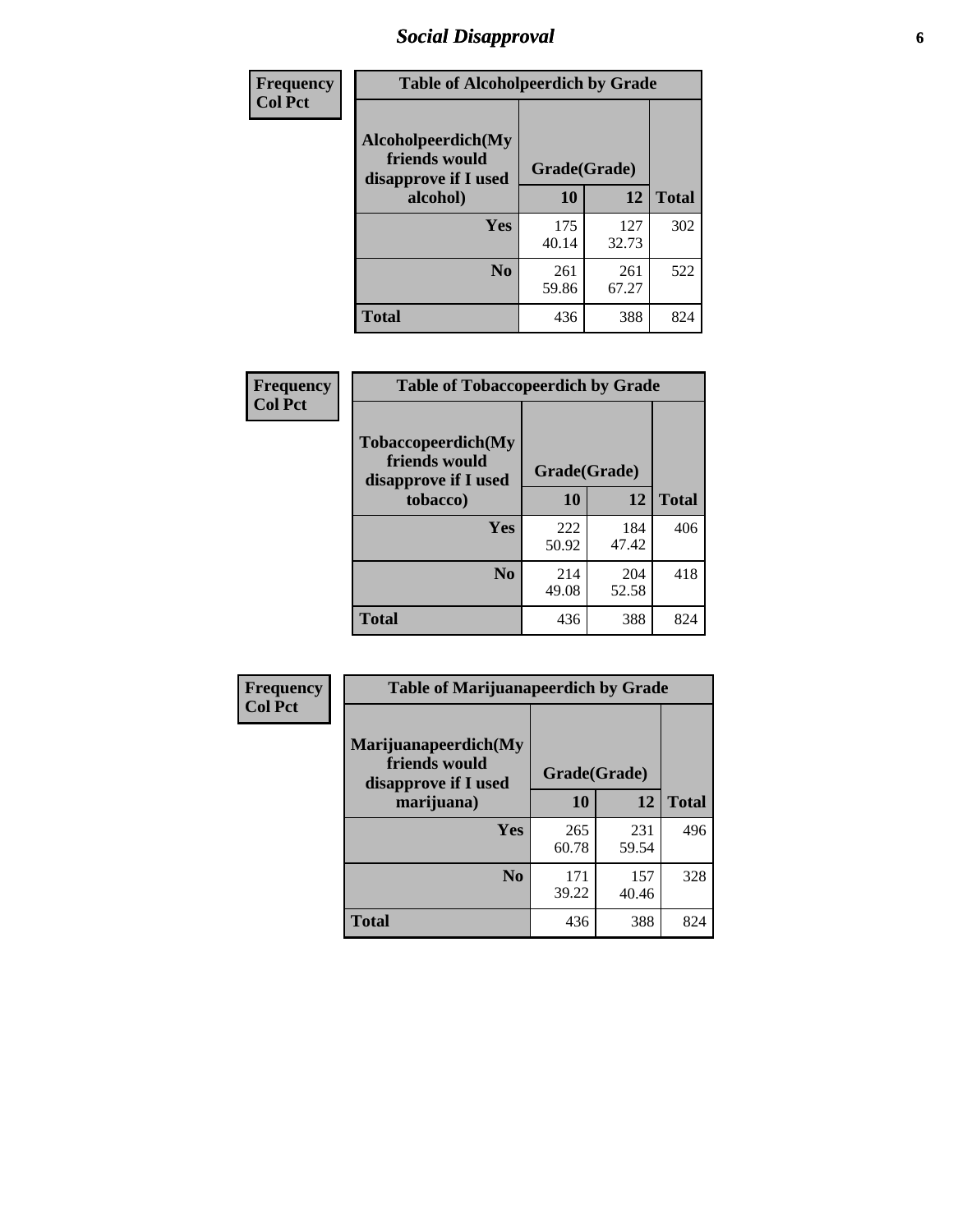## Social Disapproval

**Frequency**
**Col Pct**

| Table of Alcoholpeerdich by Grade | | | |
|---|---|---|---|
| **Alcoholpeerdich(My friends would disapprove if I used alcohol)** | **Grade(Grade)** | | |
| | **10** | **12** | **Total** |
| **Yes** | 175<br>40.14 | 127<br>32.73 | 302 |
| **No** | 261<br>59.86 | 261<br>67.27 | 522 |
| **Total** | 436 | 388 | 824 |

**Frequency**
**Col Pct**

| Table of Tobaccopeerdich by Grade | | | |
|---|---|---|---|
| **Tobaccopeerdich(My friends would disapprove if I used tobacco)** | **Grade(Grade)** | | |
| | **10** | **12** | **Total** |
| **Yes** | 222<br>50.92 | 184<br>47.42 | 406 |
| **No** | 214<br>49.08 | 204<br>52.58 | 418 |
| **Total** | 436 | 388 | 824 |

**Frequency**
**Col Pct**

| Table of Marijuanapeerdich by Grade | | | |
|---|---|---|---|
| **Marijuanapeerdich(My friends would disapprove if I used marijuana)** | **Grade(Grade)** | | |
| | **10** | **12** | **Total** |
| **Yes** | 265<br>60.78 | 231<br>59.54 | 496 |
| **No** | 171<br>39.22 | 157<br>40.46 | 328 |
| **Total** | 436 | 388 | 824 |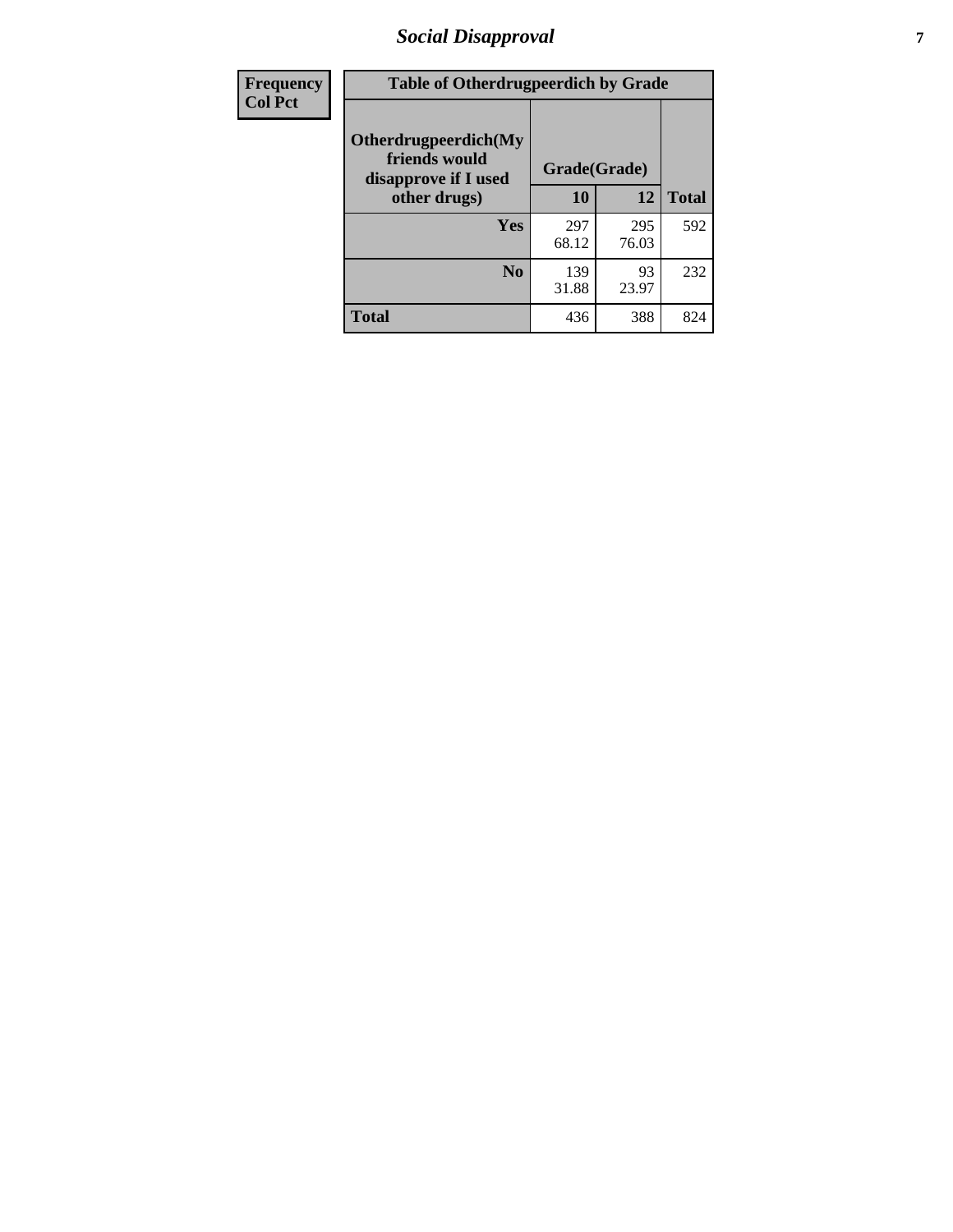| Frequency Col Pct | Table of Otherdrugpeerdich by Grade | | |
|---|---|---|---|
| Otherdrugpeerdich(My friends would disapprove if I used other drugs) | Grade(Grade) | | |
| | 10 | 12 | Total |
| Yes | 297<br>68.12 | 295<br>76.03 | 592 |
| No | 139<br>31.88 | 93<br>23.97 | 232 |
| Total | 436 | 388 | 824 |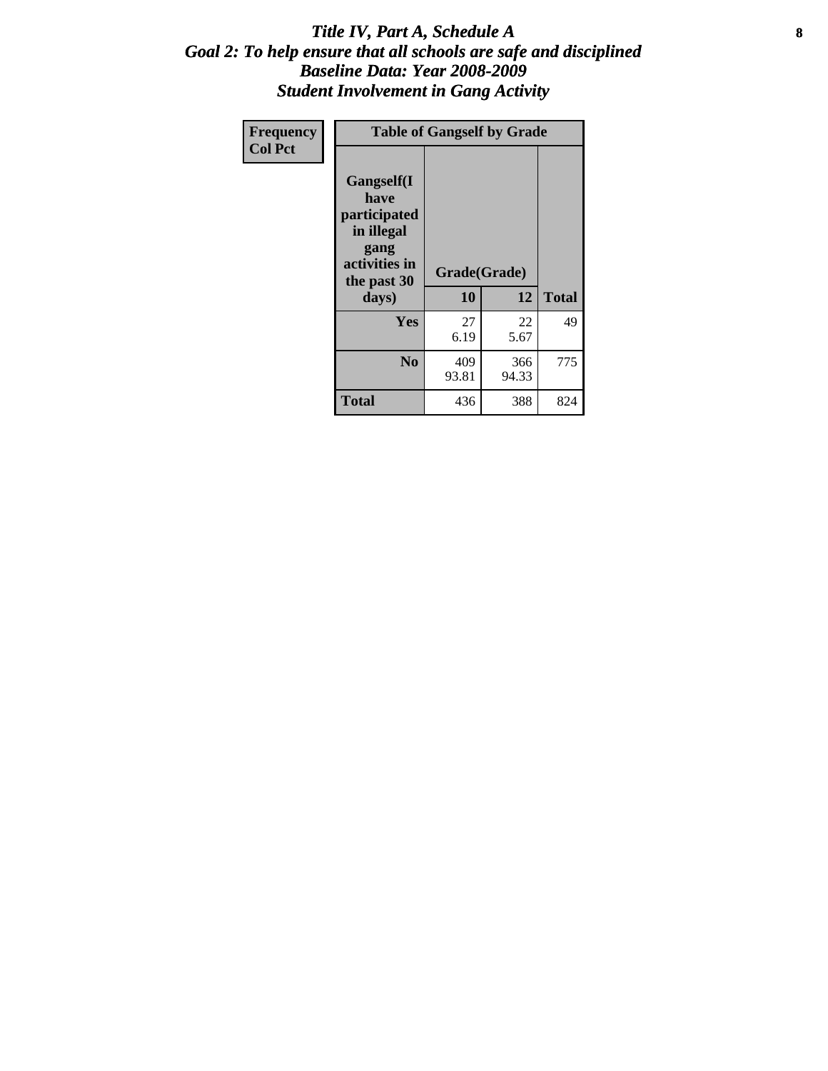# *Title IV, Part A, Schedule A*
## *Goal 2: To help ensure that all schools are safe and disciplined*
## *Baseline Data: Year 2008-2009*
## *Student Involvement in Gang Activity*

| Frequency<br>Col Pct | Table of Gangself by Grade | | |
|---|---|---|---|
| **Gangself(I have participated in illegal gang activities in the past 30 days)** | **Grade(Grade)** | | |
| | **10** | **12** | **Total** |
| **Yes** | 27<br>6.19 | 22<br>5.67 | 49 |
| **No** | 409<br>93.81 | 366<br>94.33 | 775 |
| **Total** | 436 | 388 | 824 |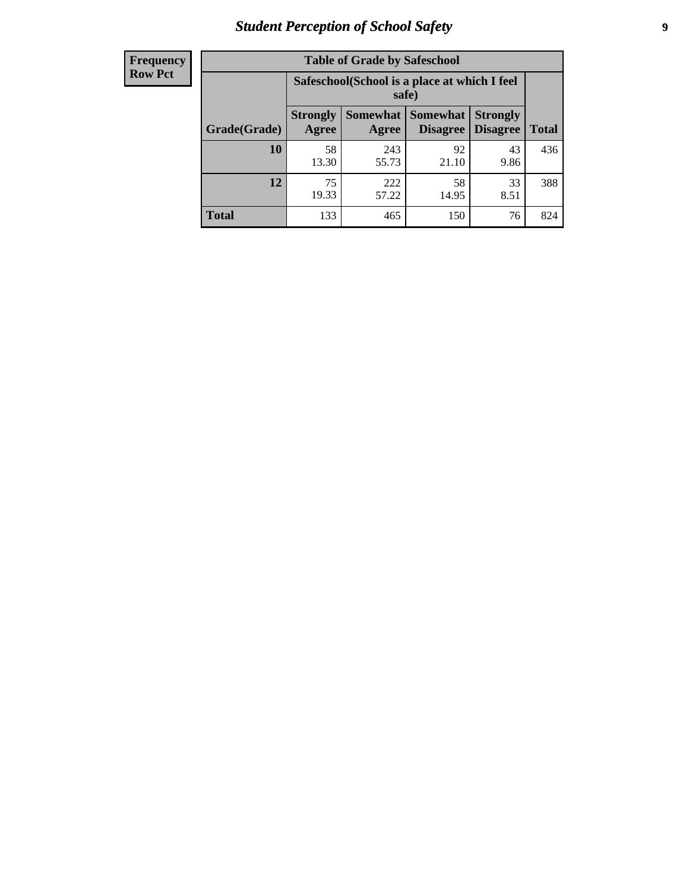# *Student Perception of School Safety*

| Frequency Row Pct |
|---|

**Table of Grade by Safeschool**

| Grade(Grade) | Safeschool(School is a place at which I feel safe) | | | | Total |
|---|---|---|---|---|---|
| | Strongly Agree | Somewhat Agree | Somewhat Disagree | Strongly Disagree | |
| **10** | 58<br>13.30 | 243<br>55.73 | 92<br>21.10 | 43<br>9.86 | 436 |
| **12** | 75<br>19.33 | 222<br>57.22 | 58<br>14.95 | 33<br>8.51 | 388 |
| **Total** | 133 | 465 | 150 | 76 | 824 |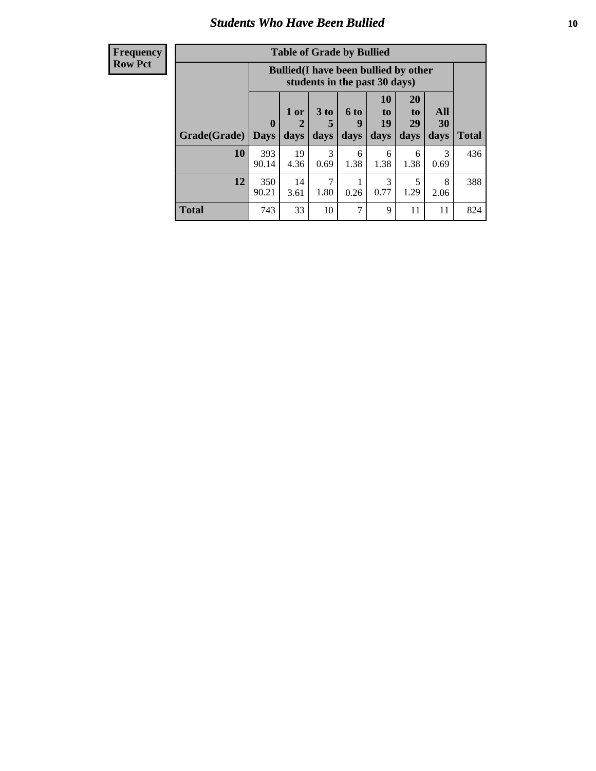## Students Who Have Been Bullied

| Frequency<br>Row Pct |
|---|

**Table of Grade by Bullied**

| Grade(Grade) | Bullied(I have been bullied by other students in the past 30 days) | | | | | | | Total |
|---|---|---|---|---|---|---|---|---|
| | 0 Days | 1 or 2 days | 3 to 5 days | 6 to 9 days | 10 to 19 days | 20 to 29 days | All 30 days | |
| **10** | 393<br>90.14 | 19<br>4.36 | 3<br>0.69 | 6<br>1.38 | 6<br>1.38 | 6<br>1.38 | 3<br>0.69 | 436 |
| **12** | 350<br>90.21 | 14<br>3.61 | 7<br>1.80 | 1<br>0.26 | 3<br>0.77 | 5<br>1.29 | 8<br>2.06 | 388 |
| **Total** | 743 | 33 | 10 | 7 | 9 | 11 | 11 | 824 |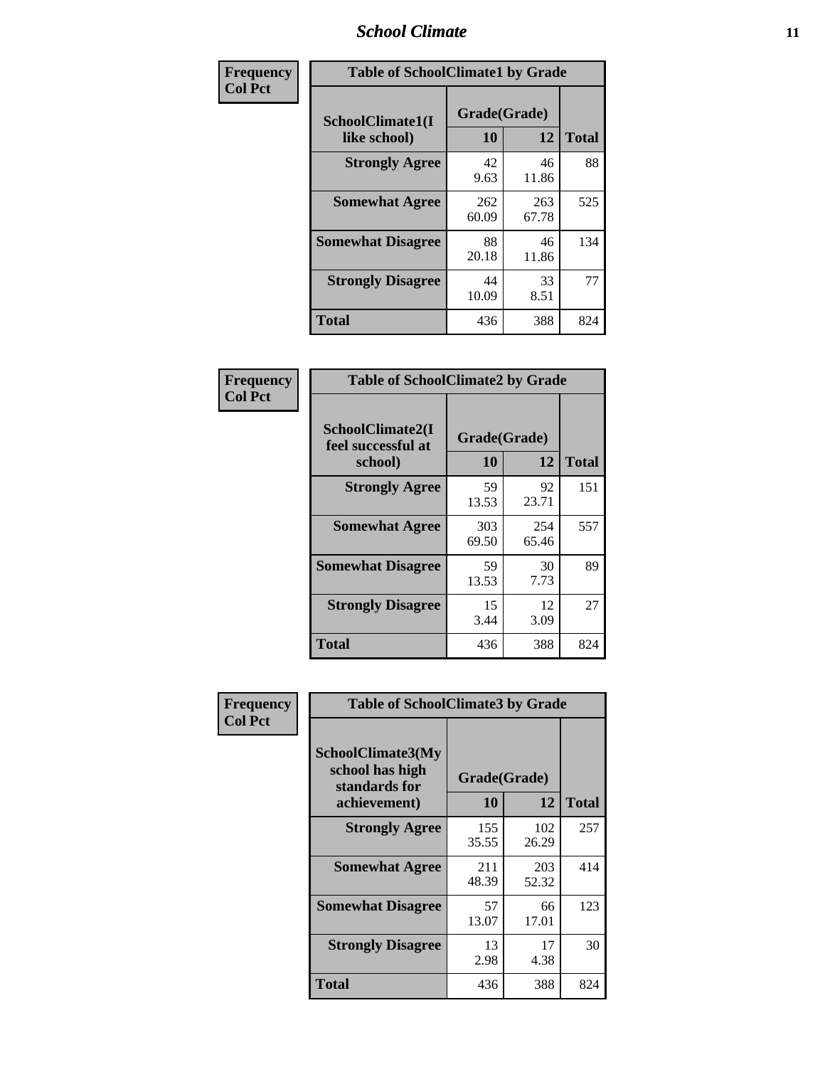| Frequency<br>Col Pct | Table of SchoolClimate1 by Grade | | |
|---|---|---|---|
| SchoolClimate1(I like school) | Grade(Grade) | | |
| | 10 | 12 | Total |
| Strongly Agree | 42<br>9.63 | 46<br>11.86 | 88 |
| Somewhat Agree | 262<br>60.09 | 263<br>67.78 | 525 |
| Somewhat Disagree | 88<br>20.18 | 46<br>11.86 | 134 |
| Strongly Disagree | 44<br>10.09 | 33<br>8.51 | 77 |
| Total | 436 | 388 | 824 |

| Frequency<br>Col Pct | Table of SchoolClimate2 by Grade | | |
|---|---|---|---|
| SchoolClimate2(I feel successful at school) | Grade(Grade) | | |
| | 10 | 12 | Total |
| Strongly Agree | 59<br>13.53 | 92<br>23.71 | 151 |
| Somewhat Agree | 303<br>69.50 | 254<br>65.46 | 557 |
| Somewhat Disagree | 59<br>13.53 | 30<br>7.73 | 89 |
| Strongly Disagree | 15<br>3.44 | 12<br>3.09 | 27 |
| Total | 436 | 388 | 824 |

| Frequency<br>Col Pct | Table of SchoolClimate3 by Grade | | |
|---|---|---|---|
| SchoolClimate3(My school has high standards for achievement) | Grade(Grade) | | |
| | 10 | 12 | Total |
| Strongly Agree | 155<br>35.55 | 102<br>26.29 | 257 |
| Somewhat Agree | 211<br>48.39 | 203<br>52.32 | 414 |
| Somewhat Disagree | 57<br>13.07 | 66<br>17.01 | 123 |
| Strongly Disagree | 13<br>2.98 | 17<br>4.38 | 30 |
| Total | 436 | 388 | 824 |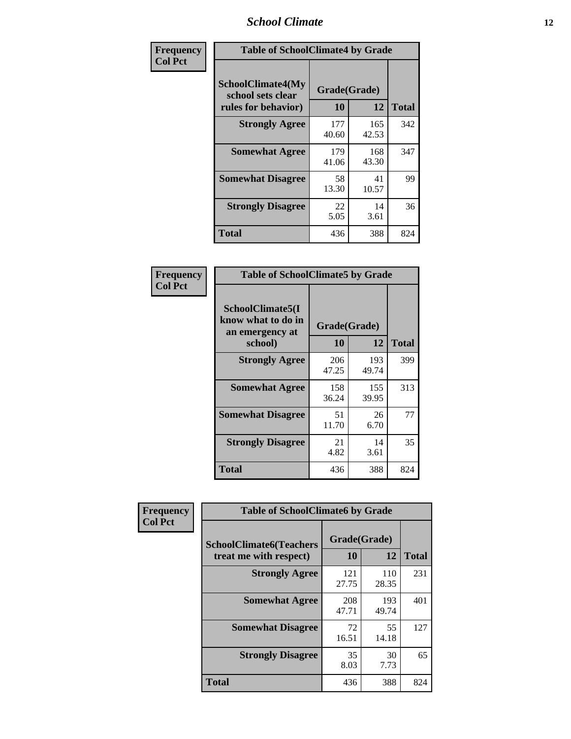**Frequency**
**Col Pct**

| Table of SchoolClimate4 by Grade | | | |
|---|---|---|---|
| SchoolClimate4(My school sets clear rules for behavior) | Grade(Grade) | | |
| | 10 | 12 | Total |
| **Strongly Agree** | 177<br>40.60 | 165<br>42.53 | 342 |
| **Somewhat Agree** | 179<br>41.06 | 168<br>43.30 | 347 |
| **Somewhat Disagree** | 58<br>13.30 | 41<br>10.57 | 99 |
| **Strongly Disagree** | 22<br>5.05 | 14<br>3.61 | 36 |
| **Total** | 436 | 388 | 824 |

**Frequency**
**Col Pct**

| Table of SchoolClimate5 by Grade | | | |
|---|---|---|---|
| SchoolClimate5(I know what to do in an emergency at school) | Grade(Grade) | | |
| | 10 | 12 | Total |
| **Strongly Agree** | 206<br>47.25 | 193<br>49.74 | 399 |
| **Somewhat Agree** | 158<br>36.24 | 155<br>39.95 | 313 |
| **Somewhat Disagree** | 51<br>11.70 | 26<br>6.70 | 77 |
| **Strongly Disagree** | 21<br>4.82 | 14<br>3.61 | 35 |
| **Total** | 436 | 388 | 824 |

**Frequency**
**Col Pct**

| Table of SchoolClimate6 by Grade | | | |
|---|---|---|---|
| SchoolClimate6(Teachers treat me with respect) | Grade(Grade) | | |
| | 10 | 12 | Total |
| **Strongly Agree** | 121<br>27.75 | 110<br>28.35 | 231 |
| **Somewhat Agree** | 208<br>47.71 | 193<br>49.74 | 401 |
| **Somewhat Disagree** | 72<br>16.51 | 55<br>14.18 | 127 |
| **Strongly Disagree** | 35<br>8.03 | 30<br>7.73 | 65 |
| **Total** | 436 | 388 | 824 |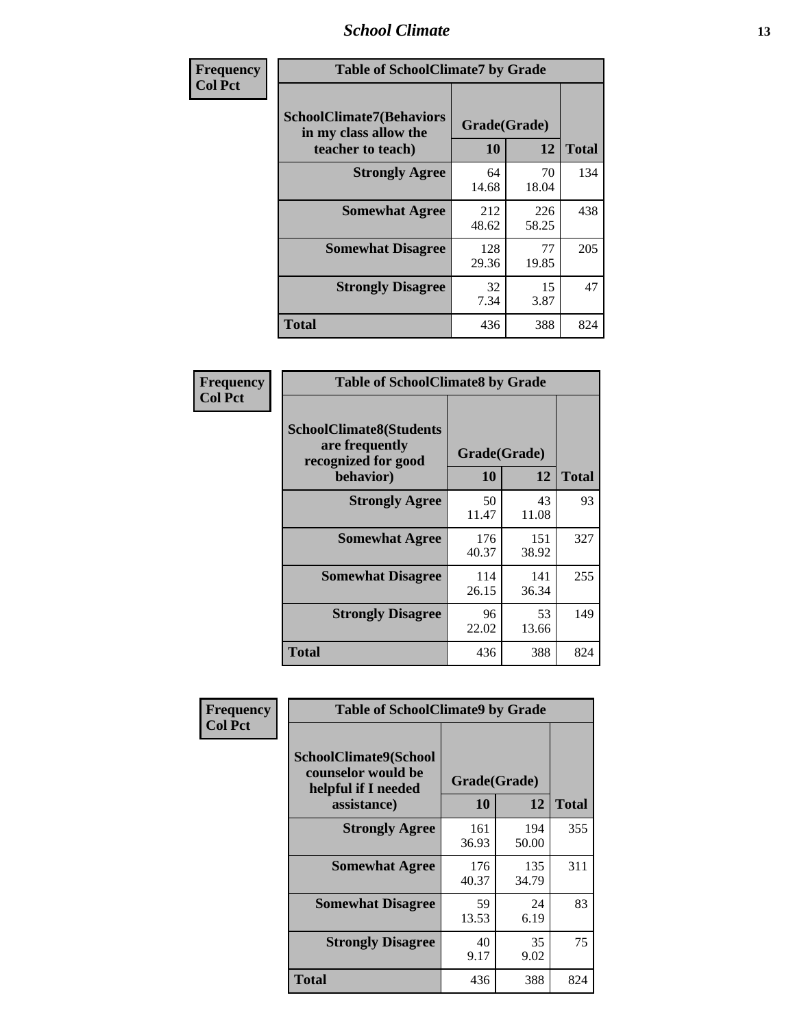| Frequency<br>Col Pct | | | |
|---|---|---|---|

**Table of SchoolClimate7 by Grade**

| SchoolClimate7(Behaviors in my class allow the teacher to teach) | Grade(Grade) | | Total |
|---|---|---|---|
| | 10 | 12 | |
| Strongly Agree | 64<br>14.68 | 70<br>18.04 | 134 |
| Somewhat Agree | 212<br>48.62 | 226<br>58.25 | 438 |
| Somewhat Disagree | 128<br>29.36 | 77<br>19.85 | 205 |
| Strongly Disagree | 32<br>7.34 | 15<br>3.87 | 47 |
| Total | 436 | 388 | 824 |

| Frequency<br>Col Pct | | | |
|---|---|---|---|

**Table of SchoolClimate8 by Grade**

| SchoolClimate8(Students are frequently recognized for good behavior) | Grade(Grade) | | Total |
|---|---|---|---|
| | 10 | 12 | |
| Strongly Agree | 50<br>11.47 | 43<br>11.08 | 93 |
| Somewhat Agree | 176<br>40.37 | 151<br>38.92 | 327 |
| Somewhat Disagree | 114<br>26.15 | 141<br>36.34 | 255 |
| Strongly Disagree | 96<br>22.02 | 53<br>13.66 | 149 |
| Total | 436 | 388 | 824 |

| Frequency<br>Col Pct | | | |
|---|---|---|---|

**Table of SchoolClimate9 by Grade**

| SchoolClimate9(School counselor would be helpful if I needed assistance) | Grade(Grade) | | Total |
|---|---|---|---|
| | 10 | 12 | |
| Strongly Agree | 161<br>36.93 | 194<br>50.00 | 355 |
| Somewhat Agree | 176<br>40.37 | 135<br>34.79 | 311 |
| Somewhat Disagree | 59<br>13.53 | 24<br>6.19 | 83 |
| Strongly Disagree | 40<br>9.17 | 35<br>9.02 | 75 |
| Total | 436 | 388 | 824 |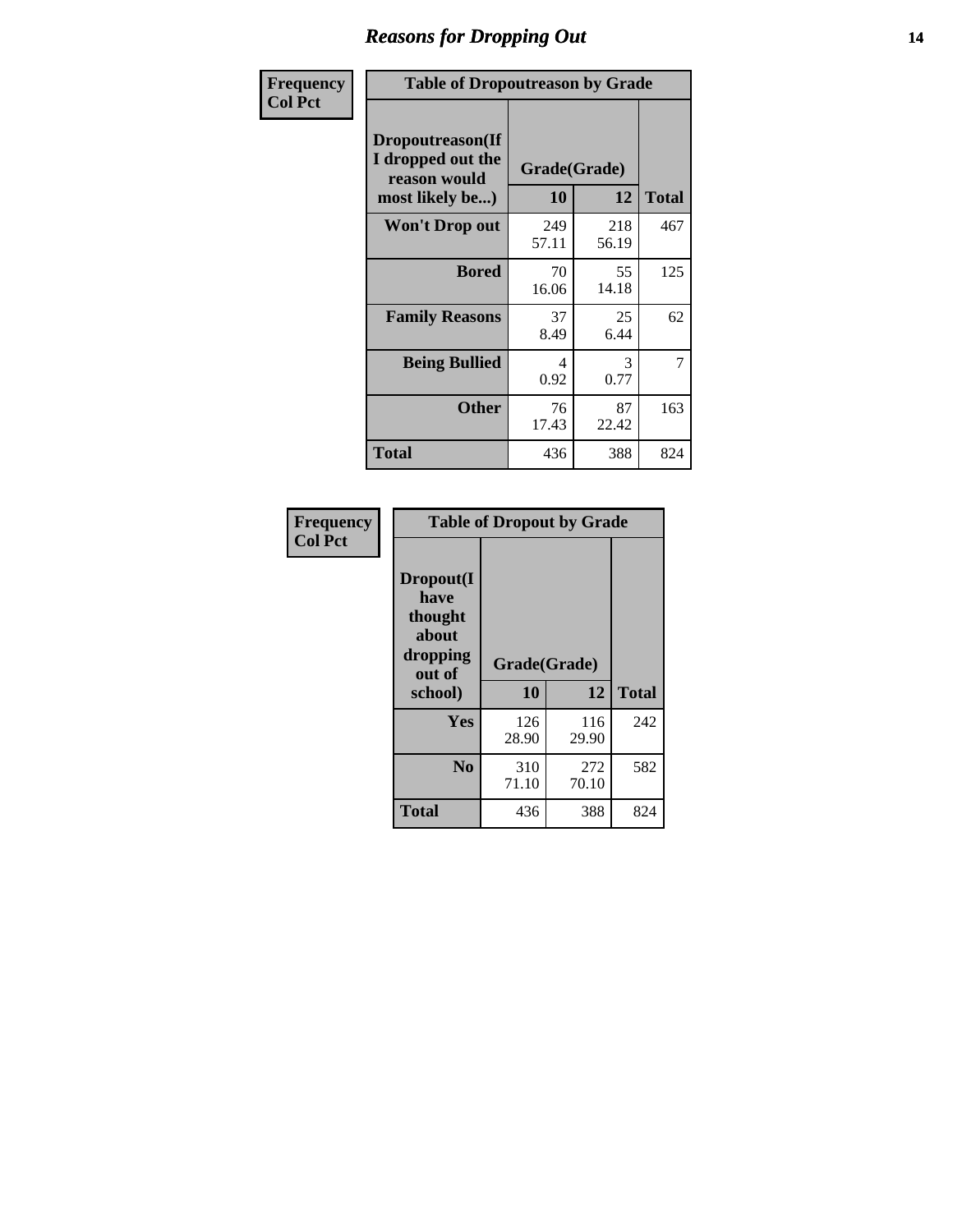# Reasons for Dropping Out

**Frequency**
**Col Pct**

| Table of Dropoutreason by Grade | | | |
|---|---|---|---|
| **Dropoutreason(If I dropped out the reason would most likely be...)** | **Grade(Grade)** | | |
| | **10** | **12** | **Total** |
| **Won't Drop out** | 249<br>57.11 | 218<br>56.19 | 467 |
| **Bored** | 70<br>16.06 | 55<br>14.18 | 125 |
| **Family Reasons** | 37<br>8.49 | 25<br>6.44 | 62 |
| **Being Bullied** | 4<br>0.92 | 3<br>0.77 | 7 |
| **Other** | 76<br>17.43 | 87<br>22.42 | 163 |
| **Total** | 436 | 388 | 824 |

**Frequency**
**Col Pct**

| Table of Dropout by Grade | | | |
|---|---|---|---|
| **Dropout(I have thought about dropping out of school)** | **Grade(Grade)** | | |
| | **10** | **12** | **Total** |
| **Yes** | 126<br>28.90 | 116<br>29.90 | 242 |
| **No** | 310<br>71.10 | 272<br>70.10 | 582 |
| **Total** | 436 | 388 | 824 |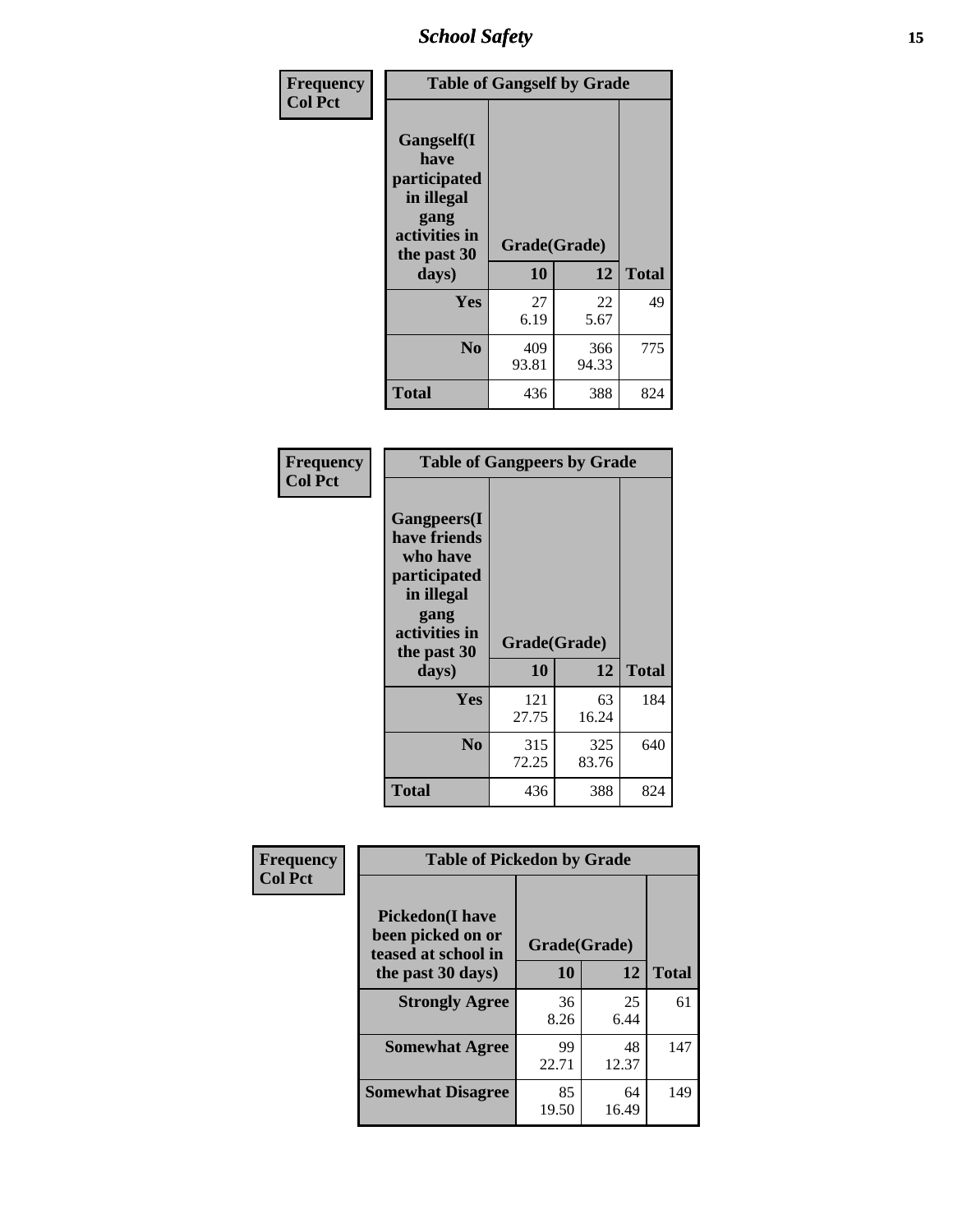| Frequency<br>Col Pct | Table of Gangself by Grade | | |
|---|---|---|---|
| Gangself(I have participated in illegal gang activities in the past 30 days) | Grade(Grade) | | |
| | 10 | 12 | Total |
| Yes | 27<br>6.19 | 22<br>5.67 | 49 |
| No | 409<br>93.81 | 366<br>94.33 | 775 |
| Total | 436 | 388 | 824 |

| Frequency<br>Col Pct | Table of Gangpeers by Grade | | |
|---|---|---|---|
| Gangpeers(I have friends who have participated in illegal gang activities in the past 30 days) | Grade(Grade) | | |
| | 10 | 12 | Total |
| Yes | 121<br>27.75 | 63<br>16.24 | 184 |
| No | 315<br>72.25 | 325<br>83.76 | 640 |
| Total | 436 | 388 | 824 |

| Frequency<br>Col Pct | Table of Pickedon by Grade | | |
|---|---|---|---|
| Pickedon(I have been picked on or teased at school in the past 30 days) | Grade(Grade) | | |
| | 10 | 12 | Total |
| Strongly Agree | 36<br>8.26 | 25<br>6.44 | 61 |
| Somewhat Agree | 99<br>22.71 | 48<br>12.37 | 147 |
| Somewhat Disagree | 85<br>19.50 | 64<br>16.49 | 149 |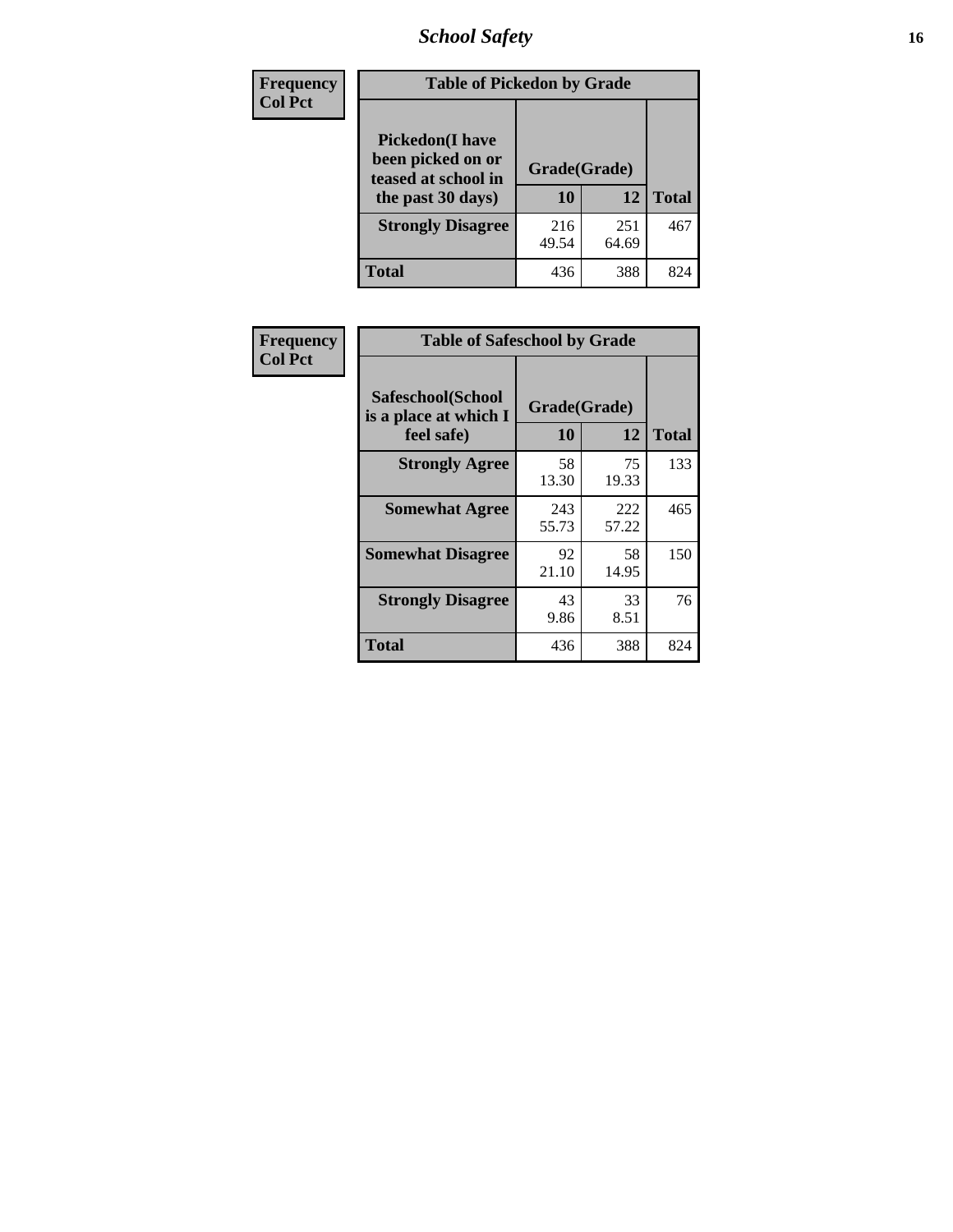# School Safety

**Frequency**
**Col Pct**

| Table of Pickedon by Grade | | | |
|---|---|---|---|
| **Pickedon(I have been picked on or teased at school in the past 30 days)** | **Grade(Grade)** | | |
| | **10** | **12** | **Total** |
| **Strongly Disagree** | 216<br>49.54 | 251<br>64.69 | 467 |
| **Total** | 436 | 388 | 824 |

**Frequency**
**Col Pct**

| Table of Safeschool by Grade | | | |
|---|---|---|---|
| **Safeschool(School is a place at which I feel safe)** | **Grade(Grade)** | | |
| | **10** | **12** | **Total** |
| **Strongly Agree** | 58<br>13.30 | 75<br>19.33 | 133 |
| **Somewhat Agree** | 243<br>55.73 | 222<br>57.22 | 465 |
| **Somewhat Disagree** | 92<br>21.10 | 58<br>14.95 | 150 |
| **Strongly Disagree** | 43<br>9.86 | 33<br>8.51 | 76 |
| **Total** | 436 | 388 | 824 |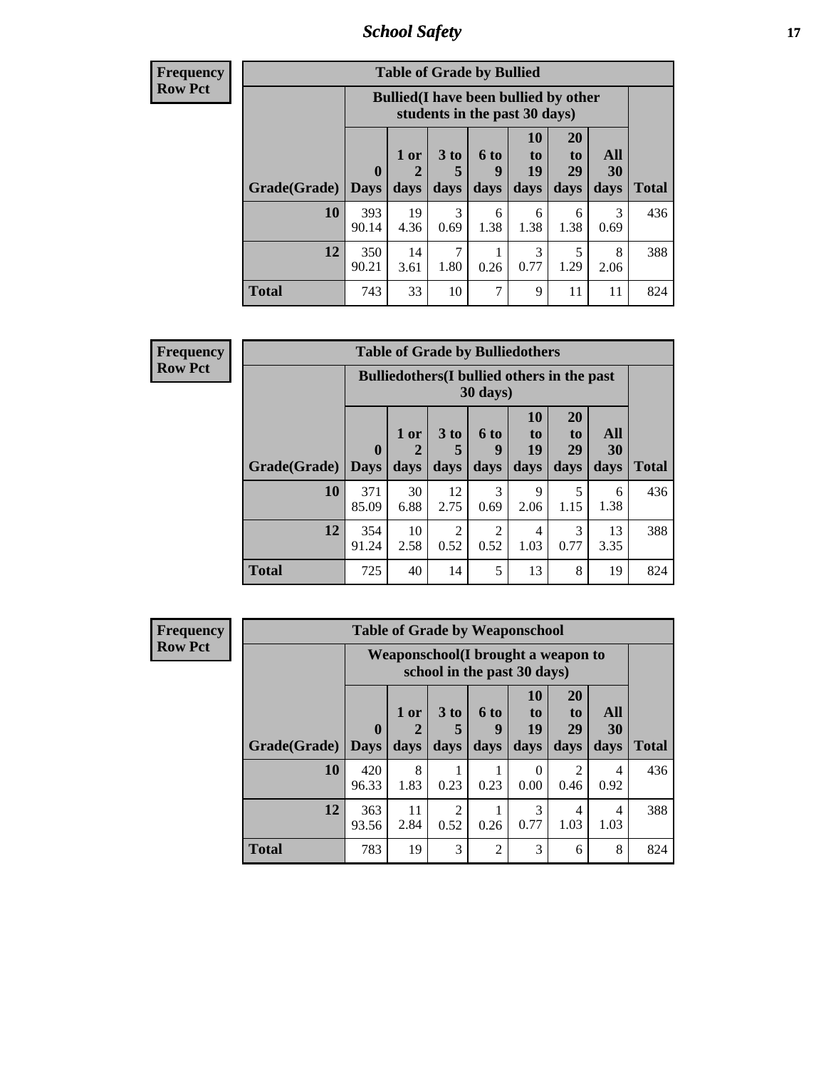# School Safety

**Frequency**
**Row Pct**

**Table of Grade by Bullied**

| Grade(Grade) | Bullied(I have been bullied by other students in the past 30 days) | | | | | | | Total |
|---|---|---|---|---|---|---|---|---|
| | 0 Days | 1 or 2 days | 3 to 5 days | 6 to 9 days | 10 to 19 days | 20 to 29 days | All 30 days | |
| 10 | 393<br>90.14 | 19<br>4.36 | 3<br>0.69 | 6<br>1.38 | 6<br>1.38 | 6<br>1.38 | 3<br>0.69 | 436 |
| 12 | 350<br>90.21 | 14<br>3.61 | 7<br>1.80 | 1<br>0.26 | 3<br>0.77 | 5<br>1.29 | 8<br>2.06 | 388 |
| Total | 743 | 33 | 10 | 7 | 9 | 11 | 11 | 824 |

**Frequency**
**Row Pct**

**Table of Grade by Bulliedothers**

| Grade(Grade) | Bulliedothers(I bullied others in the past 30 days) | | | | | | | Total |
|---|---|---|---|---|---|---|---|---|
| | 0 Days | 1 or 2 days | 3 to 5 days | 6 to 9 days | 10 to 19 days | 20 to 29 days | All 30 days | |
| 10 | 371<br>85.09 | 30<br>6.88 | 12<br>2.75 | 3<br>0.69 | 9<br>2.06 | 5<br>1.15 | 6<br>1.38 | 436 |
| 12 | 354<br>91.24 | 10<br>2.58 | 2<br>0.52 | 2<br>0.52 | 4<br>1.03 | 3<br>0.77 | 13<br>3.35 | 388 |
| Total | 725 | 40 | 14 | 5 | 13 | 8 | 19 | 824 |

**Frequency**
**Row Pct**

**Table of Grade by Weaponschool**

| Grade(Grade) | Weaponschool(I brought a weapon to school in the past 30 days) | | | | | | | Total |
|---|---|---|---|---|---|---|---|---|
| | 0 Days | 1 or 2 days | 3 to 5 days | 6 to 9 days | 10 to 19 days | 20 to 29 days | All 30 days | |
| 10 | 420<br>96.33 | 8<br>1.83 | 1<br>0.23 | 1<br>0.23 | 0<br>0.00 | 2<br>0.46 | 4<br>0.92 | 436 |
| 12 | 363<br>93.56 | 11<br>2.84 | 2<br>0.52 | 1<br>0.26 | 3<br>0.77 | 4<br>1.03 | 4<br>1.03 | 388 |
| Total | 783 | 19 | 3 | 2 | 3 | 6 | 8 | 824 |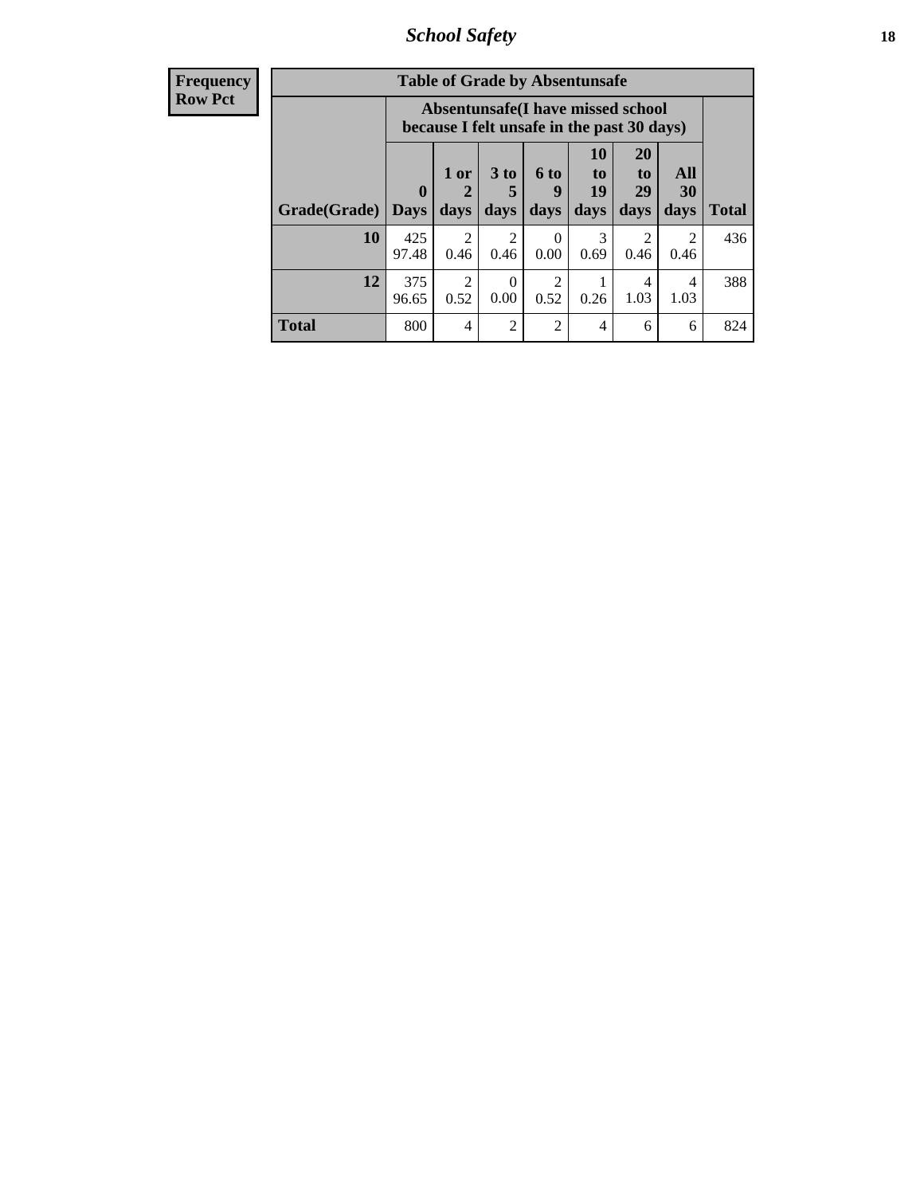| Frequency |
|---|
| Row Pct |

| Table of Grade by Absentunsafe | | | | | | | | |
|---|---|---|---|---|---|---|---|---|
| | Absentunsafe(I have missed school because I felt unsafe in the past 30 days) | | | | | | | |
| Grade(Grade) | 0 Days | 1 or 2 days | 3 to 5 days | 6 to 9 days | 10 to 19 days | 20 to 29 days | All 30 days | Total |
| 10 | 425<br>97.48 | 2<br>0.46 | 2<br>0.46 | 0<br>0.00 | 3<br>0.69 | 2<br>0.46 | 2<br>0.46 | 436 |
| 12 | 375<br>96.65 | 2<br>0.52 | 0<br>0.00 | 2<br>0.52 | 1<br>0.26 | 4<br>1.03 | 4<br>1.03 | 388 |
| Total | 800 | 4 | 2 | 2 | 4 | 6 | 6 | 824 |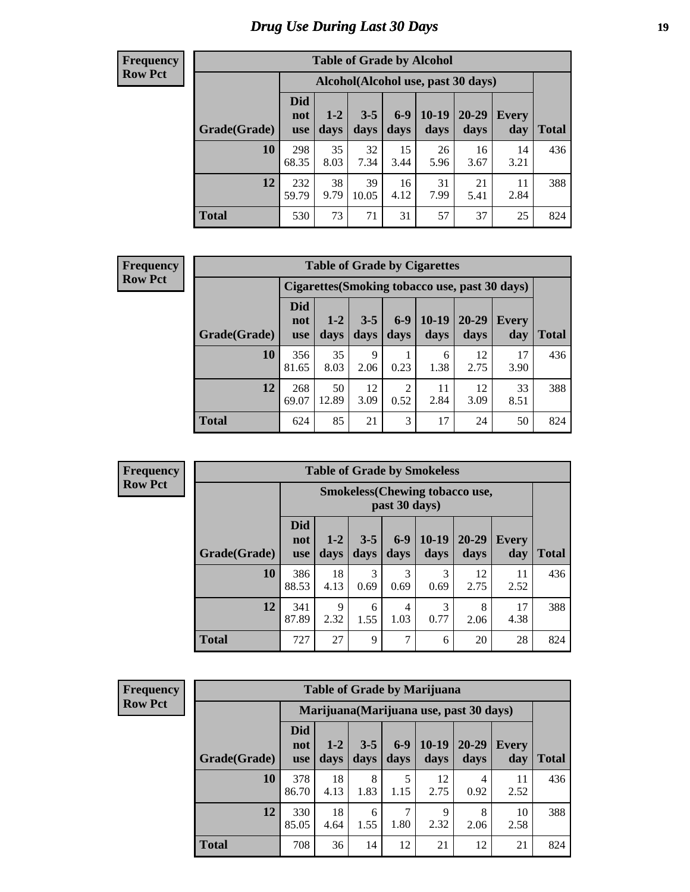# Drug Use During Last 30 Days

**Frequency**
**Row Pct**

| Table of Grade by Alcohol | | | | | | | | |
|---|---|---|---|---|---|---|---|---|
| | Alcohol(Alcohol use, past 30 days) | | | | | | | |
| Grade(Grade) | Did not use | 1-2 days | 3-5 days | 6-9 days | 10-19 days | 20-29 days | Every day | Total |
| 10 | 298<br>68.35 | 35<br>8.03 | 32<br>7.34 | 15<br>3.44 | 26<br>5.96 | 16<br>3.67 | 14<br>3.21 | 436 |
| 12 | 232<br>59.79 | 38<br>9.79 | 39<br>10.05 | 16<br>4.12 | 31<br>7.99 | 21<br>5.41 | 11<br>2.84 | 388 |
| Total | 530 | 73 | 71 | 31 | 57 | 37 | 25 | 824 |

**Frequency**
**Row Pct**

| Table of Grade by Cigarettes | | | | | | | | |
|---|---|---|---|---|---|---|---|---|
| | Cigarettes(Smoking tobacco use, past 30 days) | | | | | | | |
| Grade(Grade) | Did not use | 1-2 days | 3-5 days | 6-9 days | 10-19 days | 20-29 days | Every day | Total |
| 10 | 356<br>81.65 | 35<br>8.03 | 9<br>2.06 | 1<br>0.23 | 6<br>1.38 | 12<br>2.75 | 17<br>3.90 | 436 |
| 12 | 268<br>69.07 | 50<br>12.89 | 12<br>3.09 | 2<br>0.52 | 11<br>2.84 | 12<br>3.09 | 33<br>8.51 | 388 |
| Total | 624 | 85 | 21 | 3 | 17 | 24 | 50 | 824 |

**Frequency**
**Row Pct**

| Table of Grade by Smokeless | | | | | | | | |
|---|---|---|---|---|---|---|---|---|
| | Smokeless(Chewing tobacco use, past 30 days) | | | | | | | |
| Grade(Grade) | Did not use | 1-2 days | 3-5 days | 6-9 days | 10-19 days | 20-29 days | Every day | Total |
| 10 | 386<br>88.53 | 18<br>4.13 | 3<br>0.69 | 3<br>0.69 | 3<br>0.69 | 12<br>2.75 | 11<br>2.52 | 436 |
| 12 | 341<br>87.89 | 9<br>2.32 | 6<br>1.55 | 4<br>1.03 | 3<br>0.77 | 8<br>2.06 | 17<br>4.38 | 388 |
| Total | 727 | 27 | 9 | 7 | 6 | 20 | 28 | 824 |

**Frequency**
**Row Pct**

| Table of Grade by Marijuana | | | | | | | | |
|---|---|---|---|---|---|---|---|---|
| | Marijuana(Marijuana use, past 30 days) | | | | | | | |
| Grade(Grade) | Did not use | 1-2 days | 3-5 days | 6-9 days | 10-19 days | 20-29 days | Every day | Total |
| 10 | 378<br>86.70 | 18<br>4.13 | 8<br>1.83 | 5<br>1.15 | 12<br>2.75 | 4<br>0.92 | 11<br>2.52 | 436 |
| 12 | 330<br>85.05 | 18<br>4.64 | 6<br>1.55 | 7<br>1.80 | 9<br>2.32 | 8<br>2.06 | 10<br>2.58 | 388 |
| Total | 708 | 36 | 14 | 12 | 21 | 12 | 21 | 824 |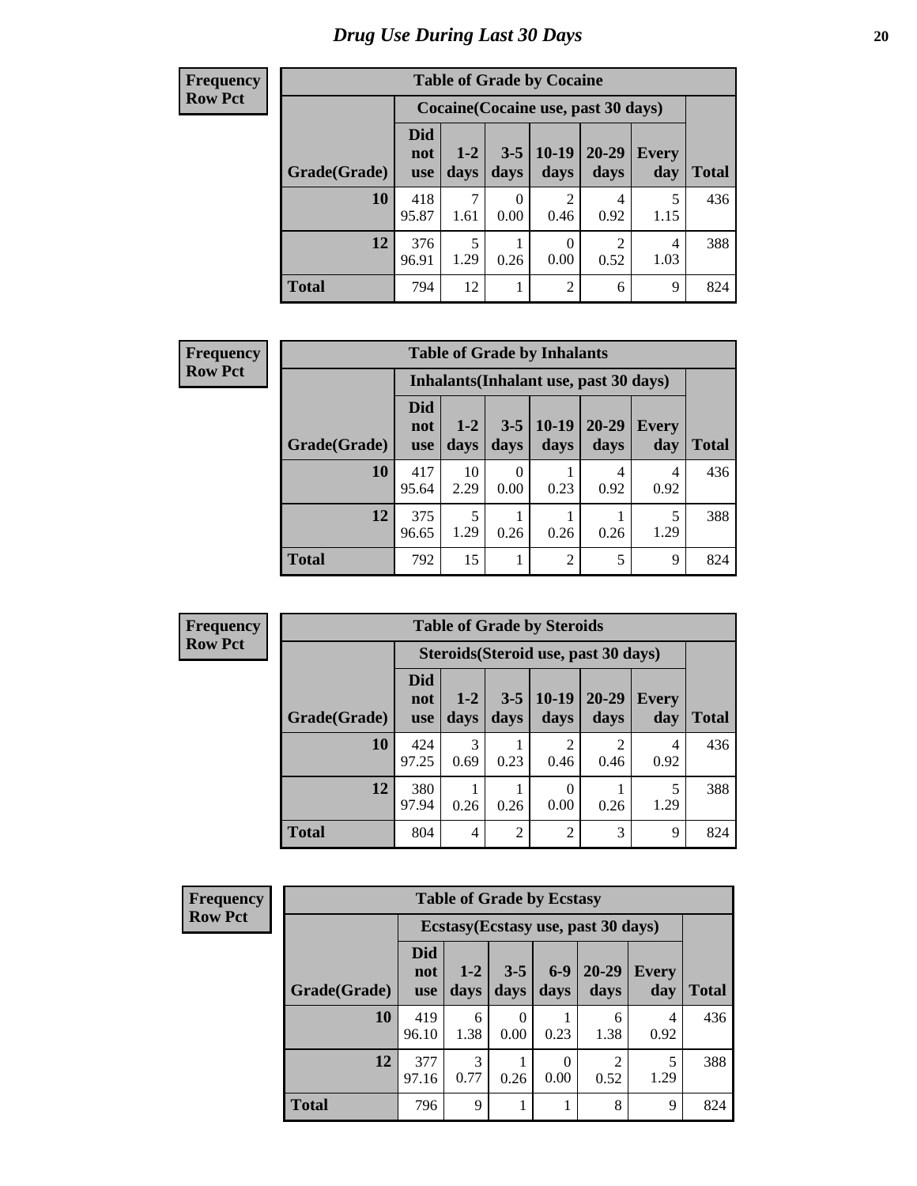# Drug Use During Last 30 Days

**Frequency**
**Row Pct**

**Table of Grade by Cocaine**

| | Cocaine(Cocaine use, past 30 days) | | | | | | |
|---|---|---|---|---|---|---|---|
| Grade(Grade) | Did not use | 1-2 days | 3-5 days | 10-19 days | 20-29 days | Every day | Total |
| 10 | 418<br>95.87 | 7<br>1.61 | 0<br>0.00 | 2<br>0.46 | 4<br>0.92 | 5<br>1.15 | 436 |
| 12 | 376<br>96.91 | 5<br>1.29 | 1<br>0.26 | 0<br>0.00 | 2<br>0.52 | 4<br>1.03 | 388 |
| Total | 794 | 12 | 1 | 2 | 6 | 9 | 824 |

**Frequency**
**Row Pct**

**Table of Grade by Inhalants**

| | Inhalants(Inhalant use, past 30 days) | | | | | | |
|---|---|---|---|---|---|---|---|
| Grade(Grade) | Did not use | 1-2 days | 3-5 days | 10-19 days | 20-29 days | Every day | Total |
| 10 | 417<br>95.64 | 10<br>2.29 | 0<br>0.00 | 1<br>0.23 | 4<br>0.92 | 4<br>0.92 | 436 |
| 12 | 375<br>96.65 | 5<br>1.29 | 1<br>0.26 | 1<br>0.26 | 1<br>0.26 | 5<br>1.29 | 388 |
| Total | 792 | 15 | 1 | 2 | 5 | 9 | 824 |

**Frequency**
**Row Pct**

**Table of Grade by Steroids**

| | Steroids(Steroid use, past 30 days) | | | | | | |
|---|---|---|---|---|---|---|---|
| Grade(Grade) | Did not use | 1-2 days | 3-5 days | 10-19 days | 20-29 days | Every day | Total |
| 10 | 424<br>97.25 | 3<br>0.69 | 1<br>0.23 | 2<br>0.46 | 2<br>0.46 | 4<br>0.92 | 436 |
| 12 | 380<br>97.94 | 1<br>0.26 | 1<br>0.26 | 0<br>0.00 | 1<br>0.26 | 5<br>1.29 | 388 |
| Total | 804 | 4 | 2 | 2 | 3 | 9 | 824 |

**Frequency**
**Row Pct**

**Table of Grade by Ecstasy**

| | Ecstasy(Ecstasy use, past 30 days) | | | | | | |
|---|---|---|---|---|---|---|---|
| Grade(Grade) | Did not use | 1-2 days | 3-5 days | 6-9 days | 20-29 days | Every day | Total |
| 10 | 419<br>96.10 | 6<br>1.38 | 0<br>0.00 | 1<br>0.23 | 6<br>1.38 | 4<br>0.92 | 436 |
| 12 | 377<br>97.16 | 3<br>0.77 | 1<br>0.26 | 0<br>0.00 | 2<br>0.52 | 5<br>1.29 | 388 |
| Total | 796 | 9 | 1 | 1 | 8 | 9 | 824 |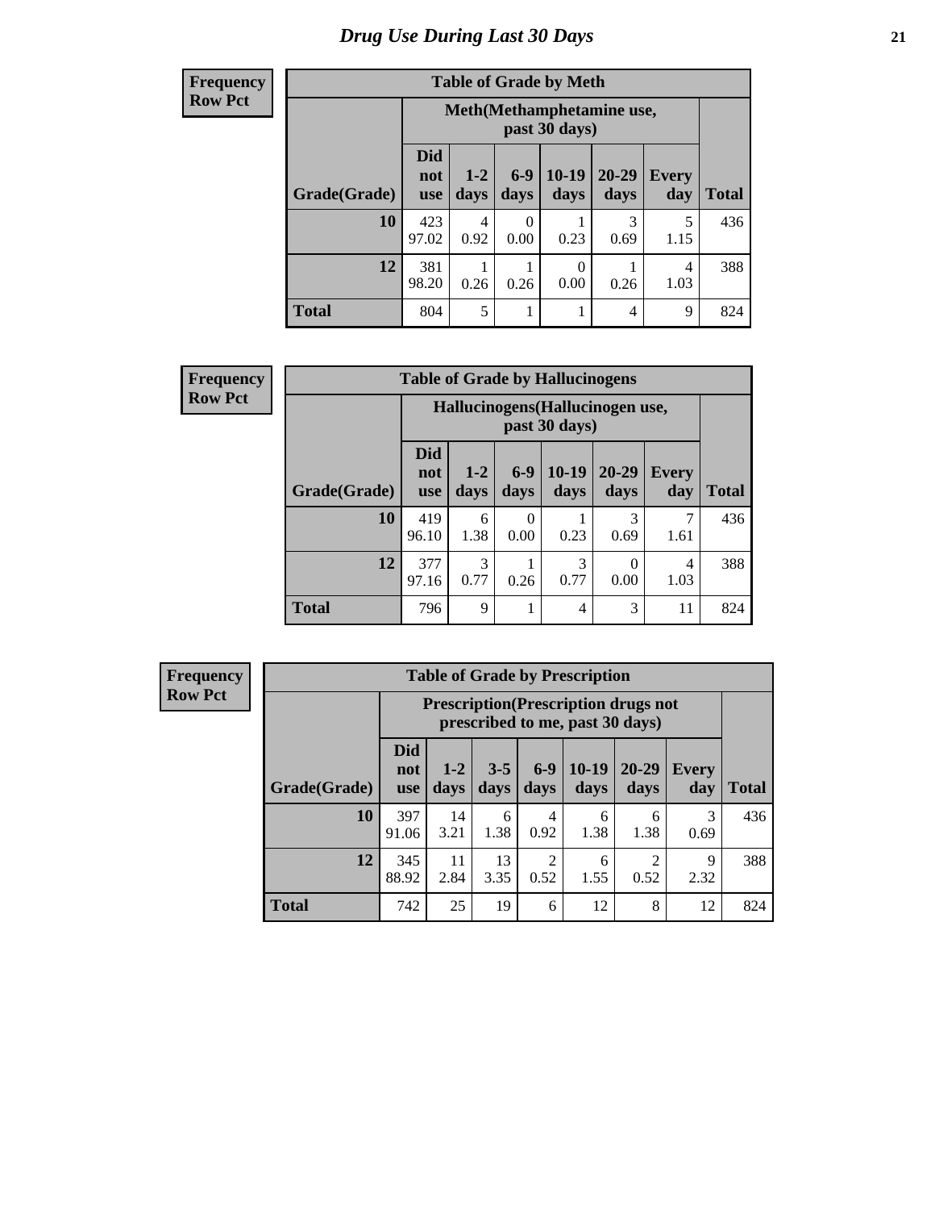# Drug Use During Last 30 Days

**Frequency**
**Row Pct**

| Table of Grade by Meth | | | | | | | |
|---|---|---|---|---|---|---|---|
| | Meth(Methamphetamine use, past 30 days) | | | | | | |
| Grade(Grade) | Did not use | 1-2 days | 6-9 days | 10-19 days | 20-29 days | Every day | Total |
| 10 | 423<br>97.02 | 4<br>0.92 | 0<br>0.00 | 1<br>0.23 | 3<br>0.69 | 5<br>1.15 | 436 |
| 12 | 381<br>98.20 | 1<br>0.26 | 1<br>0.26 | 0<br>0.00 | 1<br>0.26 | 4<br>1.03 | 388 |
| Total | 804 | 5 | 1 | 1 | 4 | 9 | 824 |

**Frequency**
**Row Pct**

| Table of Grade by Hallucinogens | | | | | | | |
|---|---|---|---|---|---|---|---|
| | Hallucinogens(Hallucinogen use, past 30 days) | | | | | | |
| Grade(Grade) | Did not use | 1-2 days | 6-9 days | 10-19 days | 20-29 days | Every day | Total |
| 10 | 419<br>96.10 | 6<br>1.38 | 0<br>0.00 | 1<br>0.23 | 3<br>0.69 | 7<br>1.61 | 436 |
| 12 | 377<br>97.16 | 3<br>0.77 | 1<br>0.26 | 3<br>0.77 | 0<br>0.00 | 4<br>1.03 | 388 |
| Total | 796 | 9 | 1 | 4 | 3 | 11 | 824 |

**Frequency**
**Row Pct**

| Table of Grade by Prescription | | | | | | | | |
|---|---|---|---|---|---|---|---|---|
| | Prescription(Prescription drugs not prescribed to me, past 30 days) | | | | | | | |
| Grade(Grade) | Did not use | 1-2 days | 3-5 days | 6-9 days | 10-19 days | 20-29 days | Every day | Total |
| 10 | 397<br>91.06 | 14<br>3.21 | 6<br>1.38 | 4<br>0.92 | 6<br>1.38 | 6<br>1.38 | 3<br>0.69 | 436 |
| 12 | 345<br>88.92 | 11<br>2.84 | 13<br>3.35 | 2<br>0.52 | 6<br>1.55 | 2<br>0.52 | 9<br>2.32 | 388 |
| Total | 742 | 25 | 19 | 6 | 12 | 8 | 12 | 824 |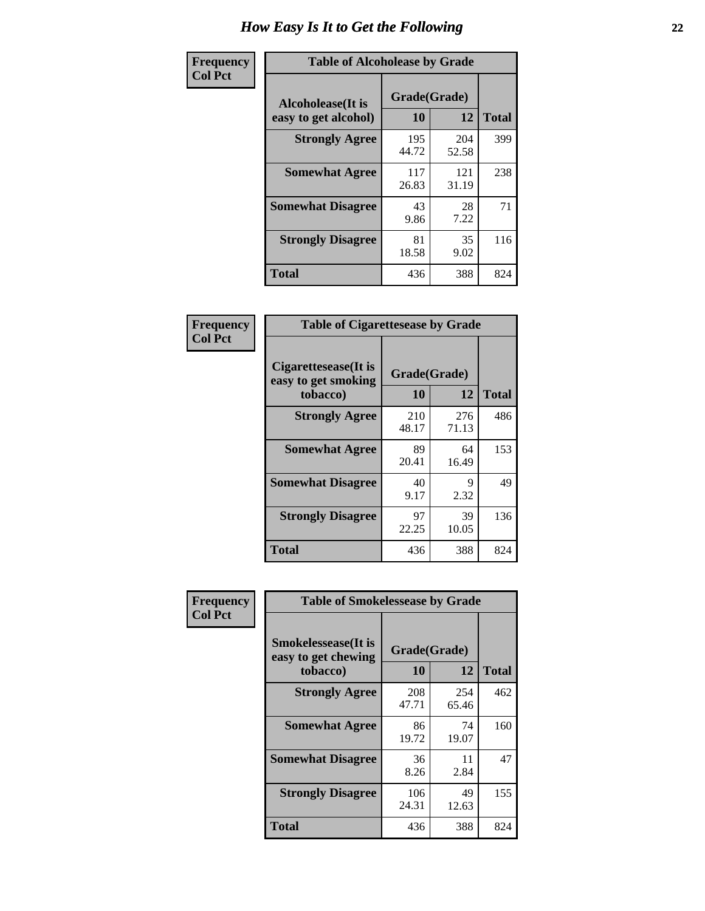# How Easy Is It to Get the Following

**Frequency Col Pct**

**Table of Alcoholease by Grade**

| Alcoholease(It is easy to get alcohol) | Grade(Grade) | | Total |
|---|---|---|---|
| | 10 | 12 | |
| Strongly Agree | 195<br>44.72 | 204<br>52.58 | 399 |
| Somewhat Agree | 117<br>26.83 | 121<br>31.19 | 238 |
| Somewhat Disagree | 43<br>9.86 | 28<br>7.22 | 71 |
| Strongly Disagree | 81<br>18.58 | 35<br>9.02 | 116 |
| Total | 436 | 388 | 824 |

**Frequency Col Pct**

**Table of Cigarettesease by Grade**

| Cigarettesease(It is easy to get smoking tobacco) | Grade(Grade) | | Total |
|---|---|---|---|
| | 10 | 12 | |
| Strongly Agree | 210<br>48.17 | 276<br>71.13 | 486 |
| Somewhat Agree | 89<br>20.41 | 64<br>16.49 | 153 |
| Somewhat Disagree | 40<br>9.17 | 9<br>2.32 | 49 |
| Strongly Disagree | 97<br>22.25 | 39<br>10.05 | 136 |
| Total | 436 | 388 | 824 |

**Frequency Col Pct**

**Table of Smokelessease by Grade**

| Smokelessease(It is easy to get chewing tobacco) | Grade(Grade) | | Total |
|---|---|---|---|
| | 10 | 12 | |
| Strongly Agree | 208<br>47.71 | 254<br>65.46 | 462 |
| Somewhat Agree | 86<br>19.72 | 74<br>19.07 | 160 |
| Somewhat Disagree | 36<br>8.26 | 11<br>2.84 | 47 |
| Strongly Disagree | 106<br>24.31 | 49<br>12.63 | 155 |
| Total | 436 | 388 | 824 |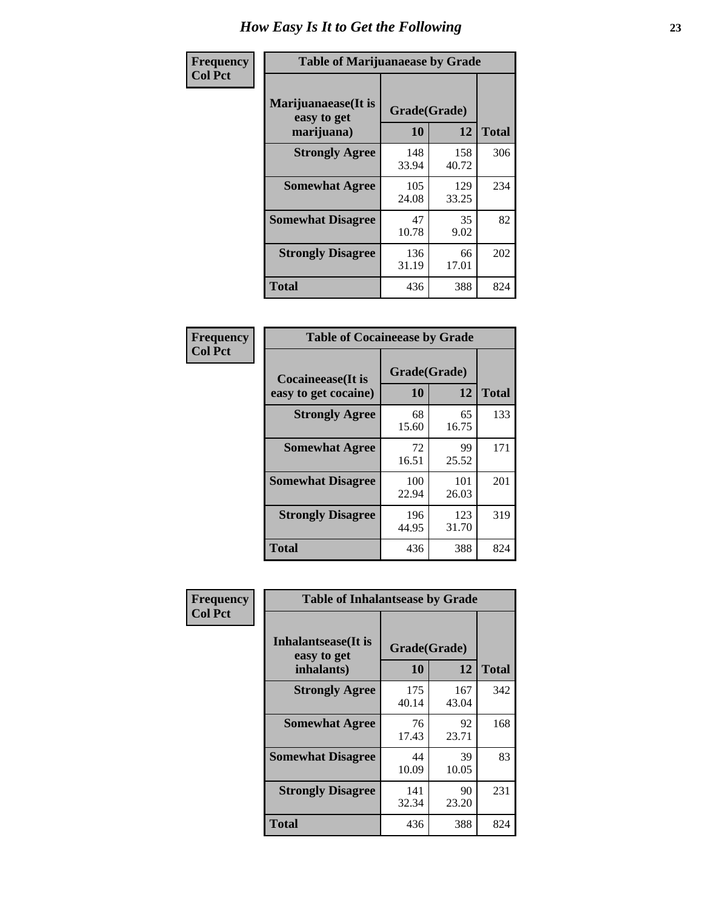# How Easy Is It to Get the Following

**Frequency**
**Col Pct**

| Table of Marijuanaease by Grade | | | |
|---|---|---|---|
| Marijuanaease(It is easy to get marijuana) | Grade(Grade) | | Total |
| | 10 | 12 | |
| Strongly Agree | 148<br>33.94 | 158<br>40.72 | 306 |
| Somewhat Agree | 105<br>24.08 | 129<br>33.25 | 234 |
| Somewhat Disagree | 47<br>10.78 | 35<br>9.02 | 82 |
| Strongly Disagree | 136<br>31.19 | 66<br>17.01 | 202 |
| Total | 436 | 388 | 824 |

**Frequency**
**Col Pct**

| Table of Cocaineease by Grade | | | |
|---|---|---|---|
| Cocaineease(It is easy to get cocaine) | Grade(Grade) | | Total |
| | 10 | 12 | |
| Strongly Agree | 68<br>15.60 | 65<br>16.75 | 133 |
| Somewhat Agree | 72<br>16.51 | 99<br>25.52 | 171 |
| Somewhat Disagree | 100<br>22.94 | 101<br>26.03 | 201 |
| Strongly Disagree | 196<br>44.95 | 123<br>31.70 | 319 |
| Total | 436 | 388 | 824 |

**Frequency**
**Col Pct**

| Table of Inhalantsease by Grade | | | |
|---|---|---|---|
| Inhalantsease(It is easy to get inhalants) | Grade(Grade) | | Total |
| | 10 | 12 | |
| Strongly Agree | 175<br>40.14 | 167<br>43.04 | 342 |
| Somewhat Agree | 76<br>17.43 | 92<br>23.71 | 168 |
| Somewhat Disagree | 44<br>10.09 | 39<br>10.05 | 83 |
| Strongly Disagree | 141<br>32.34 | 90<br>23.20 | 231 |
| Total | 436 | 388 | 824 |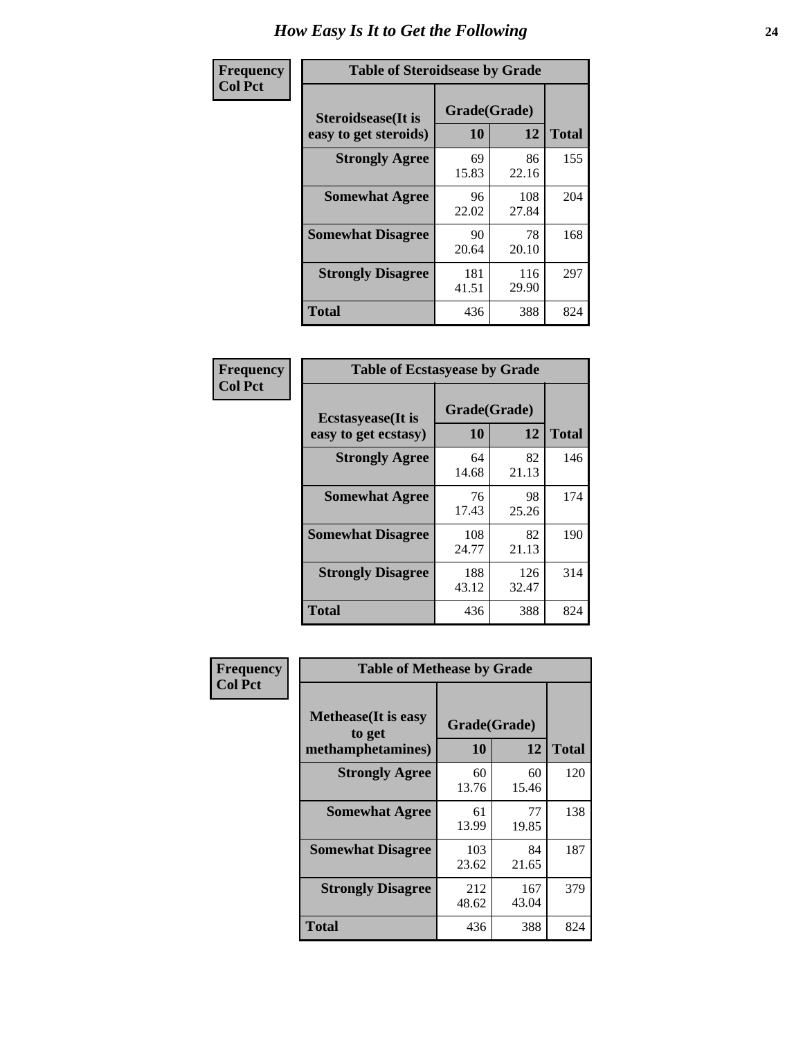# How Easy Is It to Get the Following

**Frequency**
**Col Pct**

| Table of Steroidsease by Grade | | | |
|---|---|---|---|
| Steroidsease(It is easy to get steroids) | Grade(Grade) | | Total |
| | 10 | 12 | |
| **Strongly Agree** | 69<br>15.83 | 86<br>22.16 | 155 |
| **Somewhat Agree** | 96<br>22.02 | 108<br>27.84 | 204 |
| **Somewhat Disagree** | 90<br>20.64 | 78<br>20.10 | 168 |
| **Strongly Disagree** | 181<br>41.51 | 116<br>29.90 | 297 |
| **Total** | 436 | 388 | 824 |

**Frequency**
**Col Pct**

| Table of Ecstasyease by Grade | | | |
|---|---|---|---|
| Ecstasyease(It is easy to get ecstasy) | Grade(Grade) | | Total |
| | 10 | 12 | |
| **Strongly Agree** | 64<br>14.68 | 82<br>21.13 | 146 |
| **Somewhat Agree** | 76<br>17.43 | 98<br>25.26 | 174 |
| **Somewhat Disagree** | 108<br>24.77 | 82<br>21.13 | 190 |
| **Strongly Disagree** | 188<br>43.12 | 126<br>32.47 | 314 |
| **Total** | 436 | 388 | 824 |

**Frequency**
**Col Pct**

| Table of Methease by Grade | | | |
|---|---|---|---|
| Methease(It is easy to get methamphetamines) | Grade(Grade) | | Total |
| | 10 | 12 | |
| **Strongly Agree** | 60<br>13.76 | 60<br>15.46 | 120 |
| **Somewhat Agree** | 61<br>13.99 | 77<br>19.85 | 138 |
| **Somewhat Disagree** | 103<br>23.62 | 84<br>21.65 | 187 |
| **Strongly Disagree** | 212<br>48.62 | 167<br>43.04 | 379 |
| **Total** | 436 | 388 | 824 |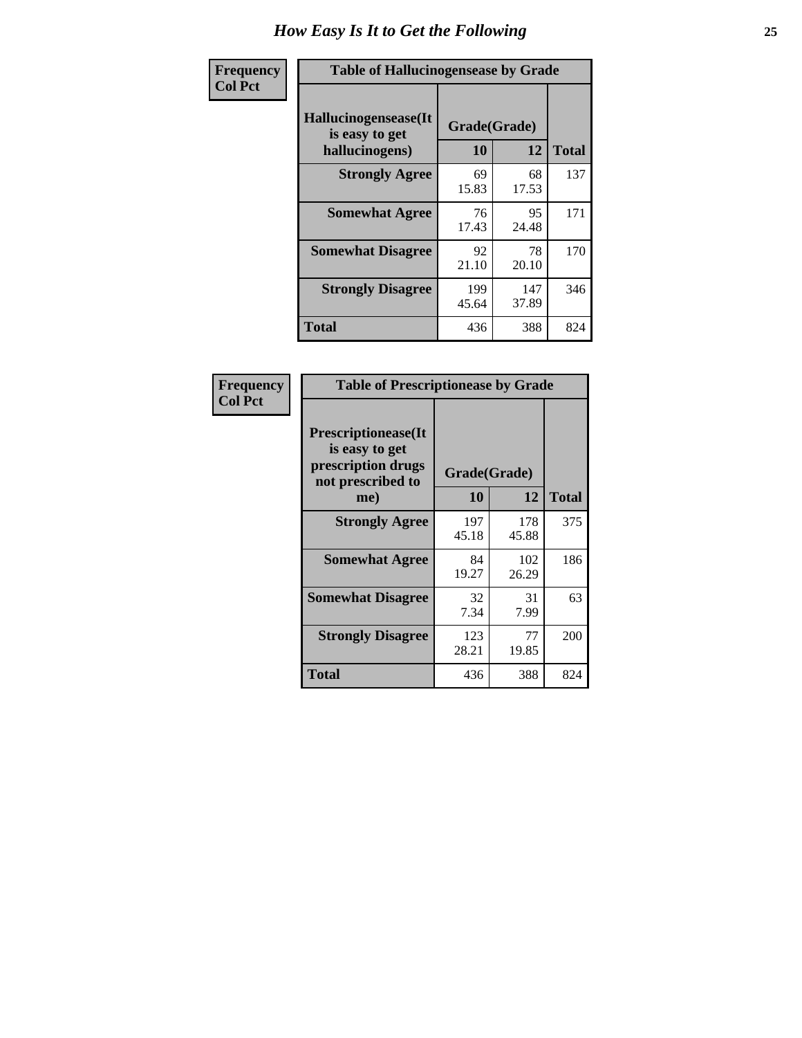# How Easy Is It to Get the Following

**Frequency**
**Col Pct**

**Table of Hallucinogensease by Grade**

| Hallucinogensease(It is easy to get hallucinogens) | Grade(Grade) | | |
|---|---|---|---|
| | 10 | 12 | Total |
| **Strongly Agree** | 69<br>15.83 | 68<br>17.53 | 137 |
| **Somewhat Agree** | 76<br>17.43 | 95<br>24.48 | 171 |
| **Somewhat Disagree** | 92<br>21.10 | 78<br>20.10 | 170 |
| **Strongly Disagree** | 199<br>45.64 | 147<br>37.89 | 346 |
| **Total** | 436 | 388 | 824 |

**Frequency**
**Col Pct**

**Table of Prescriptionease by Grade**

| Prescriptionease(It is easy to get prescription drugs not prescribed to me) | Grade(Grade) | | |
|---|---|---|---|
| | 10 | 12 | Total |
| **Strongly Agree** | 197<br>45.18 | 178<br>45.88 | 375 |
| **Somewhat Agree** | 84<br>19.27 | 102<br>26.29 | 186 |
| **Somewhat Disagree** | 32<br>7.34 | 31<br>7.99 | 63 |
| **Strongly Disagree** | 123<br>28.21 | 77<br>19.85 | 200 |
| **Total** | 436 | 388 | 824 |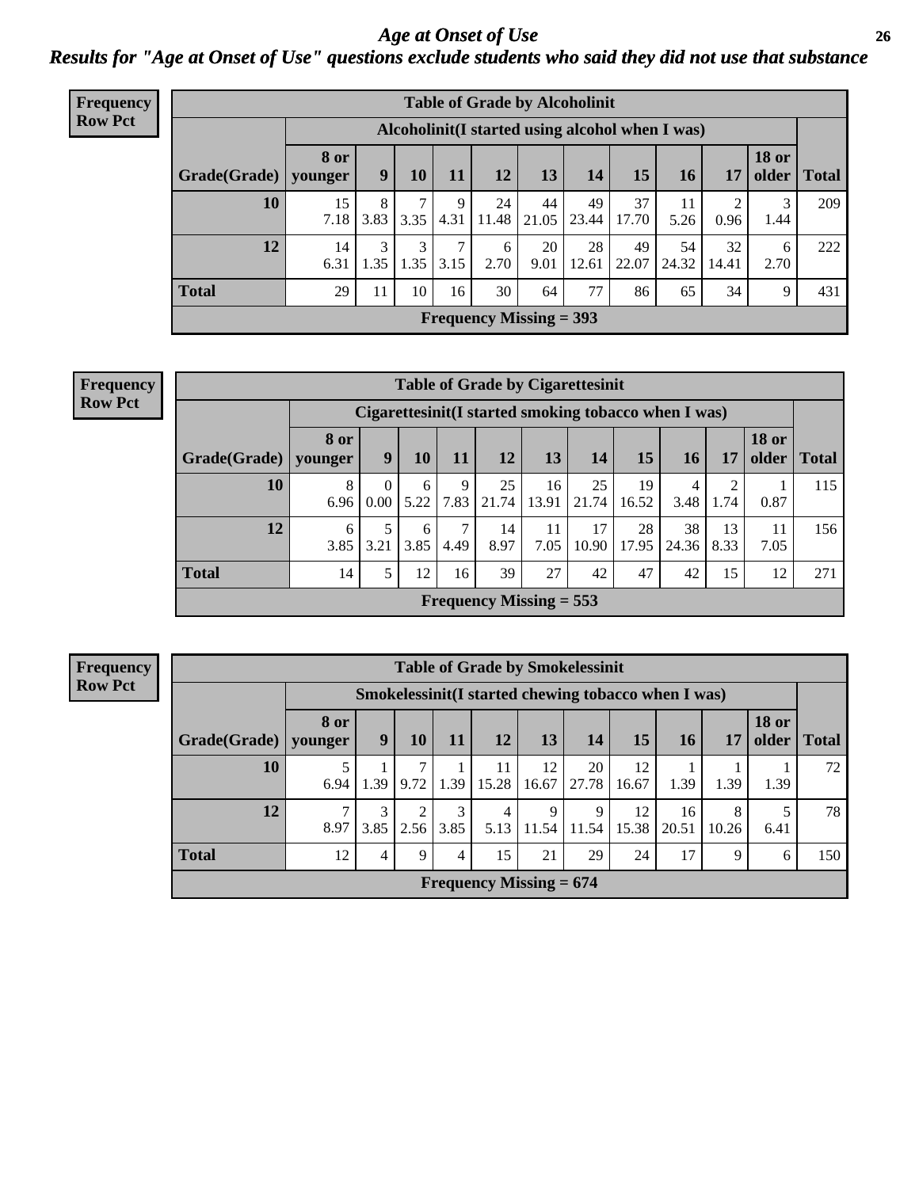# *Age at Onset of Use*

## *Results for "Age at Onset of Use" questions exclude students who said they did not use that substance*

**Frequency Row Pct**

| Table of Grade by Alcoholinit | | | | | | | | | | | | |
|---|---|---|---|---|---|---|---|---|---|---|---|---|
| | Alcoholinit(I started using alcohol when I was) | | | | | | | | | | | |
| Grade(Grade) | 8 or younger | 9 | 10 | 11 | 12 | 13 | 14 | 15 | 16 | 17 | 18 or older | Total |
| 10 | 15<br>7.18 | 8<br>3.83 | 7<br>3.35 | 9<br>4.31 | 24<br>11.48 | 44<br>21.05 | 49<br>23.44 | 37<br>17.70 | 11<br>5.26 | 2<br>0.96 | 3<br>1.44 | 209 |
| 12 | 14<br>6.31 | 3<br>1.35 | 3<br>1.35 | 7<br>3.15 | 6<br>2.70 | 20<br>9.01 | 28<br>12.61 | 49<br>22.07 | 54<br>24.32 | 32<br>14.41 | 6<br>2.70 | 222 |
| Total | 29 | 11 | 10 | 16 | 30 | 64 | 77 | 86 | 65 | 34 | 9 | 431 |
| Frequency Missing = 393 | | | | | | | | | | | | |

**Frequency Row Pct**

| Table of Grade by Cigarettesinit | | | | | | | | | | | | |
|---|---|---|---|---|---|---|---|---|---|---|---|---|
| | Cigarettesinit(I started smoking tobacco when I was) | | | | | | | | | | | |
| Grade(Grade) | 8 or younger | 9 | 10 | 11 | 12 | 13 | 14 | 15 | 16 | 17 | 18 or older | Total |
| 10 | 8<br>6.96 | 0<br>0.00 | 6<br>5.22 | 9<br>7.83 | 25<br>21.74 | 16<br>13.91 | 25<br>21.74 | 19<br>16.52 | 4<br>3.48 | 2<br>1.74 | 1<br>0.87 | 115 |
| 12 | 6<br>3.85 | 5<br>3.21 | 6<br>3.85 | 7<br>4.49 | 14<br>8.97 | 11<br>7.05 | 17<br>10.90 | 28<br>17.95 | 38<br>24.36 | 13<br>8.33 | 11<br>7.05 | 156 |
| Total | 14 | 5 | 12 | 16 | 39 | 27 | 42 | 47 | 42 | 15 | 12 | 271 |
| Frequency Missing = 553 | | | | | | | | | | | | |

**Frequency Row Pct**

| Table of Grade by Smokelessinit | | | | | | | | | | | | |
|---|---|---|---|---|---|---|---|---|---|---|---|---|
| | Smokelessinit(I started chewing tobacco when I was) | | | | | | | | | | | |
| Grade(Grade) | 8 or younger | 9 | 10 | 11 | 12 | 13 | 14 | 15 | 16 | 17 | 18 or older | Total |
| 10 | 5<br>6.94 | 1<br>1.39 | 7<br>9.72 | 1<br>1.39 | 11<br>15.28 | 12<br>16.67 | 20<br>27.78 | 12<br>16.67 | 1<br>1.39 | 1<br>1.39 | 1<br>1.39 | 72 |
| 12 | 7<br>8.97 | 3<br>3.85 | 2<br>2.56 | 3<br>3.85 | 4<br>5.13 | 9<br>11.54 | 9<br>11.54 | 12<br>15.38 | 16<br>20.51 | 8<br>10.26 | 5<br>6.41 | 78 |
| Total | 12 | 4 | 9 | 4 | 15 | 21 | 29 | 24 | 17 | 9 | 6 | 150 |
| Frequency Missing = 674 | | | | | | | | | | | | |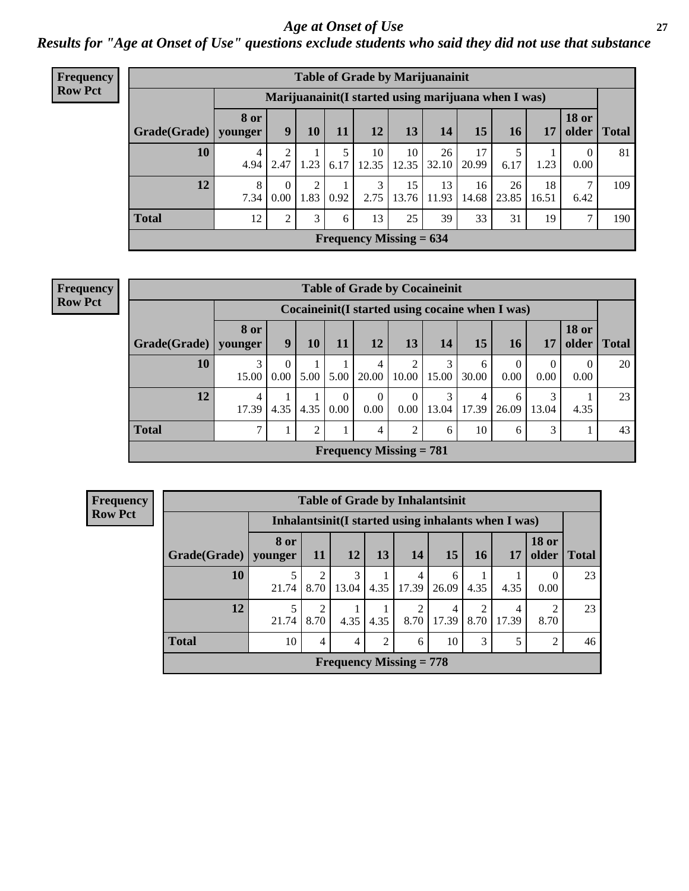# Age at Onset of Use

***Results for "Age at Onset of Use" questions exclude students who said they did not use that substance***

**Frequency Row Pct**

| Table of Grade by Marijuanainit | | | | | | | | | | | | |
|---|---|---|---|---|---|---|---|---|---|---|---|---|
| | Marijuanainit(I started using marijuana when I was) | | | | | | | | | | | |
| Grade(Grade) | 8 or younger | 9 | 10 | 11 | 12 | 13 | 14 | 15 | 16 | 17 | 18 or older | Total |
| 10 | 4<br>4.94 | 2<br>2.47 | 1<br>1.23 | 5<br>6.17 | 10<br>12.35 | 10<br>12.35 | 26<br>32.10 | 17<br>20.99 | 5<br>6.17 | 1<br>1.23 | 0<br>0.00 | 81 |
| 12 | 8<br>7.34 | 0<br>0.00 | 2<br>1.83 | 1<br>0.92 | 3<br>2.75 | 15<br>13.76 | 13<br>11.93 | 16<br>14.68 | 26<br>23.85 | 18<br>16.51 | 7<br>6.42 | 109 |
| Total | 12 | 2 | 3 | 6 | 13 | 25 | 39 | 33 | 31 | 19 | 7 | 190 |
| Frequency Missing = 634 | | | | | | | | | | | | |

**Frequency Row Pct**

| Table of Grade by Cocaineinit | | | | | | | | | | | | |
|---|---|---|---|---|---|---|---|---|---|---|---|---|
| | Cocaineinit(I started using cocaine when I was) | | | | | | | | | | | |
| Grade(Grade) | 8 or younger | 9 | 10 | 11 | 12 | 13 | 14 | 15 | 16 | 17 | 18 or older | Total |
| 10 | 3<br>15.00 | 0<br>0.00 | 1<br>5.00 | 1<br>5.00 | 4<br>20.00 | 2<br>10.00 | 3<br>15.00 | 6<br>30.00 | 0<br>0.00 | 0<br>0.00 | 0<br>0.00 | 20 |
| 12 | 4<br>17.39 | 1<br>4.35 | 1<br>4.35 | 0<br>0.00 | 0<br>0.00 | 0<br>0.00 | 3<br>13.04 | 4<br>17.39 | 6<br>26.09 | 3<br>13.04 | 1<br>4.35 | 23 |
| Total | 7 | 1 | 2 | 1 | 4 | 2 | 6 | 10 | 6 | 3 | 1 | 43 |
| Frequency Missing = 781 | | | | | | | | | | | | |

**Frequency Row Pct**

| Table of Grade by Inhalantsinit | | | | | | | | | | |
|---|---|---|---|---|---|---|---|---|---|---|
| | Inhalantsinit(I started using inhalants when I was) | | | | | | | | | |
| Grade(Grade) | 8 or younger | 11 | 12 | 13 | 14 | 15 | 16 | 17 | 18 or older | Total |
| 10 | 5<br>21.74 | 2<br>8.70 | 3<br>13.04 | 1<br>4.35 | 4<br>17.39 | 6<br>26.09 | 1<br>4.35 | 1<br>4.35 | 0<br>0.00 | 23 |
| 12 | 5<br>21.74 | 2<br>8.70 | 1<br>4.35 | 1<br>4.35 | 2<br>8.70 | 4<br>17.39 | 2<br>8.70 | 4<br>17.39 | 2<br>8.70 | 23 |
| Total | 10 | 4 | 4 | 2 | 6 | 10 | 3 | 5 | 2 | 46 |
| Frequency Missing = 778 | | | | | | | | | | |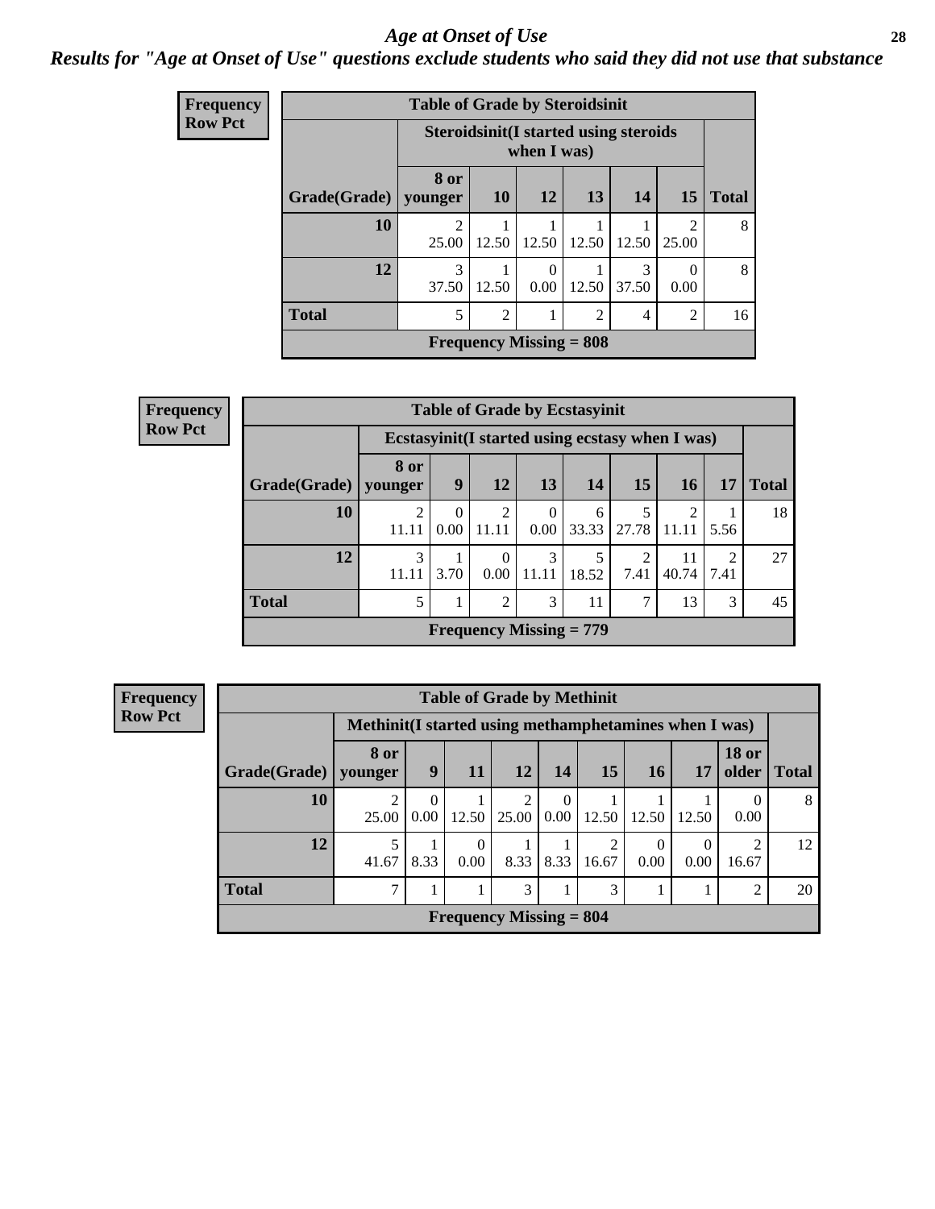# Age at Onset of Use

## Results for "Age at Onset of Use" questions exclude students who said they did not use that substance

**Frequency**
**Row Pct**

| Table of Grade by Steroidsinit | | | | | | | |
|---|---|---|---|---|---|---|---|
| | Steroidsinit(I started using steroids when I was) | | | | | | |
| Grade(Grade) | 8 or younger | 10 | 12 | 13 | 14 | 15 | Total |
| 10 | 2<br>25.00 | 1<br>12.50 | 1<br>12.50 | 1<br>12.50 | 1<br>12.50 | 2<br>25.00 | 8 |
| 12 | 3<br>37.50 | 1<br>12.50 | 0<br>0.00 | 1<br>12.50 | 3<br>37.50 | 0<br>0.00 | 8 |
| Total | 5 | 2 | 1 | 2 | 4 | 2 | 16 |
| Frequency Missing = 808 | | | | | | | |

**Frequency**
**Row Pct**

| Table of Grade by Ecstasyinit | | | | | | | | | |
|---|---|---|---|---|---|---|---|---|---|
| | Ecstasyinit(I started using ecstasy when I was) | | | | | | | | |
| Grade(Grade) | 8 or younger | 9 | 12 | 13 | 14 | 15 | 16 | 17 | Total |
| 10 | 2<br>11.11 | 0<br>0.00 | 2<br>11.11 | 0<br>0.00 | 6<br>33.33 | 5<br>27.78 | 2<br>11.11 | 1<br>5.56 | 18 |
| 12 | 3<br>11.11 | 1<br>3.70 | 0<br>0.00 | 3<br>11.11 | 5<br>18.52 | 2<br>7.41 | 11<br>40.74 | 2<br>7.41 | 27 |
| Total | 5 | 1 | 2 | 3 | 11 | 7 | 13 | 3 | 45 |
| Frequency Missing = 779 | | | | | | | | | |

**Frequency**
**Row Pct**

| Table of Grade by Methinit | | | | | | | | | | |
|---|---|---|---|---|---|---|---|---|---|---|
| | Methinit(I started using methamphetamines when I was) | | | | | | | | | |
| Grade(Grade) | 8 or younger | 9 | 11 | 12 | 14 | 15 | 16 | 17 | 18 or older | Total |
| 10 | 2<br>25.00 | 0<br>0.00 | 1<br>12.50 | 2<br>25.00 | 0<br>0.00 | 1<br>12.50 | 1<br>12.50 | 1<br>12.50 | 0<br>0.00 | 8 |
| 12 | 5<br>41.67 | 1<br>8.33 | 0<br>0.00 | 1<br>8.33 | 1<br>8.33 | 2<br>16.67 | 0<br>0.00 | 0<br>0.00 | 2<br>16.67 | 12 |
| Total | 7 | 1 | 1 | 3 | 1 | 3 | 1 | 1 | 2 | 20 |
| Frequency Missing = 804 | | | | | | | | | | |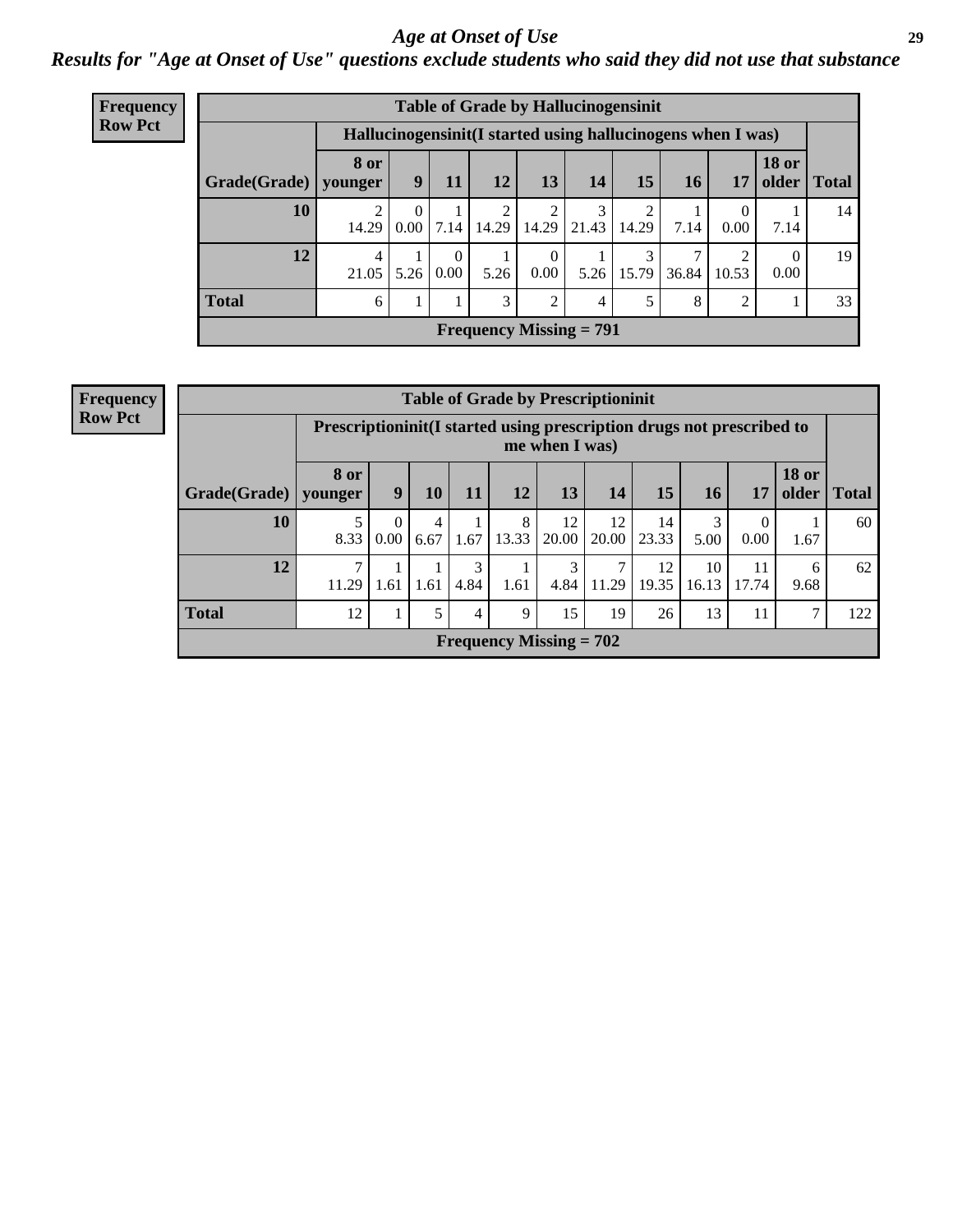# Age at Onset of Use

## Results for "Age at Onset of Use" questions exclude students who said they did not use that substance

**Frequency**
**Row Pct**

| Table of Grade by Hallucinogensinit | | | | | | | | | | | |
|---|---|---|---|---|---|---|---|---|---|---|---|
| | Hallucinogensinit(I started using hallucinogens when I was) | | | | | | | | | | |
| Grade(Grade) | 8 or younger | 9 | 11 | 12 | 13 | 14 | 15 | 16 | 17 | 18 or older | Total |
| 10 | 2<br>14.29 | 0<br>0.00 | 1<br>7.14 | 2<br>14.29 | 2<br>14.29 | 3<br>21.43 | 2<br>14.29 | 1<br>7.14 | 0<br>0.00 | 1<br>7.14 | 14 |
| 12 | 4<br>21.05 | 1<br>5.26 | 0<br>0.00 | 1<br>5.26 | 0<br>0.00 | 1<br>5.26 | 3<br>15.79 | 7<br>36.84 | 2<br>10.53 | 0<br>0.00 | 19 |
| Total | 6 | 1 | 1 | 3 | 2 | 4 | 5 | 8 | 2 | 1 | 33 |
| Frequency Missing = 791 | | | | | | | | | | | |

**Frequency**
**Row Pct**

| Table of Grade by Prescriptioninit | | | | | | | | | | | | |
|---|---|---|---|---|---|---|---|---|---|---|---|---|
| | Prescriptioninit(I started using prescription drugs not prescribed to me when I was) | | | | | | | | | | | |
| Grade(Grade) | 8 or younger | 9 | 10 | 11 | 12 | 13 | 14 | 15 | 16 | 17 | 18 or older | Total |
| 10 | 5<br>8.33 | 0<br>0.00 | 4<br>6.67 | 1<br>1.67 | 8<br>13.33 | 12<br>20.00 | 12<br>20.00 | 14<br>23.33 | 3<br>5.00 | 0<br>0.00 | 1<br>1.67 | 60 |
| 12 | 7<br>11.29 | 1<br>1.61 | 1<br>1.61 | 3<br>4.84 | 1<br>1.61 | 3<br>4.84 | 7<br>11.29 | 12<br>19.35 | 10<br>16.13 | 11<br>17.74 | 6<br>9.68 | 62 |
| Total | 12 | 1 | 5 | 4 | 9 | 15 | 19 | 26 | 13 | 11 | 7 | 122 |
| Frequency Missing = 702 | | | | | | | | | | | | |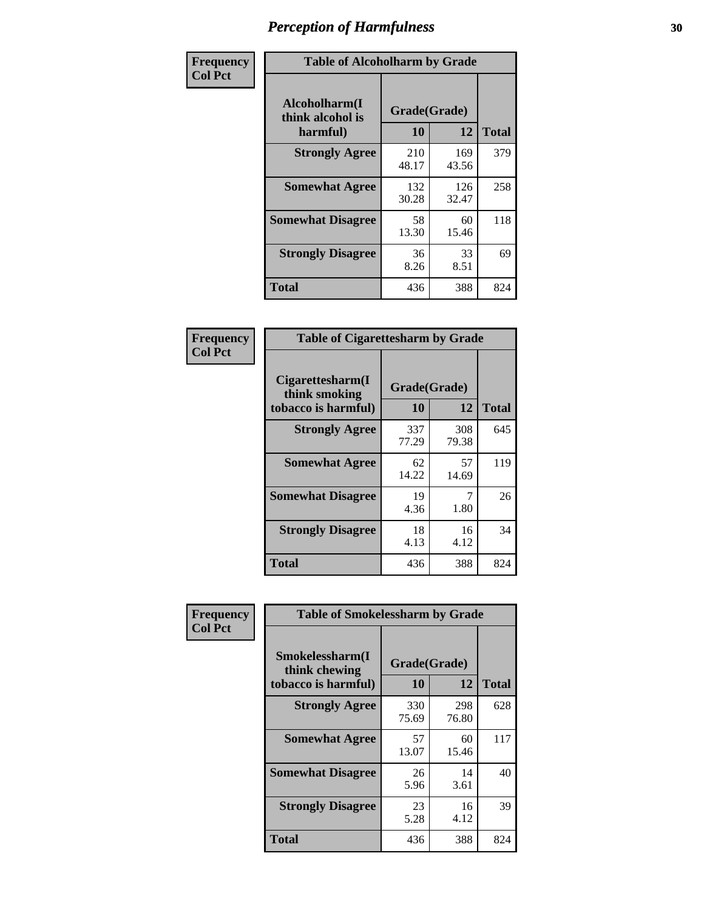# Perception of Harmfulness

**Frequency**
**Col Pct**

| Table of Alcoholharm by Grade | | | |
|---|---|---|---|
| Alcoholharm(I think alcohol is harmful) | Grade(Grade) | | Total |
| | 10 | 12 | |
| Strongly Agree | 210<br>48.17 | 169<br>43.56 | 379 |
| Somewhat Agree | 132<br>30.28 | 126<br>32.47 | 258 |
| Somewhat Disagree | 58<br>13.30 | 60<br>15.46 | 118 |
| Strongly Disagree | 36<br>8.26 | 33<br>8.51 | 69 |
| Total | 436 | 388 | 824 |

**Frequency**
**Col Pct**

| Table of Cigarettesharm by Grade | | | |
|---|---|---|---|
| Cigarettesharm(I think smoking tobacco is harmful) | Grade(Grade) | | Total |
| | 10 | 12 | |
| Strongly Agree | 337<br>77.29 | 308<br>79.38 | 645 |
| Somewhat Agree | 62<br>14.22 | 57<br>14.69 | 119 |
| Somewhat Disagree | 19<br>4.36 | 7<br>1.80 | 26 |
| Strongly Disagree | 18<br>4.13 | 16<br>4.12 | 34 |
| Total | 436 | 388 | 824 |

**Frequency**
**Col Pct**

| Table of Smokelessharm by Grade | | | |
|---|---|---|---|
| Smokelessharm(I think chewing tobacco is harmful) | Grade(Grade) | | Total |
| | 10 | 12 | |
| Strongly Agree | 330<br>75.69 | 298<br>76.80 | 628 |
| Somewhat Agree | 57<br>13.07 | 60<br>15.46 | 117 |
| Somewhat Disagree | 26<br>5.96 | 14<br>3.61 | 40 |
| Strongly Disagree | 23<br>5.28 | 16<br>4.12 | 39 |
| Total | 436 | 388 | 824 |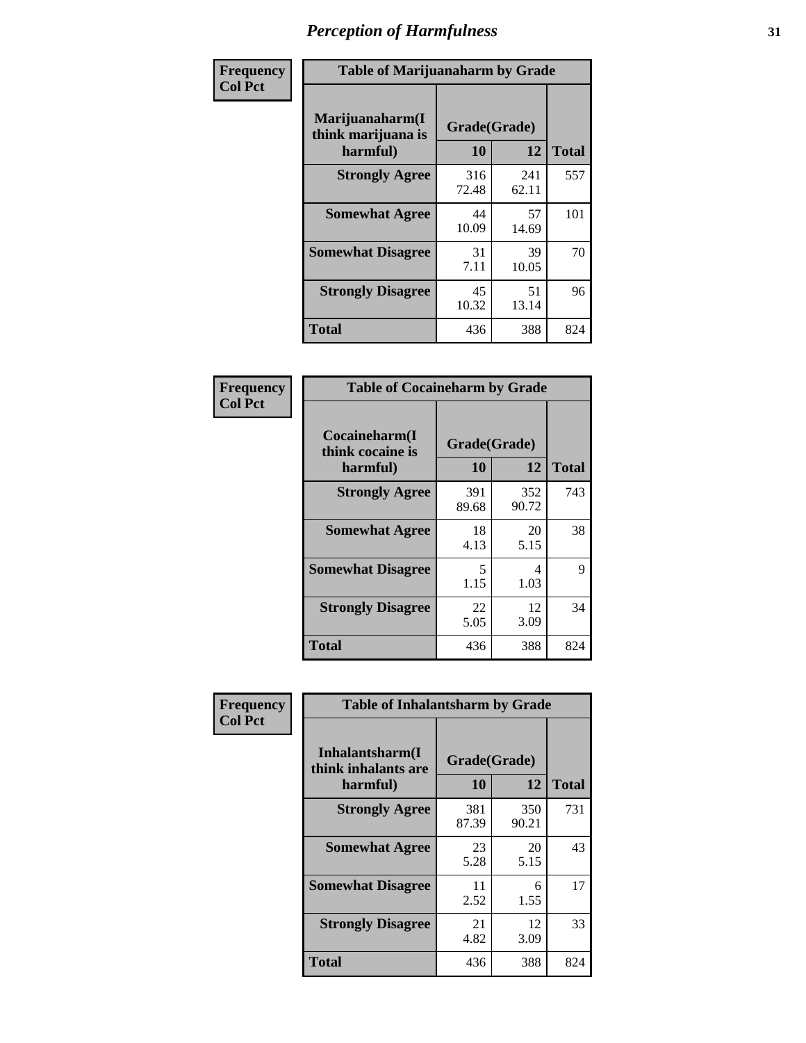## Table of Marijuanaharm by Grade

Frequency / Col Pct

| Marijuanaharm(I think marijuana is harmful) | Grade(Grade) 10 | 12 | Total |
|---|---|---|---|
| **Strongly Agree** | 316<br>72.48 | 241<br>62.11 | 557 |
| **Somewhat Agree** | 44<br>10.09 | 57<br>14.69 | 101 |
| **Somewhat Disagree** | 31<br>7.11 | 39<br>10.05 | 70 |
| **Strongly Disagree** | 45<br>10.32 | 51<br>13.14 | 96 |
| **Total** | 436 | 388 | 824 |

## Table of Cocaineharm by Grade

Frequency / Col Pct

| Cocaineharm(I think cocaine is harmful) | Grade(Grade) 10 | 12 | Total |
|---|---|---|---|
| **Strongly Agree** | 391<br>89.68 | 352<br>90.72 | 743 |
| **Somewhat Agree** | 18<br>4.13 | 20<br>5.15 | 38 |
| **Somewhat Disagree** | 5<br>1.15 | 4<br>1.03 | 9 |
| **Strongly Disagree** | 22<br>5.05 | 12<br>3.09 | 34 |
| **Total** | 436 | 388 | 824 |

## Table of Inhalantsharm by Grade

Frequency / Col Pct

| Inhalantsharm(I think inhalants are harmful) | Grade(Grade) 10 | 12 | Total |
|---|---|---|---|
| **Strongly Agree** | 381<br>87.39 | 350<br>90.21 | 731 |
| **Somewhat Agree** | 23<br>5.28 | 20<br>5.15 | 43 |
| **Somewhat Disagree** | 11<br>2.52 | 6<br>1.55 | 17 |
| **Strongly Disagree** | 21<br>4.82 | 12<br>3.09 | 33 |
| **Total** | 436 | 388 | 824 |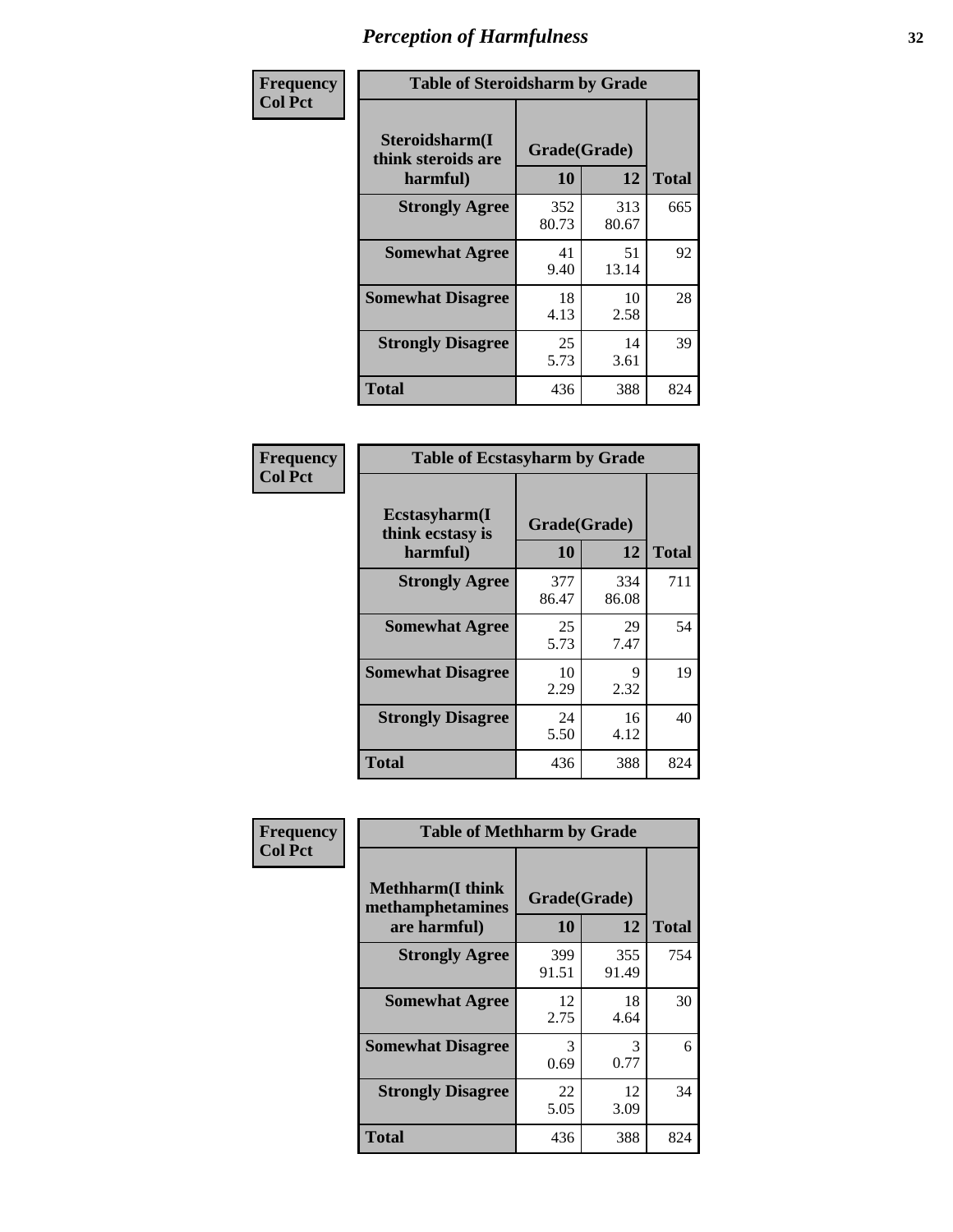# Perception of Harmfulness

| Frequency Col Pct | Table of Steroidsharm by Grade | | |
|---|---|---|---|
| **Steroidsharm(I think steroids are harmful)** | **Grade(Grade)** | | |
| | **10** | **12** | **Total** |
| **Strongly Agree** | 352 80.73 | 313 80.67 | 665 |
| **Somewhat Agree** | 41 9.40 | 51 13.14 | 92 |
| **Somewhat Disagree** | 18 4.13 | 10 2.58 | 28 |
| **Strongly Disagree** | 25 5.73 | 14 3.61 | 39 |
| **Total** | 436 | 388 | 824 |

| Frequency Col Pct | Table of Ecstasyharm by Grade | | |
|---|---|---|---|
| **Ecstasyharm(I think ecstasy is harmful)** | **Grade(Grade)** | | |
| | **10** | **12** | **Total** |
| **Strongly Agree** | 377 86.47 | 334 86.08 | 711 |
| **Somewhat Agree** | 25 5.73 | 29 7.47 | 54 |
| **Somewhat Disagree** | 10 2.29 | 9 2.32 | 19 |
| **Strongly Disagree** | 24 5.50 | 16 4.12 | 40 |
| **Total** | 436 | 388 | 824 |

| Frequency Col Pct | Table of Methharm by Grade | | |
|---|---|---|---|
| **Methharm(I think methamphetamines are harmful)** | **Grade(Grade)** | | |
| | **10** | **12** | **Total** |
| **Strongly Agree** | 399 91.51 | 355 91.49 | 754 |
| **Somewhat Agree** | 12 2.75 | 18 4.64 | 30 |
| **Somewhat Disagree** | 3 0.69 | 3 0.77 | 6 |
| **Strongly Disagree** | 22 5.05 | 12 3.09 | 34 |
| **Total** | 436 | 388 | 824 |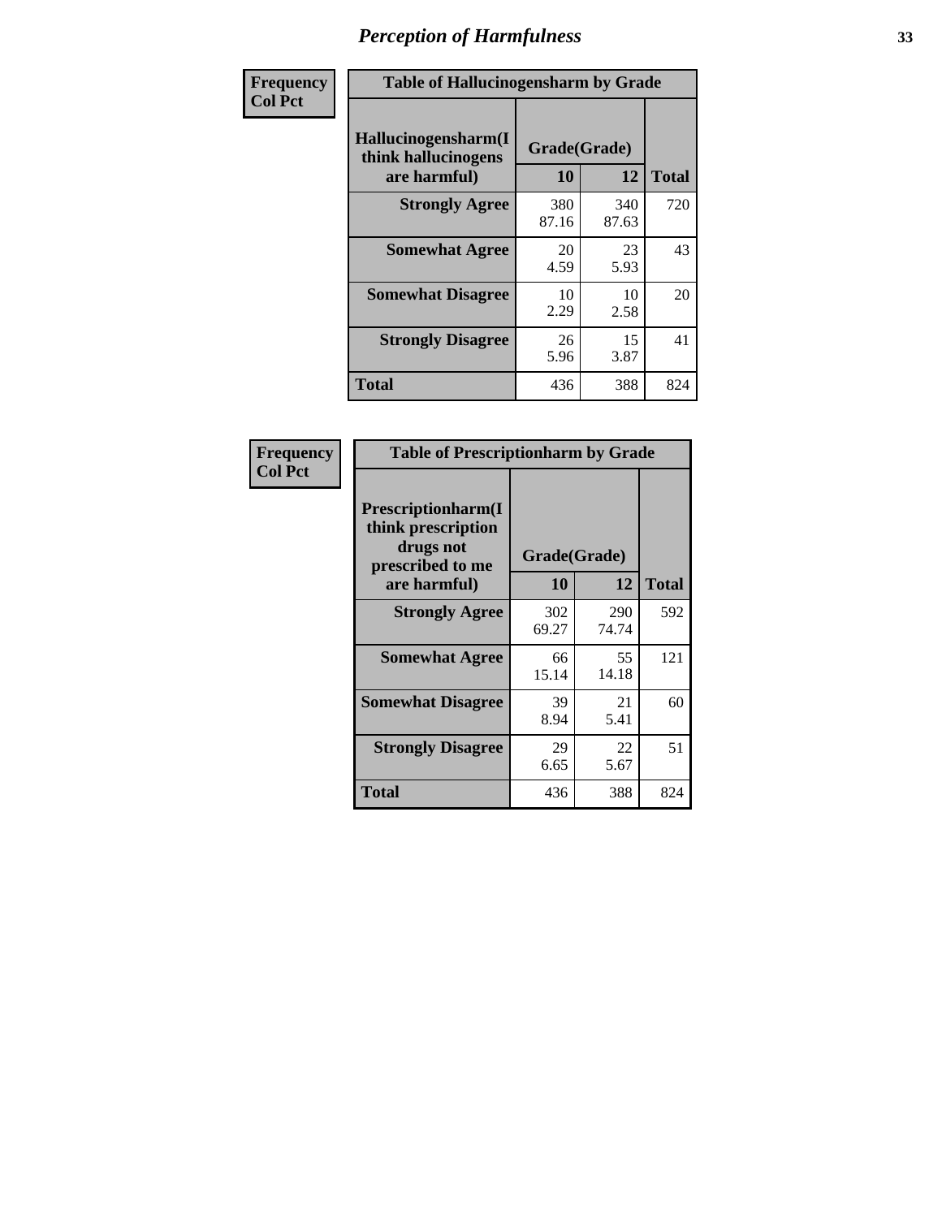# Perception of Harmfulness

| Frequency Col Pct | Table of Hallucinogensharm by Grade | | |
|---|---|---|---|
| Hallucinogensharm(I think hallucinogens are harmful) | Grade(Grade) | | |
| | 10 | 12 | Total |
| Strongly Agree | 380 87.16 | 340 87.63 | 720 |
| Somewhat Agree | 20 4.59 | 23 5.93 | 43 |
| Somewhat Disagree | 10 2.29 | 10 2.58 | 20 |
| Strongly Disagree | 26 5.96 | 15 3.87 | 41 |
| Total | 436 | 388 | 824 |

| Frequency Col Pct | Table of Prescriptionharm by Grade | | |
|---|---|---|---|
| Prescriptionharm(I think prescription drugs not prescribed to me are harmful) | Grade(Grade) | | |
| | 10 | 12 | Total |
| Strongly Agree | 302 69.27 | 290 74.74 | 592 |
| Somewhat Agree | 66 15.14 | 55 14.18 | 121 |
| Somewhat Disagree | 39 8.94 | 21 5.41 | 60 |
| Strongly Disagree | 29 6.65 | 22 5.67 | 51 |
| Total | 436 | 388 | 824 |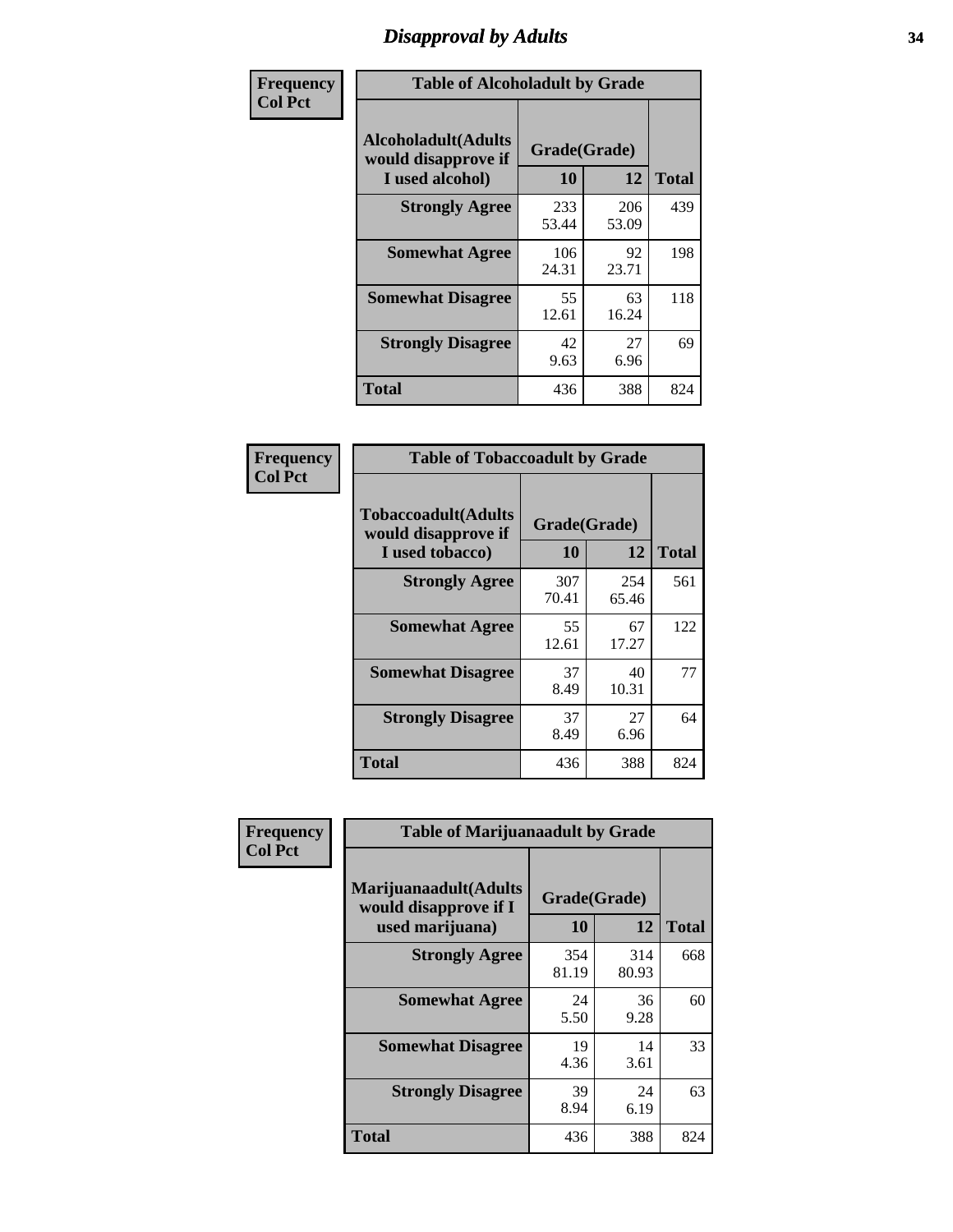# Disapproval by Adults

| Frequency<br>Col Pct | | | |
|---|---|---|---|

**Table of Alcoholadult by Grade**

| Alcoholadult(Adults would disapprove if I used alcohol) | Grade(Grade) 10 | 12 | Total |
|---|---|---|---|
| **Strongly Agree** | 233<br>53.44 | 206<br>53.09 | 439 |
| **Somewhat Agree** | 106<br>24.31 | 92<br>23.71 | 198 |
| **Somewhat Disagree** | 55<br>12.61 | 63<br>16.24 | 118 |
| **Strongly Disagree** | 42<br>9.63 | 27<br>6.96 | 69 |
| **Total** | 436 | 388 | 824 |

**Table of Tobaccoadult by Grade**

| Tobaccoadult(Adults would disapprove if I used tobacco) | Grade(Grade) 10 | 12 | Total |
|---|---|---|---|
| **Strongly Agree** | 307<br>70.41 | 254<br>65.46 | 561 |
| **Somewhat Agree** | 55<br>12.61 | 67<br>17.27 | 122 |
| **Somewhat Disagree** | 37<br>8.49 | 40<br>10.31 | 77 |
| **Strongly Disagree** | 37<br>8.49 | 27<br>6.96 | 64 |
| **Total** | 436 | 388 | 824 |

**Table of Marijuanaadult by Grade**

| Marijuanaadult(Adults would disapprove if I used marijuana) | Grade(Grade) 10 | 12 | Total |
|---|---|---|---|
| **Strongly Agree** | 354<br>81.19 | 314<br>80.93 | 668 |
| **Somewhat Agree** | 24<br>5.50 | 36<br>9.28 | 60 |
| **Somewhat Disagree** | 19<br>4.36 | 14<br>3.61 | 33 |
| **Strongly Disagree** | 39<br>8.94 | 24<br>6.19 | 63 |
| **Total** | 436 | 388 | 824 |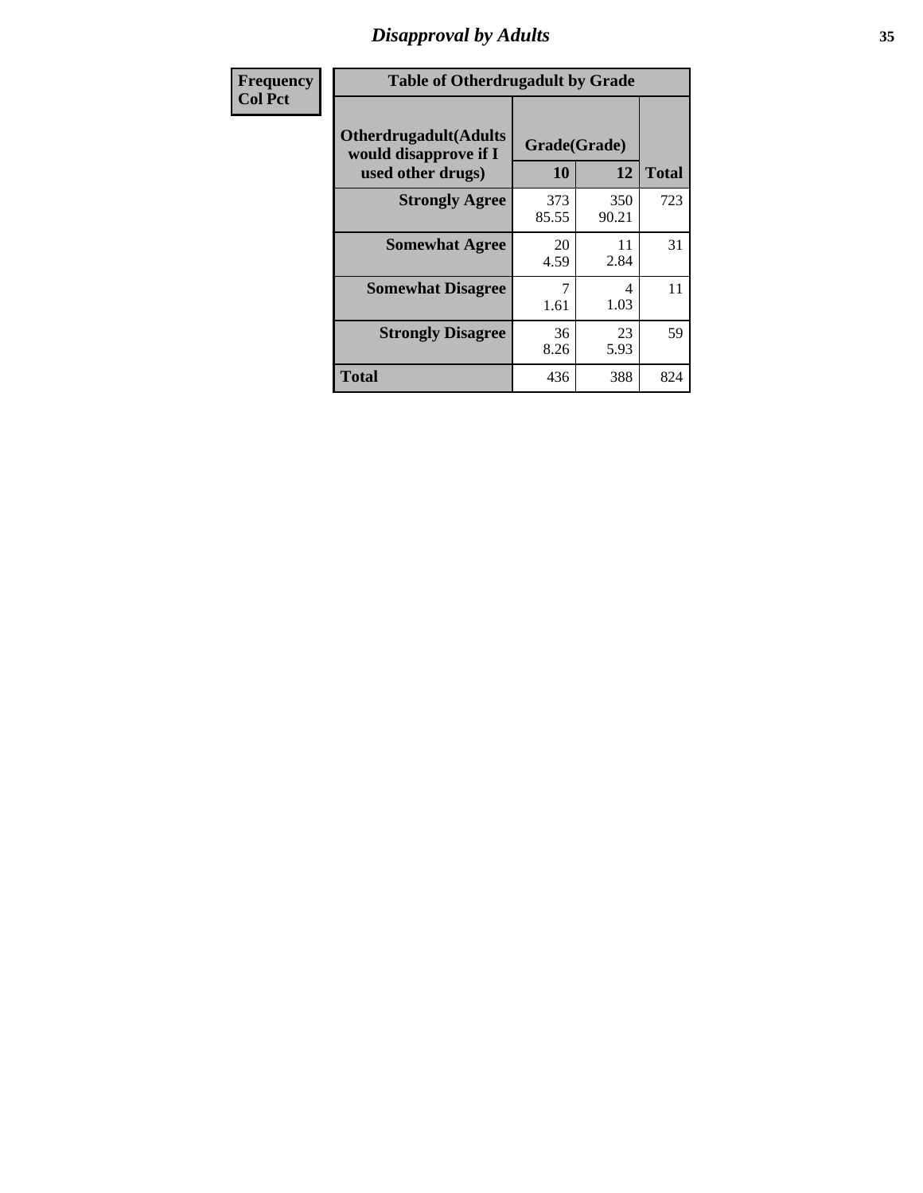# *Disapproval by Adults*

| Frequency<br>Col Pct |
|---|

**Table of Otherdrugadult by Grade**

| Otherdrugadult(Adults would disapprove if I used other drugs) | Grade(Grade) | | |
|---|---|---|---|
| | 10 | 12 | Total |
| **Strongly Agree** | 373<br>85.55 | 350<br>90.21 | 723 |
| **Somewhat Agree** | 20<br>4.59 | 11<br>2.84 | 31 |
| **Somewhat Disagree** | 7<br>1.61 | 4<br>1.03 | 11 |
| **Strongly Disagree** | 36<br>8.26 | 23<br>5.93 | 59 |
| **Total** | 436 | 388 | 824 |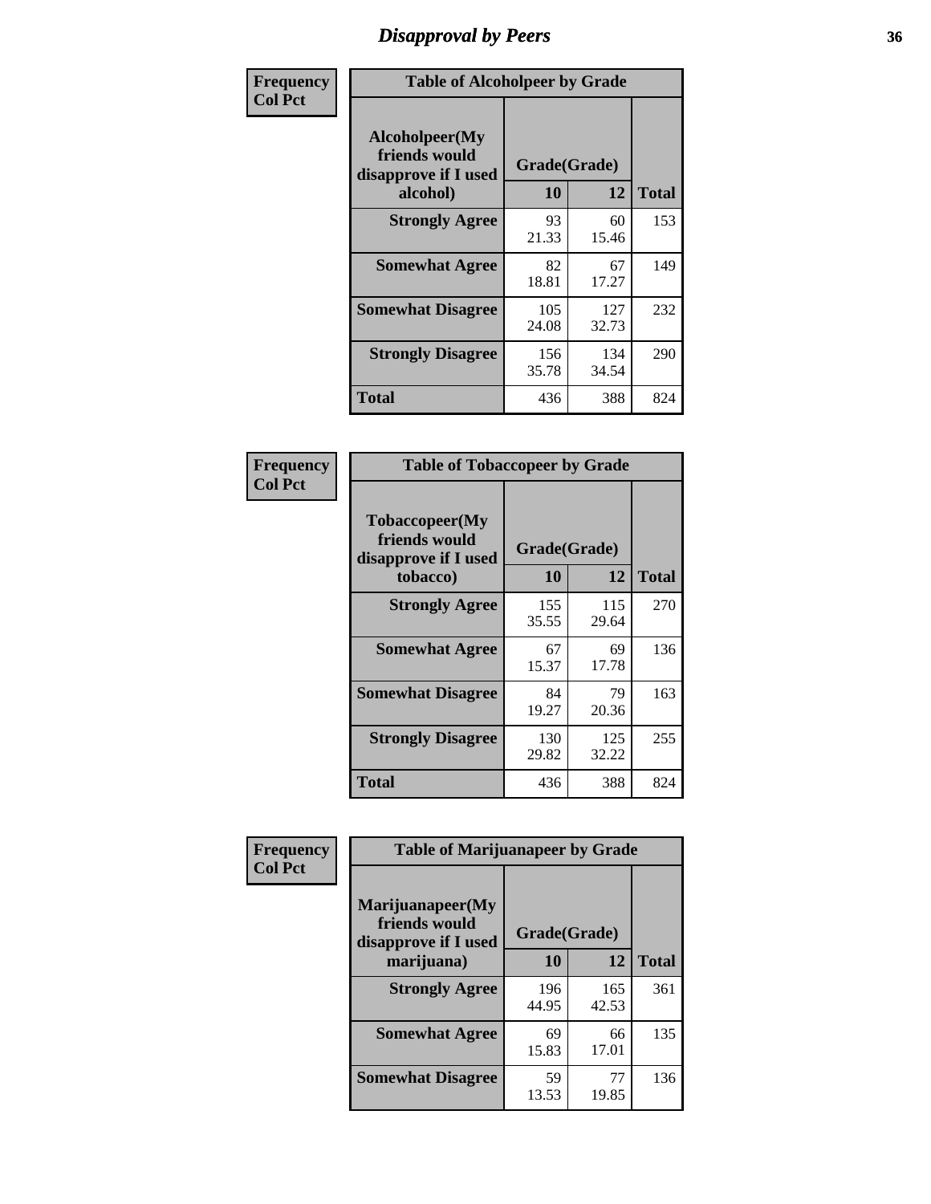# Disapproval by Peers

| Frequency<br>Col Pct | Table of Alcoholpeer by Grade | | |
|---|---|---|---|
| Alcoholpeer(My friends would disapprove if I used alcohol) | Grade(Grade) | | |
| | 10 | 12 | Total |
| Strongly Agree | 93<br>21.33 | 60<br>15.46 | 153 |
| Somewhat Agree | 82<br>18.81 | 67<br>17.27 | 149 |
| Somewhat Disagree | 105<br>24.08 | 127<br>32.73 | 232 |
| Strongly Disagree | 156<br>35.78 | 134<br>34.54 | 290 |
| Total | 436 | 388 | 824 |

| Frequency<br>Col Pct | Table of Tobaccopeer by Grade | | |
|---|---|---|---|
| Tobaccopeer(My friends would disapprove if I used tobacco) | Grade(Grade) | | |
| | 10 | 12 | Total |
| Strongly Agree | 155<br>35.55 | 115<br>29.64 | 270 |
| Somewhat Agree | 67<br>15.37 | 69<br>17.78 | 136 |
| Somewhat Disagree | 84<br>19.27 | 79<br>20.36 | 163 |
| Strongly Disagree | 130<br>29.82 | 125<br>32.22 | 255 |
| Total | 436 | 388 | 824 |

| Frequency<br>Col Pct | Table of Marijuanapeer by Grade | | |
|---|---|---|---|
| Marijuanapeer(My friends would disapprove if I used marijuana) | Grade(Grade) | | |
| | 10 | 12 | Total |
| Strongly Agree | 196<br>44.95 | 165<br>42.53 | 361 |
| Somewhat Agree | 69<br>15.83 | 66<br>17.01 | 135 |
| Somewhat Disagree | 59<br>13.53 | 77<br>19.85 | 136 |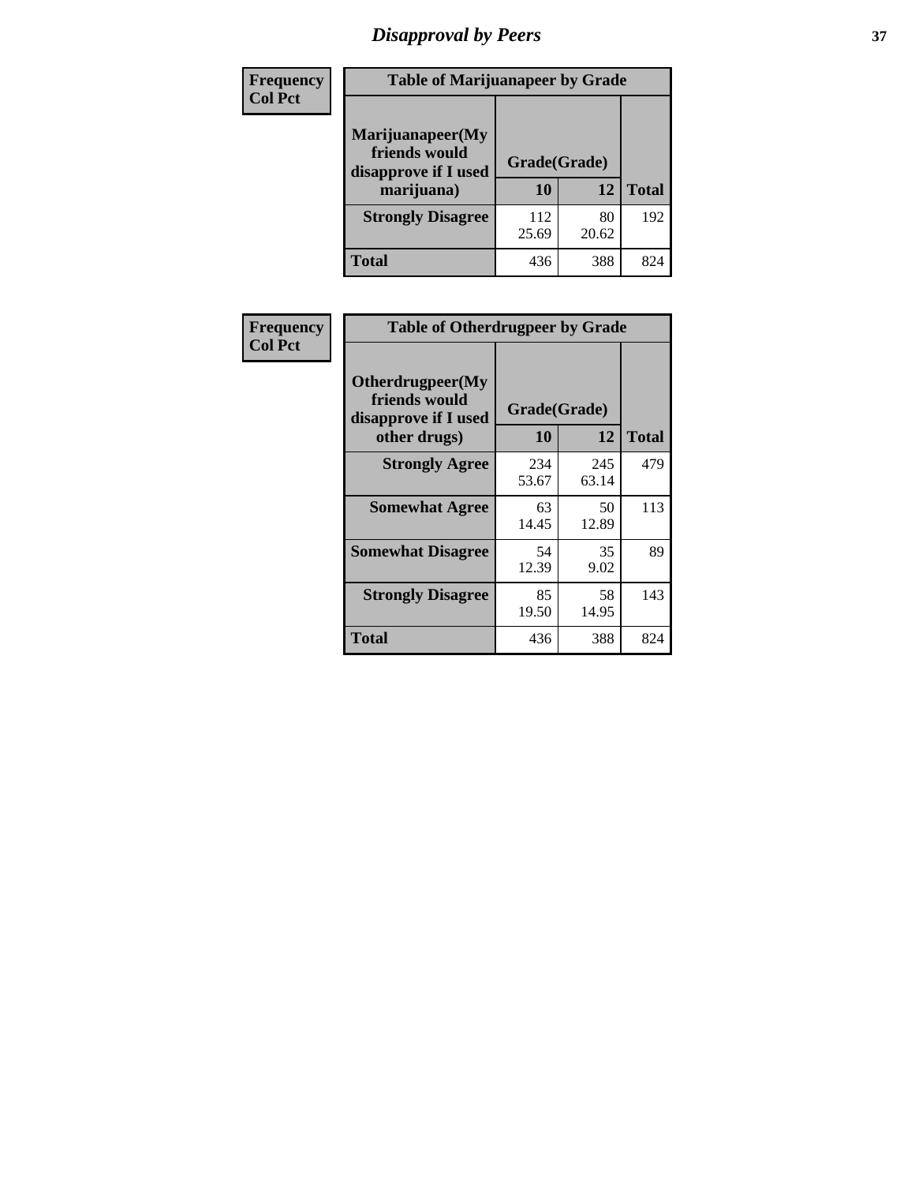# Disapproval by Peers

| Frequency Col Pct | Table of Marijuanapeer by Grade | | |
|---|---|---|---|
| Marijuanapeer(My friends would disapprove if I used marijuana) | Grade(Grade) | | |
| | 10 | 12 | Total |
| Strongly Disagree | 112<br>25.69 | 80<br>20.62 | 192 |
| Total | 436 | 388 | 824 |

| Frequency Col Pct | Table of Otherdrugpeer by Grade | | |
|---|---|---|---|
| Otherdrugpeer(My friends would disapprove if I used other drugs) | Grade(Grade) | | |
| | 10 | 12 | Total |
| Strongly Agree | 234<br>53.67 | 245<br>63.14 | 479 |
| Somewhat Agree | 63<br>14.45 | 50<br>12.89 | 113 |
| Somewhat Disagree | 54<br>12.39 | 35<br>9.02 | 89 |
| Strongly Disagree | 85<br>19.50 | 58<br>14.95 | 143 |
| Total | 436 | 388 | 824 |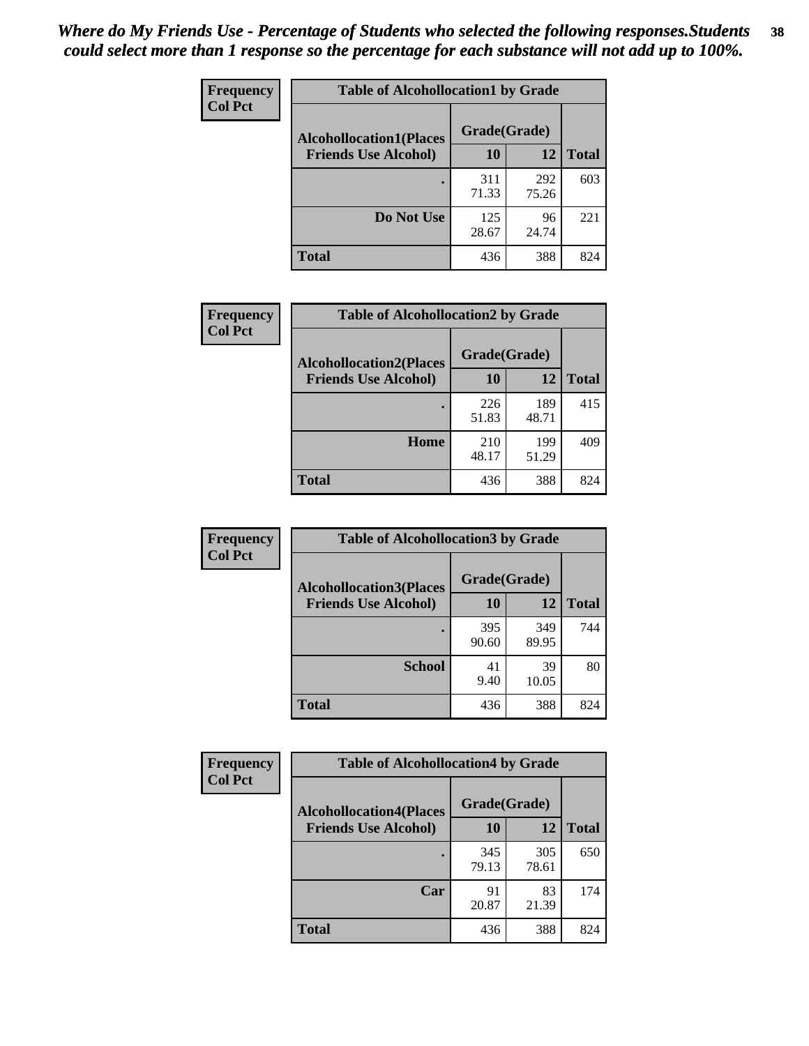*Where do My Friends Use - Percentage of Students who selected the following responses.Students could select more than 1 response so the percentage for each substance will not add up to 100%.*

**Frequency**
**Col Pct**

**Table of Alcohollocation1 by Grade**

| Alcohollocation1(Places Friends Use Alcohol) | Grade(Grade) 10 | 12 | Total |
|---|---|---|---|
| . | 311<br>71.33 | 292<br>75.26 | 603 |
| Do Not Use | 125<br>28.67 | 96<br>24.74 | 221 |
| Total | 436 | 388 | 824 |

**Frequency**
**Col Pct**

**Table of Alcohollocation2 by Grade**

| Alcohollocation2(Places Friends Use Alcohol) | Grade(Grade) 10 | 12 | Total |
|---|---|---|---|
| . | 226<br>51.83 | 189<br>48.71 | 415 |
| Home | 210<br>48.17 | 199<br>51.29 | 409 |
| Total | 436 | 388 | 824 |

**Frequency**
**Col Pct**

**Table of Alcohollocation3 by Grade**

| Alcohollocation3(Places Friends Use Alcohol) | Grade(Grade) 10 | 12 | Total |
|---|---|---|---|
| . | 395<br>90.60 | 349<br>89.95 | 744 |
| School | 41<br>9.40 | 39<br>10.05 | 80 |
| Total | 436 | 388 | 824 |

**Frequency**
**Col Pct**

**Table of Alcohollocation4 by Grade**

| Alcohollocation4(Places Friends Use Alcohol) | Grade(Grade) 10 | 12 | Total |
|---|---|---|---|
| . | 345<br>79.13 | 305<br>78.61 | 650 |
| Car | 91<br>20.87 | 83<br>21.39 | 174 |
| Total | 436 | 388 | 824 |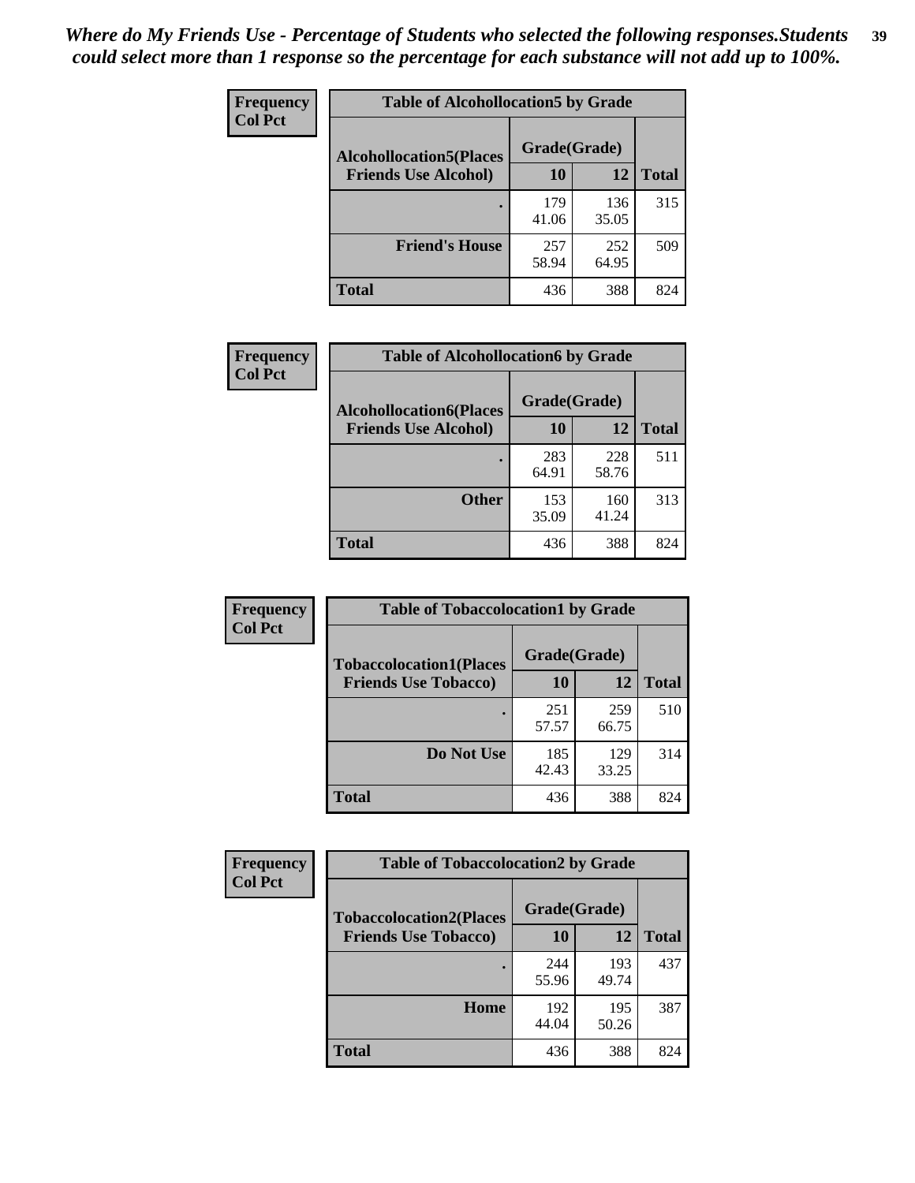*Where do My Friends Use - Percentage of Students who selected the following responses.Students could select more than 1 response so the percentage for each substance will not add up to 100%.*

**Frequency**
**Col Pct**

| Table of Alcohollocation5 by Grade | | | |
|---|---|---|---|
| Alcohollocation5(Places Friends Use Alcohol) | Grade(Grade) | | Total |
| | 10 | 12 | |
| . | 179<br>41.06 | 136<br>35.05 | 315 |
| Friend's House | 257<br>58.94 | 252<br>64.95 | 509 |
| Total | 436 | 388 | 824 |

**Frequency**
**Col Pct**

| Table of Alcohollocation6 by Grade | | | |
|---|---|---|---|
| Alcohollocation6(Places Friends Use Alcohol) | Grade(Grade) | | Total |
| | 10 | 12 | |
| . | 283<br>64.91 | 228<br>58.76 | 511 |
| Other | 153<br>35.09 | 160<br>41.24 | 313 |
| Total | 436 | 388 | 824 |

**Frequency**
**Col Pct**

| Table of Tobaccolocation1 by Grade | | | |
|---|---|---|---|
| Tobaccolocation1(Places Friends Use Tobacco) | Grade(Grade) | | Total |
| | 10 | 12 | |
| . | 251<br>57.57 | 259<br>66.75 | 510 |
| Do Not Use | 185<br>42.43 | 129<br>33.25 | 314 |
| Total | 436 | 388 | 824 |

**Frequency**
**Col Pct**

| Table of Tobaccolocation2 by Grade | | | |
|---|---|---|---|
| Tobaccolocation2(Places Friends Use Tobacco) | Grade(Grade) | | Total |
| | 10 | 12 | |
| . | 244<br>55.96 | 193<br>49.74 | 437 |
| Home | 192<br>44.04 | 195<br>50.26 | 387 |
| Total | 436 | 388 | 824 |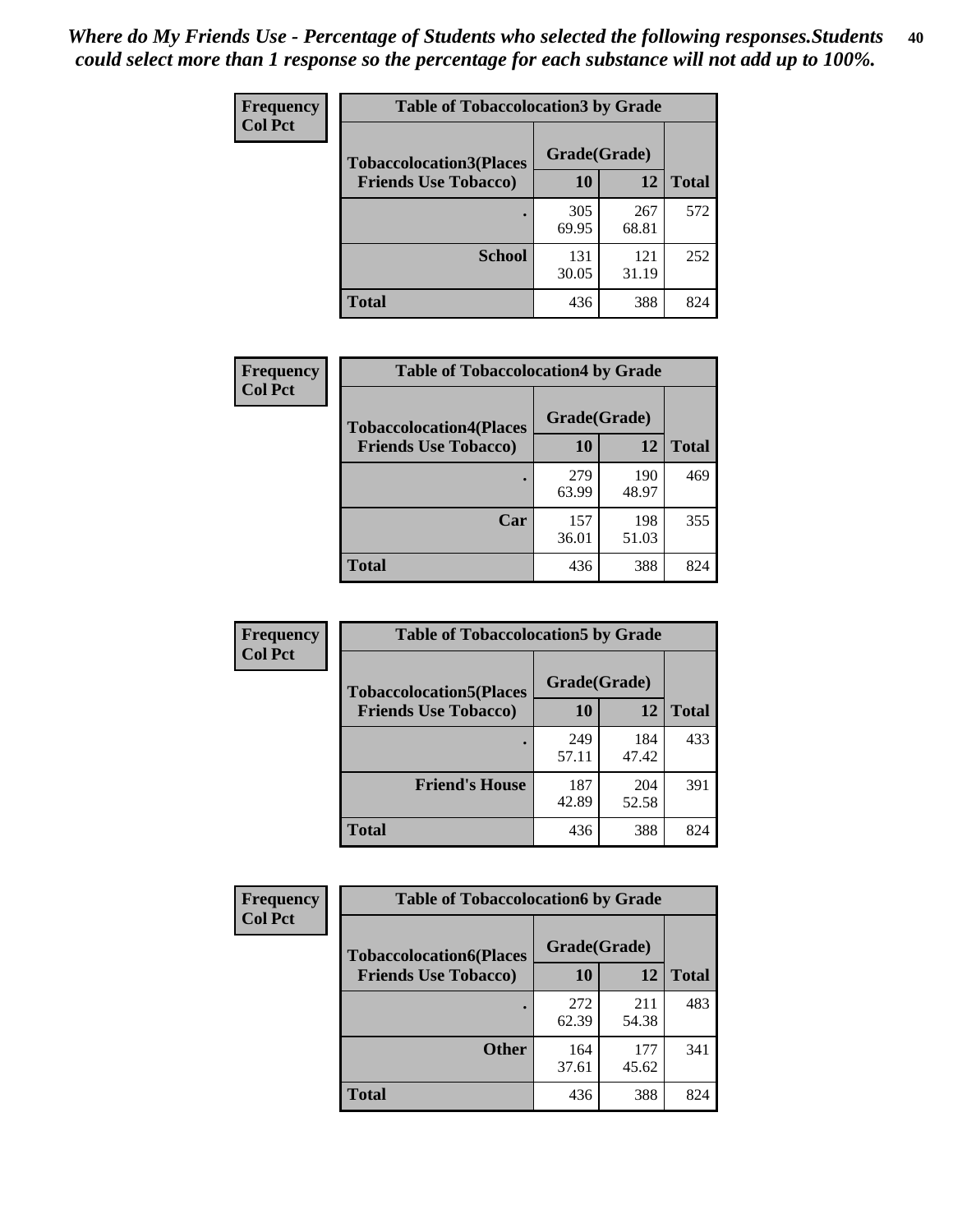*Where do My Friends Use - Percentage of Students who selected the following responses.Students could select more than 1 response so the percentage for each substance will not add up to 100%.*

**Frequency**
**Col Pct**

| Table of Tobaccolocation3 by Grade | | | |
|---|---|---|---|
| **Tobaccolocation3(Places Friends Use Tobacco)** | **Grade(Grade)** | | |
| | **10** | **12** | **Total** |
| **.** | 305<br>69.95 | 267<br>68.81 | 572 |
| **School** | 131<br>30.05 | 121<br>31.19 | 252 |
| **Total** | 436 | 388 | 824 |

**Frequency**
**Col Pct**

| Table of Tobaccolocation4 by Grade | | | |
|---|---|---|---|
| **Tobaccolocation4(Places Friends Use Tobacco)** | **Grade(Grade)** | | |
| | **10** | **12** | **Total** |
| **.** | 279<br>63.99 | 190<br>48.97 | 469 |
| **Car** | 157<br>36.01 | 198<br>51.03 | 355 |
| **Total** | 436 | 388 | 824 |

**Frequency**
**Col Pct**

| Table of Tobaccolocation5 by Grade | | | |
|---|---|---|---|
| **Tobaccolocation5(Places Friends Use Tobacco)** | **Grade(Grade)** | | |
| | **10** | **12** | **Total** |
| **.** | 249<br>57.11 | 184<br>47.42 | 433 |
| **Friend's House** | 187<br>42.89 | 204<br>52.58 | 391 |
| **Total** | 436 | 388 | 824 |

**Frequency**
**Col Pct**

| Table of Tobaccolocation6 by Grade | | | |
|---|---|---|---|
| **Tobaccolocation6(Places Friends Use Tobacco)** | **Grade(Grade)** | | |
| | **10** | **12** | **Total** |
| **.** | 272<br>62.39 | 211<br>54.38 | 483 |
| **Other** | 164<br>37.61 | 177<br>45.62 | 341 |
| **Total** | 436 | 388 | 824 |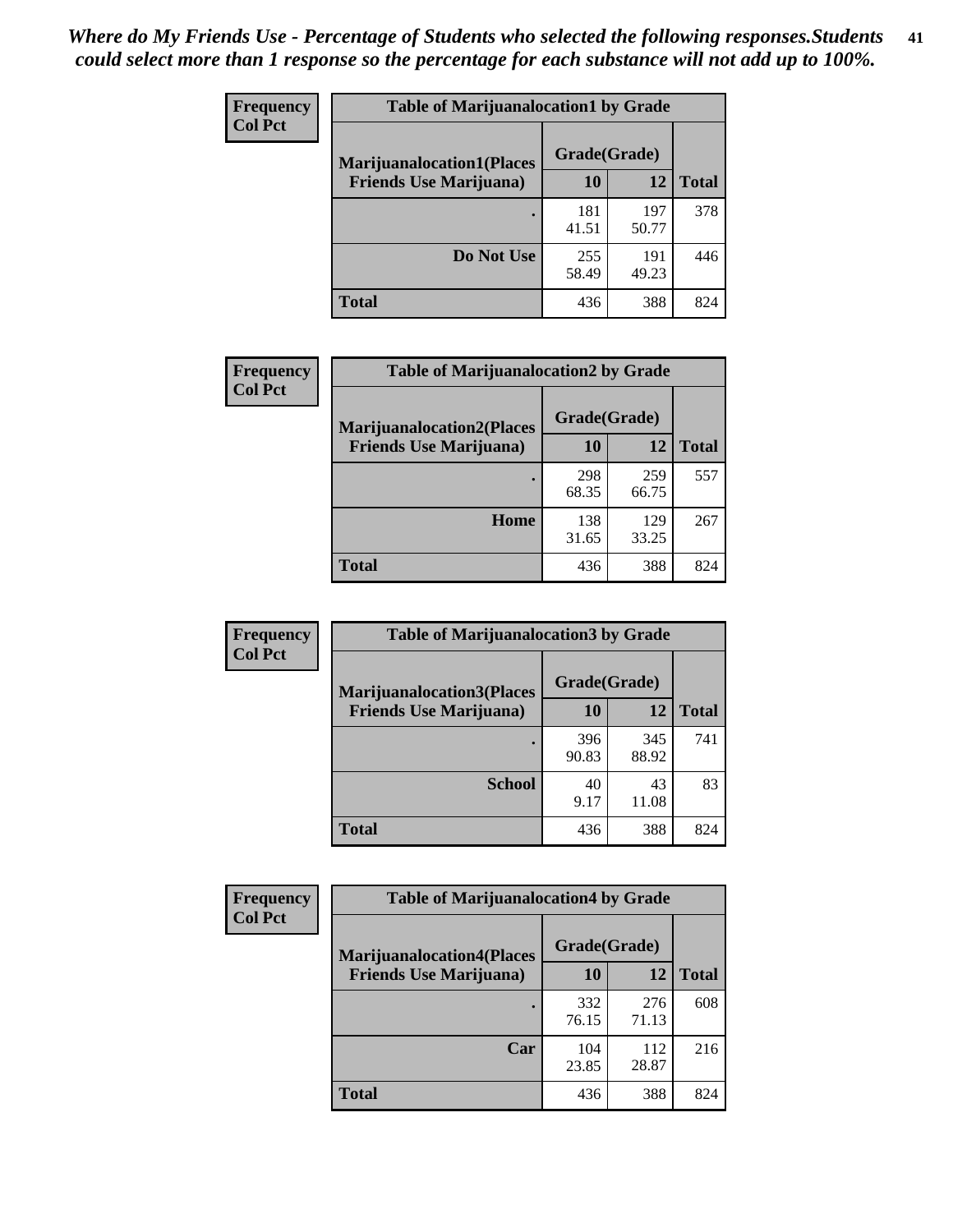*Where do My Friends Use - Percentage of Students who selected the following responses.Students could select more than 1 response so the percentage for each substance will not add up to 100%.*

| Frequency Col Pct | Table of Marijuanalocation1 by Grade | | |
|---|---|---|---|
| Marijuanalocation1(Places Friends Use Marijuana) | Grade(Grade) | | |
| | 10 | 12 | Total |
| . | 181<br>41.51 | 197<br>50.77 | 378 |
| Do Not Use | 255<br>58.49 | 191<br>49.23 | 446 |
| Total | 436 | 388 | 824 |

| Frequency Col Pct | Table of Marijuanalocation2 by Grade | | |
|---|---|---|---|
| Marijuanalocation2(Places Friends Use Marijuana) | Grade(Grade) | | |
| | 10 | 12 | Total |
| . | 298<br>68.35 | 259<br>66.75 | 557 |
| Home | 138<br>31.65 | 129<br>33.25 | 267 |
| Total | 436 | 388 | 824 |

| Frequency Col Pct | Table of Marijuanalocation3 by Grade | | |
|---|---|---|---|
| Marijuanalocation3(Places Friends Use Marijuana) | Grade(Grade) | | |
| | 10 | 12 | Total |
| . | 396<br>90.83 | 345<br>88.92 | 741 |
| School | 40<br>9.17 | 43<br>11.08 | 83 |
| Total | 436 | 388 | 824 |

| Frequency Col Pct | Table of Marijuanalocation4 by Grade | | |
|---|---|---|---|
| Marijuanalocation4(Places Friends Use Marijuana) | Grade(Grade) | | |
| | 10 | 12 | Total |
| . | 332<br>76.15 | 276<br>71.13 | 608 |
| Car | 104<br>23.85 | 112<br>28.87 | 216 |
| Total | 436 | 388 | 824 |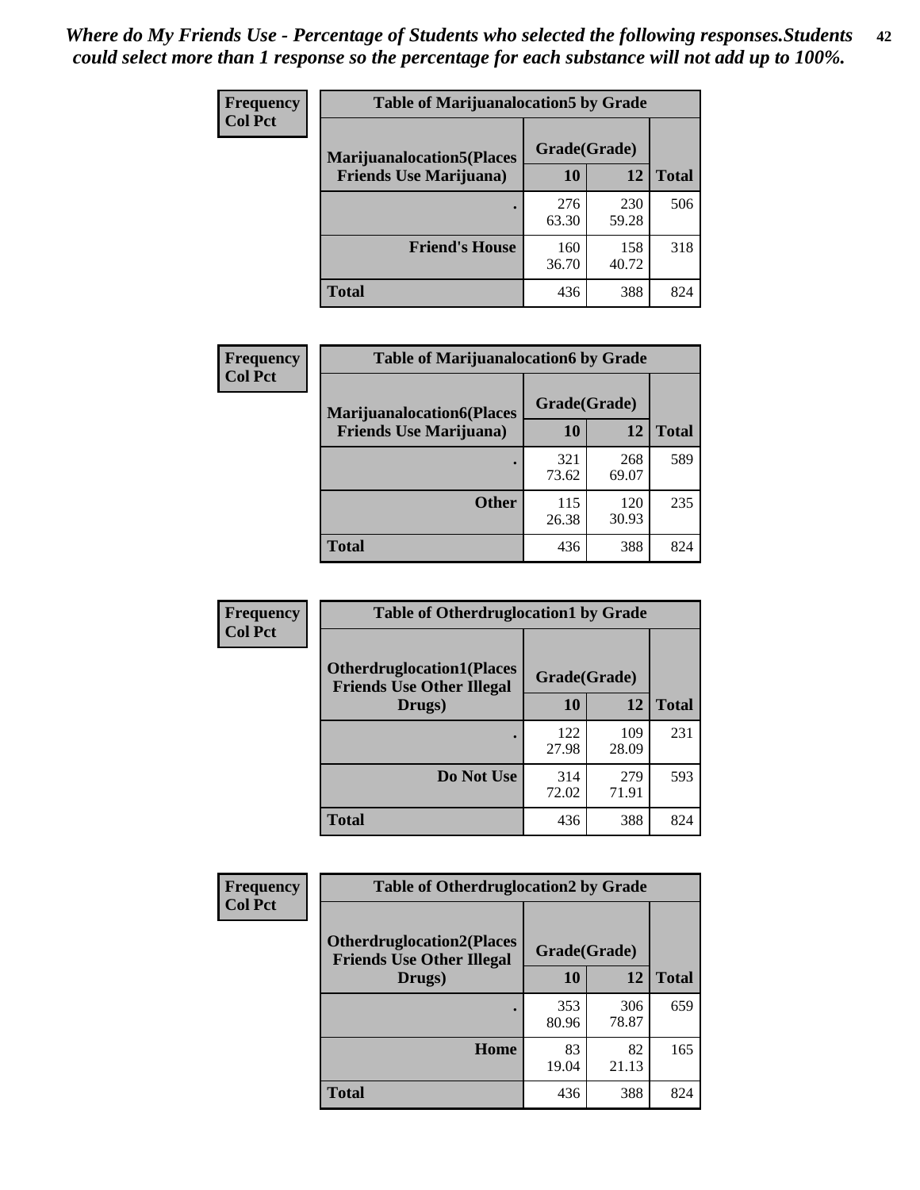*Where do My Friends Use - Percentage of Students who selected the following responses.Students could select more than 1 response so the percentage for each substance will not add up to 100%.*

**Frequency**
**Col Pct**

| Table of Marijuanalocation5 by Grade | | | |
|---|---|---|---|
| **Marijuanalocation5(Places Friends Use Marijuana)** | **Grade(Grade)** | | **Total** |
| | **10** | **12** | |
| . | 276<br>63.30 | 230<br>59.28 | 506 |
| **Friend's House** | 160<br>36.70 | 158<br>40.72 | 318 |
| **Total** | 436 | 388 | 824 |

**Frequency**
**Col Pct**

| Table of Marijuanalocation6 by Grade | | | |
|---|---|---|---|
| **Marijuanalocation6(Places Friends Use Marijuana)** | **Grade(Grade)** | | **Total** |
| | **10** | **12** | |
| . | 321<br>73.62 | 268<br>69.07 | 589 |
| **Other** | 115<br>26.38 | 120<br>30.93 | 235 |
| **Total** | 436 | 388 | 824 |

**Frequency**
**Col Pct**

| Table of Otherdruglocation1 by Grade | | | |
|---|---|---|---|
| **Otherdruglocation1(Places Friends Use Other Illegal Drugs)** | **Grade(Grade)** | | **Total** |
| | **10** | **12** | |
| . | 122<br>27.98 | 109<br>28.09 | 231 |
| **Do Not Use** | 314<br>72.02 | 279<br>71.91 | 593 |
| **Total** | 436 | 388 | 824 |

**Frequency**
**Col Pct**

| Table of Otherdruglocation2 by Grade | | | |
|---|---|---|---|
| **Otherdruglocation2(Places Friends Use Other Illegal Drugs)** | **Grade(Grade)** | | **Total** |
| | **10** | **12** | |
| . | 353<br>80.96 | 306<br>78.87 | 659 |
| **Home** | 83<br>19.04 | 82<br>21.13 | 165 |
| **Total** | 436 | 388 | 824 |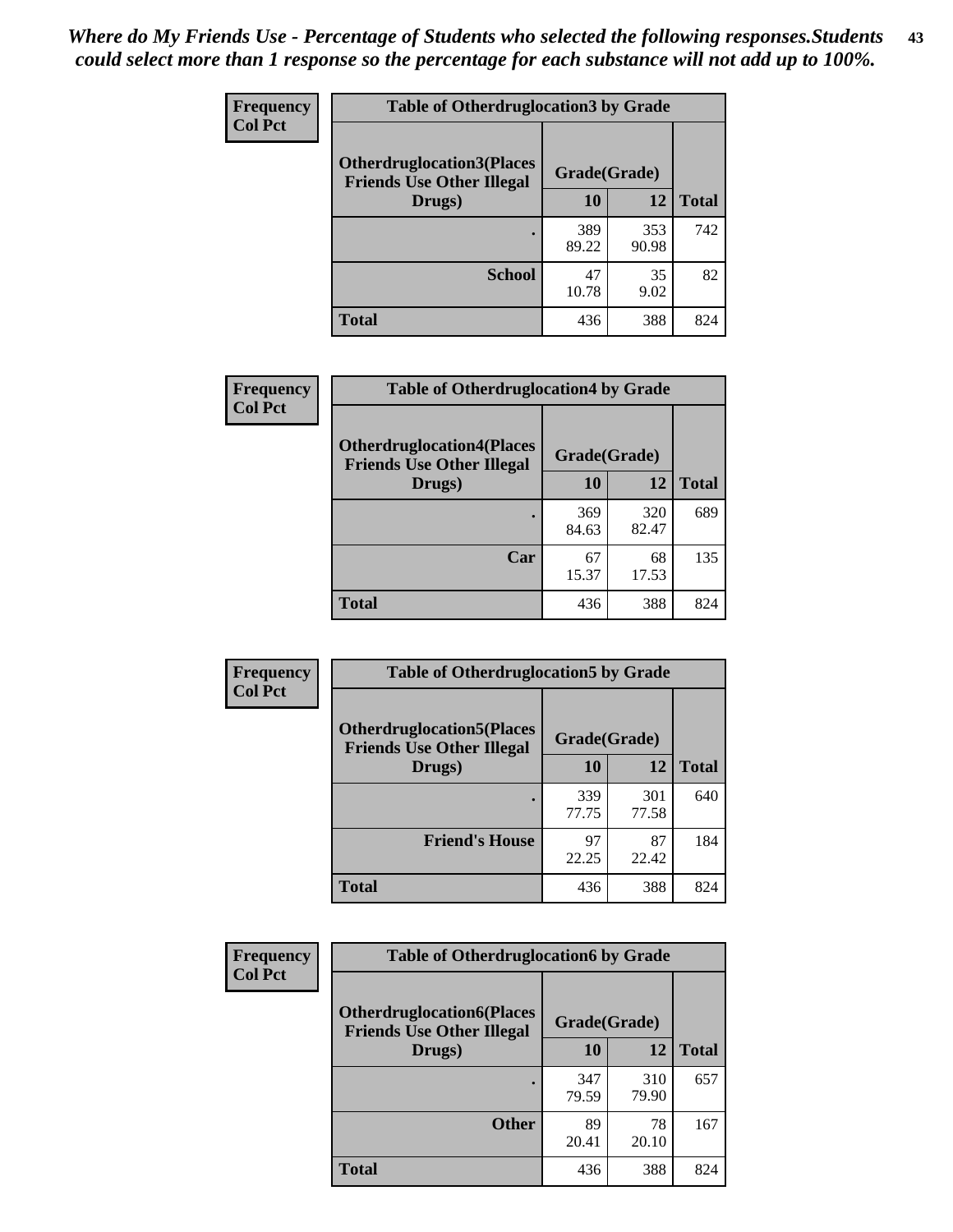*Where do My Friends Use - Percentage of Students who selected the following responses.Students could select more than 1 response so the percentage for each substance will not add up to 100%.*

**Frequency**
**Col Pct**

| Table of Otherdruglocation3 by Grade | | | |
|---|---|---|---|
| **Otherdruglocation3(Places Friends Use Other Illegal Drugs)** | **Grade(Grade)** | | |
| | **10** | **12** | **Total** |
| **.** | 389<br>89.22 | 353<br>90.98 | 742 |
| **School** | 47<br>10.78 | 35<br>9.02 | 82 |
| **Total** | 436 | 388 | 824 |

**Frequency**
**Col Pct**

| Table of Otherdruglocation4 by Grade | | | |
|---|---|---|---|
| **Otherdruglocation4(Places Friends Use Other Illegal Drugs)** | **Grade(Grade)** | | |
| | **10** | **12** | **Total** |
| **.** | 369<br>84.63 | 320<br>82.47 | 689 |
| **Car** | 67<br>15.37 | 68<br>17.53 | 135 |
| **Total** | 436 | 388 | 824 |

**Frequency**
**Col Pct**

| Table of Otherdruglocation5 by Grade | | | |
|---|---|---|---|
| **Otherdruglocation5(Places Friends Use Other Illegal Drugs)** | **Grade(Grade)** | | |
| | **10** | **12** | **Total** |
| **.** | 339<br>77.75 | 301<br>77.58 | 640 |
| **Friend's House** | 97<br>22.25 | 87<br>22.42 | 184 |
| **Total** | 436 | 388 | 824 |

**Frequency**
**Col Pct**

| Table of Otherdruglocation6 by Grade | | | |
|---|---|---|---|
| **Otherdruglocation6(Places Friends Use Other Illegal Drugs)** | **Grade(Grade)** | | |
| | **10** | **12** | **Total** |
| **.** | 347<br>79.59 | 310<br>79.90 | 657 |
| **Other** | 89<br>20.41 | 78<br>20.10 | 167 |
| **Total** | 436 | 388 | 824 |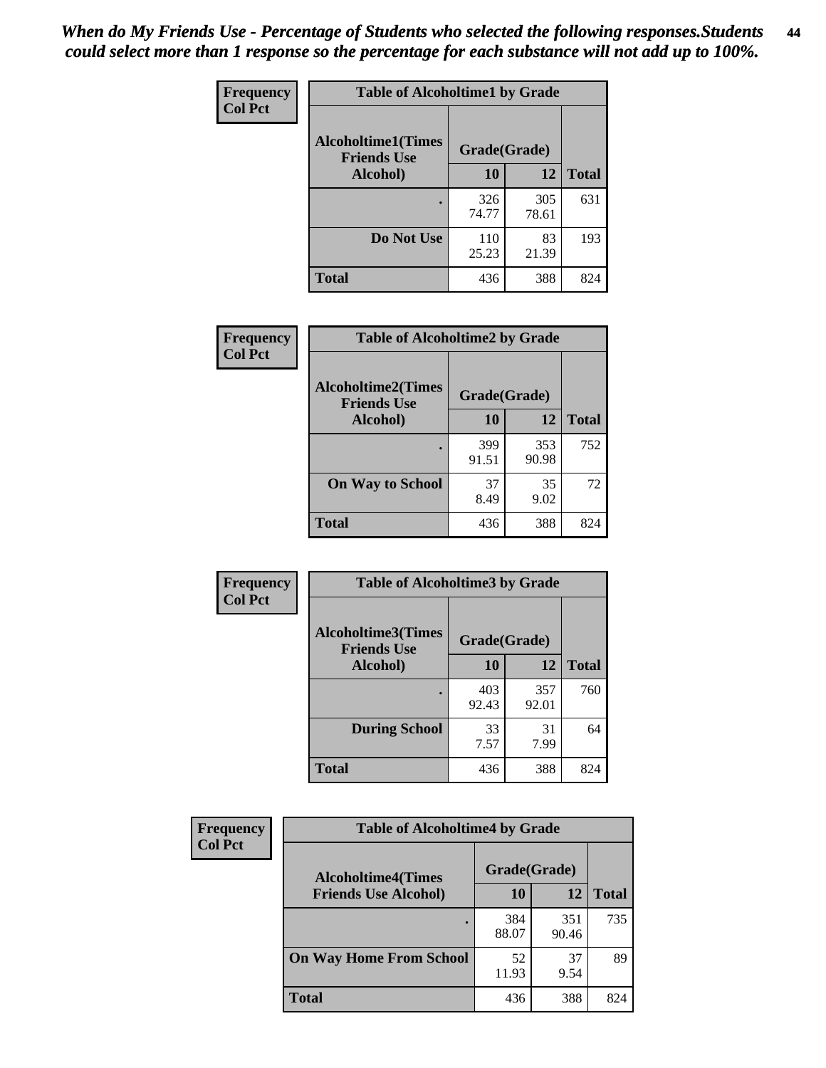*When do My Friends Use - Percentage of Students who selected the following responses.Students could select more than 1 response so the percentage for each substance will not add up to 100%.*

**Frequency**
**Col Pct**

| Table of Alcoholtime1 by Grade | | | |
|---|---|---|---|
| **Alcoholtime1(Times Friends Use Alcohol)** | **Grade(Grade)** | | **Total** |
| | **10** | **12** | |
| **.** | 326<br>74.77 | 305<br>78.61 | 631 |
| **Do Not Use** | 110<br>25.23 | 83<br>21.39 | 193 |
| **Total** | 436 | 388 | 824 |

**Frequency**
**Col Pct**

| Table of Alcoholtime2 by Grade | | | |
|---|---|---|---|
| **Alcoholtime2(Times Friends Use Alcohol)** | **Grade(Grade)** | | **Total** |
| | **10** | **12** | |
| **.** | 399<br>91.51 | 353<br>90.98 | 752 |
| **On Way to School** | 37<br>8.49 | 35<br>9.02 | 72 |
| **Total** | 436 | 388 | 824 |

**Frequency**
**Col Pct**

| Table of Alcoholtime3 by Grade | | | |
|---|---|---|---|
| **Alcoholtime3(Times Friends Use Alcohol)** | **Grade(Grade)** | | **Total** |
| | **10** | **12** | |
| **.** | 403<br>92.43 | 357<br>92.01 | 760 |
| **During School** | 33<br>7.57 | 31<br>7.99 | 64 |
| **Total** | 436 | 388 | 824 |

**Frequency**
**Col Pct**

| Table of Alcoholtime4 by Grade | | | |
|---|---|---|---|
| **Alcoholtime4(Times Friends Use Alcohol)** | **Grade(Grade)** | | **Total** |
| | **10** | **12** | |
| **.** | 384<br>88.07 | 351<br>90.46 | 735 |
| **On Way Home From School** | 52<br>11.93 | 37<br>9.54 | 89 |
| **Total** | 436 | 388 | 824 |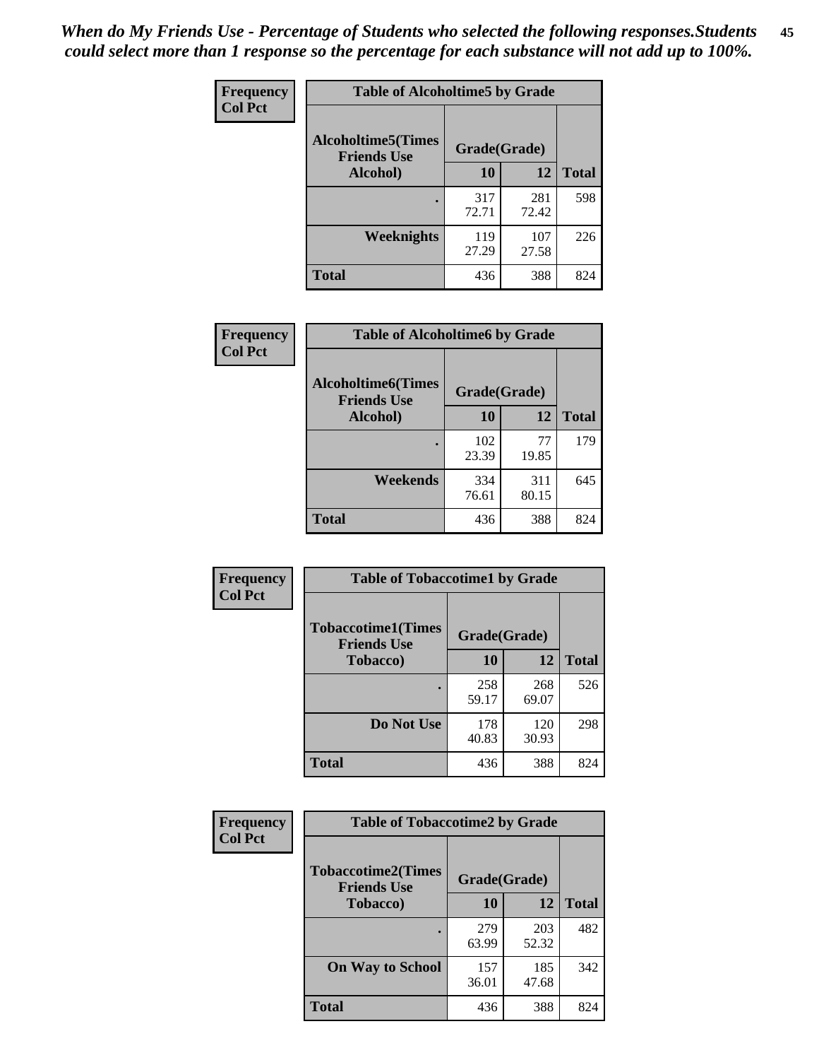*When do My Friends Use - Percentage of Students who selected the following responses.Students could select more than 1 response so the percentage for each substance will not add up to 100%.*

**Frequency**
**Col Pct**

**Table of Alcoholtime5 by Grade**

| Alcoholtime5(Times Friends Use Alcohol) | Grade(Grade) | | Total |
|---|---|---|---|
| | 10 | 12 | |
| . | 317<br>72.71 | 281<br>72.42 | 598 |
| Weeknights | 119<br>27.29 | 107<br>27.58 | 226 |
| Total | 436 | 388 | 824 |

**Frequency**
**Col Pct**

**Table of Alcoholtime6 by Grade**

| Alcoholtime6(Times Friends Use Alcohol) | Grade(Grade) | | Total |
|---|---|---|---|
| | 10 | 12 | |
| . | 102<br>23.39 | 77<br>19.85 | 179 |
| Weekends | 334<br>76.61 | 311<br>80.15 | 645 |
| Total | 436 | 388 | 824 |

**Frequency**
**Col Pct**

**Table of Tobaccotime1 by Grade**

| Tobaccotime1(Times Friends Use Tobacco) | Grade(Grade) | | Total |
|---|---|---|---|
| | 10 | 12 | |
| . | 258<br>59.17 | 268<br>69.07 | 526 |
| Do Not Use | 178<br>40.83 | 120<br>30.93 | 298 |
| Total | 436 | 388 | 824 |

**Frequency**
**Col Pct**

**Table of Tobaccotime2 by Grade**

| Tobaccotime2(Times Friends Use Tobacco) | Grade(Grade) | | Total |
|---|---|---|---|
| | 10 | 12 | |
| . | 279<br>63.99 | 203<br>52.32 | 482 |
| On Way to School | 157<br>36.01 | 185<br>47.68 | 342 |
| Total | 436 | 388 | 824 |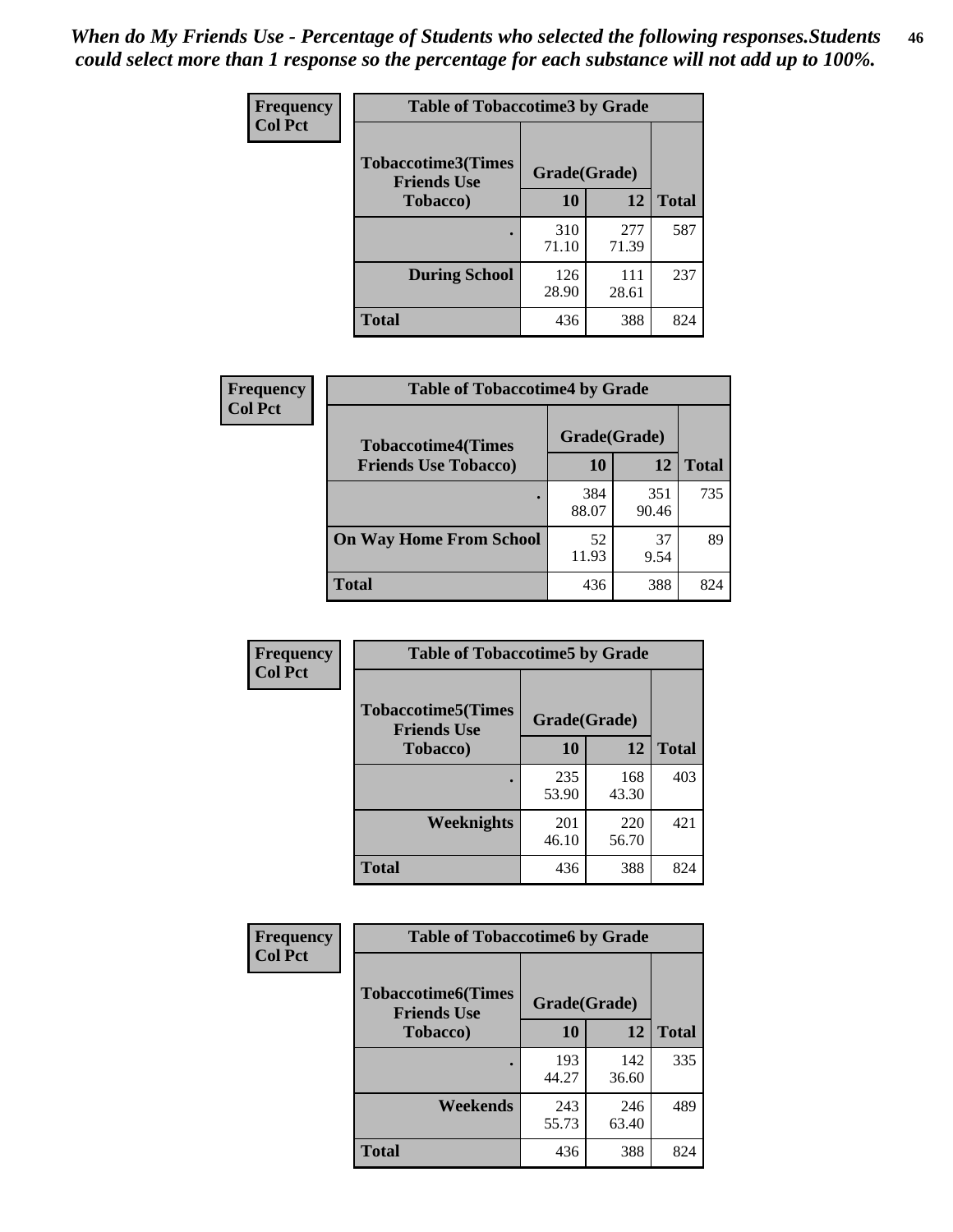*When do My Friends Use - Percentage of Students who selected the following responses.Students could select more than 1 response so the percentage for each substance will not add up to 100%.*

**Frequency**
**Col Pct**

| Table of Tobaccotime3 by Grade | | | |
|---|---|---|---|
| Tobaccotime3(Times Friends Use Tobacco) | Grade(Grade) | | Total |
| | 10 | 12 | |
| . | 310<br>71.10 | 277<br>71.39 | 587 |
| During School | 126<br>28.90 | 111<br>28.61 | 237 |
| Total | 436 | 388 | 824 |

**Frequency**
**Col Pct**

| Table of Tobaccotime4 by Grade | | | |
|---|---|---|---|
| Tobaccotime4(Times Friends Use Tobacco) | Grade(Grade) | | Total |
| | 10 | 12 | |
| . | 384<br>88.07 | 351<br>90.46 | 735 |
| On Way Home From School | 52<br>11.93 | 37<br>9.54 | 89 |
| Total | 436 | 388 | 824 |

**Frequency**
**Col Pct**

| Table of Tobaccotime5 by Grade | | | |
|---|---|---|---|
| Tobaccotime5(Times Friends Use Tobacco) | Grade(Grade) | | Total |
| | 10 | 12 | |
| . | 235<br>53.90 | 168<br>43.30 | 403 |
| Weeknights | 201<br>46.10 | 220<br>56.70 | 421 |
| Total | 436 | 388 | 824 |

**Frequency**
**Col Pct**

| Table of Tobaccotime6 by Grade | | | |
|---|---|---|---|
| Tobaccotime6(Times Friends Use Tobacco) | Grade(Grade) | | Total |
| | 10 | 12 | |
| . | 193<br>44.27 | 142<br>36.60 | 335 |
| Weekends | 243<br>55.73 | 246<br>63.40 | 489 |
| Total | 436 | 388 | 824 |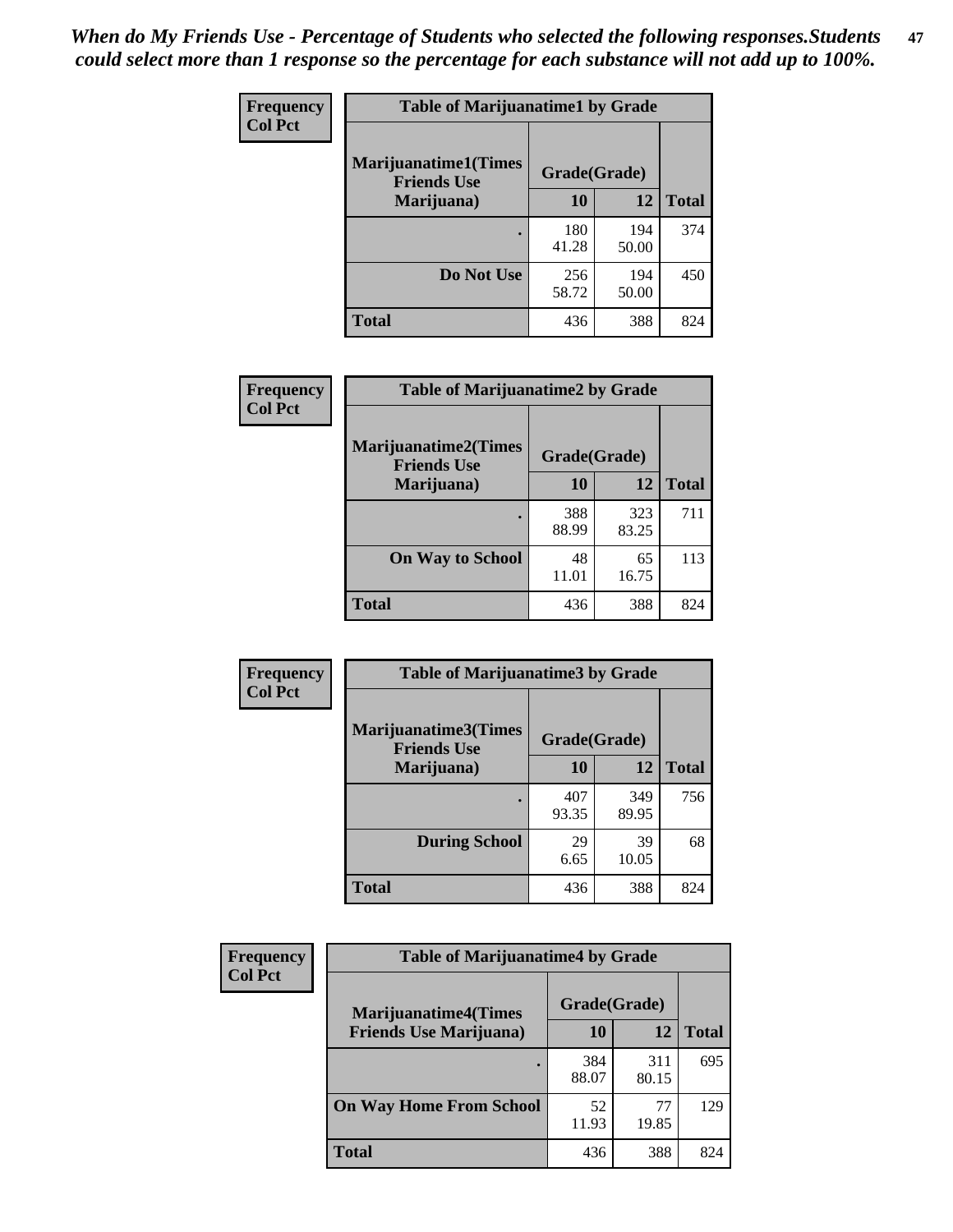*When do My Friends Use - Percentage of Students who selected the following responses.Students could select more than 1 response so the percentage for each substance will not add up to 100%.*

**Frequency**
**Col Pct**

| Table of Marijuanatime1 by Grade | | | |
|---|---|---|---|
| **Marijuanatime1(Times Friends Use Marijuana)** | **Grade(Grade)** | | **Total** |
| | **10** | **12** | |
| **.** | 180<br>41.28 | 194<br>50.00 | 374 |
| **Do Not Use** | 256<br>58.72 | 194<br>50.00 | 450 |
| **Total** | 436 | 388 | 824 |

**Frequency**
**Col Pct**

| Table of Marijuanatime2 by Grade | | | |
|---|---|---|---|
| **Marijuanatime2(Times Friends Use Marijuana)** | **Grade(Grade)** | | **Total** |
| | **10** | **12** | |
| **.** | 388<br>88.99 | 323<br>83.25 | 711 |
| **On Way to School** | 48<br>11.01 | 65<br>16.75 | 113 |
| **Total** | 436 | 388 | 824 |

**Frequency**
**Col Pct**

| Table of Marijuanatime3 by Grade | | | |
|---|---|---|---|
| **Marijuanatime3(Times Friends Use Marijuana)** | **Grade(Grade)** | | **Total** |
| | **10** | **12** | |
| **.** | 407<br>93.35 | 349<br>89.95 | 756 |
| **During School** | 29<br>6.65 | 39<br>10.05 | 68 |
| **Total** | 436 | 388 | 824 |

**Frequency**
**Col Pct**

| Table of Marijuanatime4 by Grade | | | |
|---|---|---|---|
| **Marijuanatime4(Times Friends Use Marijuana)** | **Grade(Grade)** | | **Total** |
| | **10** | **12** | |
| **.** | 384<br>88.07 | 311<br>80.15 | 695 |
| **On Way Home From School** | 52<br>11.93 | 77<br>19.85 | 129 |
| **Total** | 436 | 388 | 824 |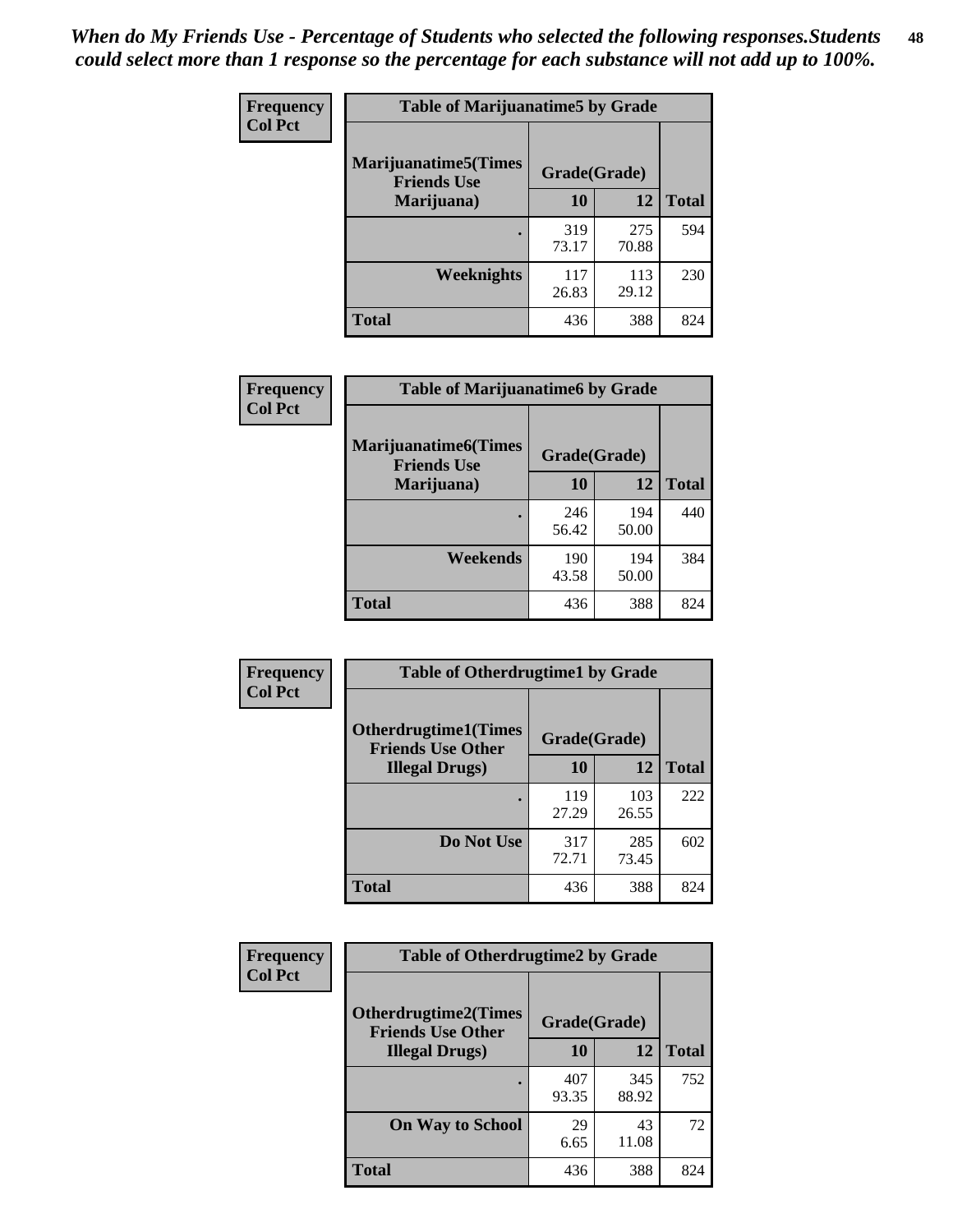*When do My Friends Use - Percentage of Students who selected the following responses.Students could select more than 1 response so the percentage for each substance will not add up to 100%.*

**Frequency**
**Col Pct**

| Table of Marijuanatime5 by Grade | | | |
|---|---|---|---|
| **Marijuanatime5(Times Friends Use Marijuana)** | **Grade(Grade)** | | **Total** |
| | **10** | **12** | |
| **.** | 319<br>73.17 | 275<br>70.88 | 594 |
| **Weeknights** | 117<br>26.83 | 113<br>29.12 | 230 |
| **Total** | 436 | 388 | 824 |

**Frequency**
**Col Pct**

| Table of Marijuanatime6 by Grade | | | |
|---|---|---|---|
| **Marijuanatime6(Times Friends Use Marijuana)** | **Grade(Grade)** | | **Total** |
| | **10** | **12** | |
| **.** | 246<br>56.42 | 194<br>50.00 | 440 |
| **Weekends** | 190<br>43.58 | 194<br>50.00 | 384 |
| **Total** | 436 | 388 | 824 |

**Frequency**
**Col Pct**

| Table of Otherdrugtime1 by Grade | | | |
|---|---|---|---|
| **Otherdrugtime1(Times Friends Use Other Illegal Drugs)** | **Grade(Grade)** | | **Total** |
| | **10** | **12** | |
| **.** | 119<br>27.29 | 103<br>26.55 | 222 |
| **Do Not Use** | 317<br>72.71 | 285<br>73.45 | 602 |
| **Total** | 436 | 388 | 824 |

**Frequency**
**Col Pct**

| Table of Otherdrugtime2 by Grade | | | |
|---|---|---|---|
| **Otherdrugtime2(Times Friends Use Other Illegal Drugs)** | **Grade(Grade)** | | **Total** |
| | **10** | **12** | |
| **.** | 407<br>93.35 | 345<br>88.92 | 752 |
| **On Way to School** | 29<br>6.65 | 43<br>11.08 | 72 |
| **Total** | 436 | 388 | 824 |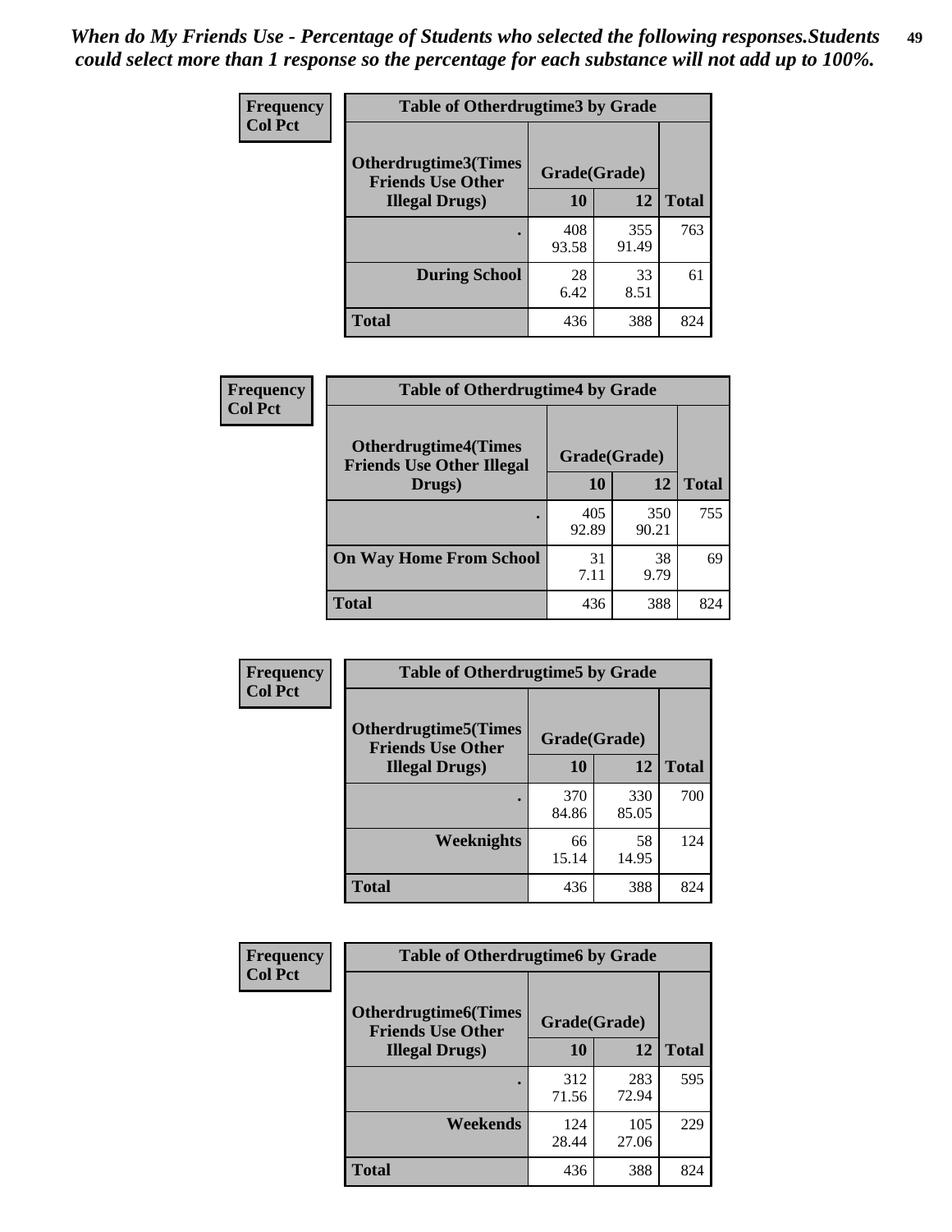*When do My Friends Use - Percentage of Students who selected the following responses.Students could select more than 1 response so the percentage for each substance will not add up to 100%.*

**Frequency**
**Col Pct**

| Table of Otherdrugtime3 by Grade | | | |
|---|---|---|---|
| **Otherdrugtime3(Times Friends Use Other Illegal Drugs)** | **Grade(Grade)** | | |
| | **10** | **12** | **Total** |
| **.** | 408<br>93.58 | 355<br>91.49 | 763 |
| **During School** | 28<br>6.42 | 33<br>8.51 | 61 |
| **Total** | 436 | 388 | 824 |

**Frequency**
**Col Pct**

| Table of Otherdrugtime4 by Grade | | | |
|---|---|---|---|
| **Otherdrugtime4(Times Friends Use Other Illegal Drugs)** | **Grade(Grade)** | | |
| | **10** | **12** | **Total** |
| **.** | 405<br>92.89 | 350<br>90.21 | 755 |
| **On Way Home From School** | 31<br>7.11 | 38<br>9.79 | 69 |
| **Total** | 436 | 388 | 824 |

**Frequency**
**Col Pct**

| Table of Otherdrugtime5 by Grade | | | |
|---|---|---|---|
| **Otherdrugtime5(Times Friends Use Other Illegal Drugs)** | **Grade(Grade)** | | |
| | **10** | **12** | **Total** |
| **.** | 370<br>84.86 | 330<br>85.05 | 700 |
| **Weeknights** | 66<br>15.14 | 58<br>14.95 | 124 |
| **Total** | 436 | 388 | 824 |

**Frequency**
**Col Pct**

| Table of Otherdrugtime6 by Grade | | | |
|---|---|---|---|
| **Otherdrugtime6(Times Friends Use Other Illegal Drugs)** | **Grade(Grade)** | | |
| | **10** | **12** | **Total** |
| **.** | 312<br>71.56 | 283<br>72.94 | 595 |
| **Weekends** | 124<br>28.44 | 105<br>27.06 | 229 |
| **Total** | 436 | 388 | 824 |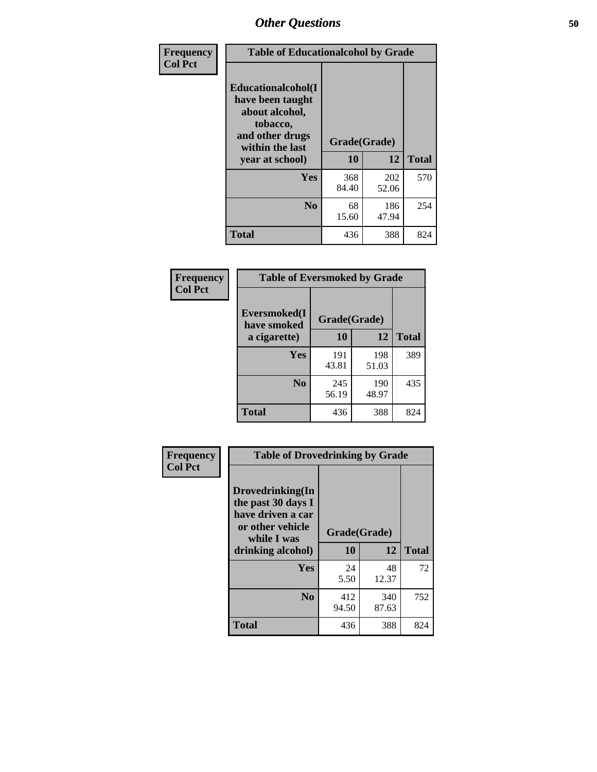## Other Questions

**Frequency / Col Pct**

| Table of Educationalalcohol by Grade | | | |
|---|---|---|---|
| **Educationalalcohol(I have been taught about alcohol, tobacco, and other drugs within the last year at school)** | **Grade(Grade)** | | |
| | **10** | **12** | **Total** |
| **Yes** | 368<br>84.40 | 202<br>52.06 | 570 |
| **No** | 68<br>15.60 | 186<br>47.94 | 254 |
| **Total** | 436 | 388 | 824 |

**Frequency / Col Pct**

| Table of Eversmoked by Grade | | | |
|---|---|---|---|
| **Eversmoked(I have smoked a cigarette)** | **Grade(Grade)** | | |
| | **10** | **12** | **Total** |
| **Yes** | 191<br>43.81 | 198<br>51.03 | 389 |
| **No** | 245<br>56.19 | 190<br>48.97 | 435 |
| **Total** | 436 | 388 | 824 |

**Frequency / Col Pct**

| Table of Drovedrinking by Grade | | | |
|---|---|---|---|
| **Drovedrinking(In the past 30 days I have driven a car or other vehicle while I was drinking alcohol)** | **Grade(Grade)** | | |
| | **10** | **12** | **Total** |
| **Yes** | 24<br>5.50 | 48<br>12.37 | 72 |
| **No** | 412<br>94.50 | 340<br>87.63 | 752 |
| **Total** | 436 | 388 | 824 |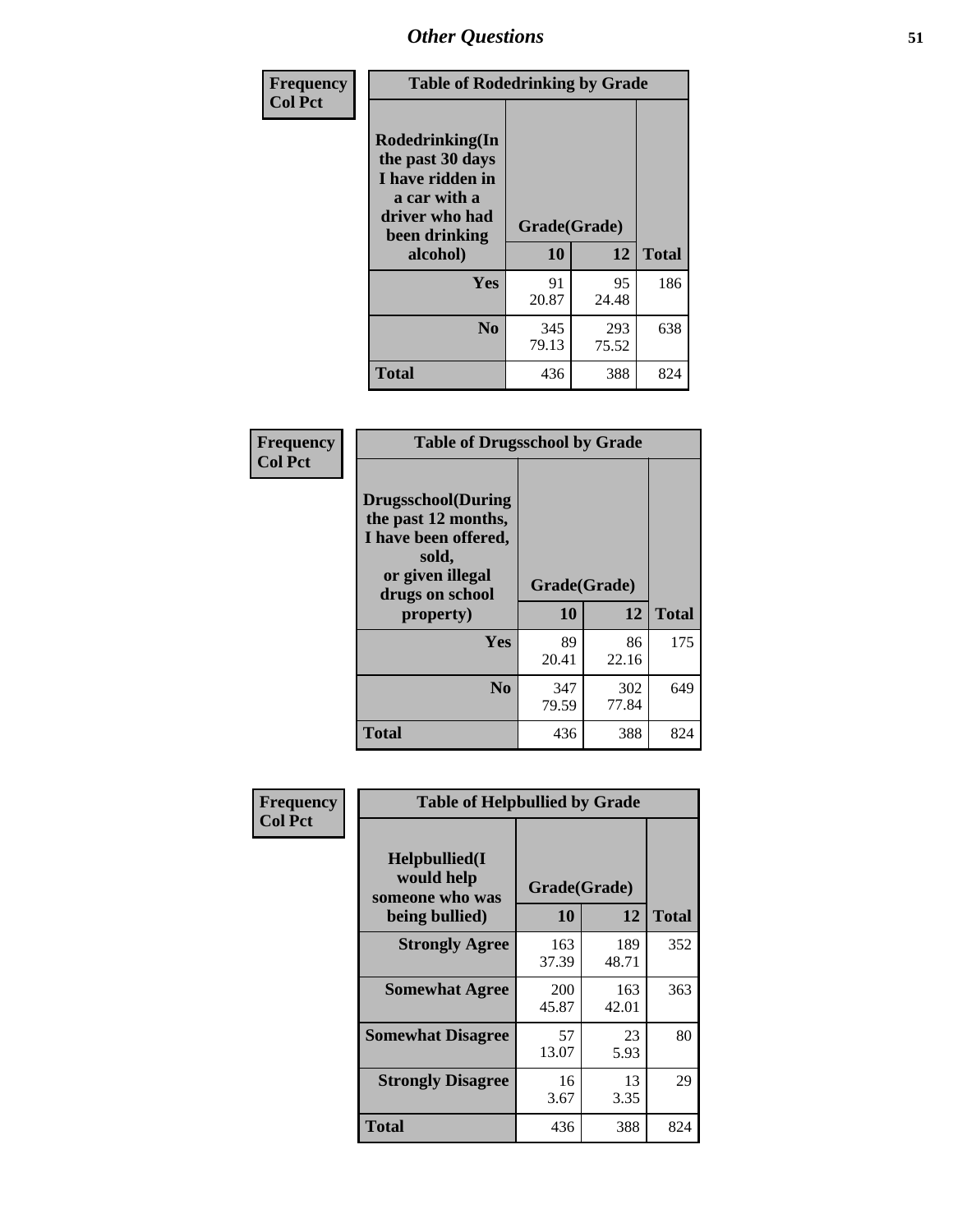| Frequency Col Pct | Table of Rodedrinking by Grade | | |
|---|---|---|---|
| Rodedrinking(In the past 30 days I have ridden in a car with a driver who had been drinking alcohol) | Grade(Grade) | | |
| | 10 | 12 | Total |
| Yes | 91<br>20.87 | 95<br>24.48 | 186 |
| No | 345<br>79.13 | 293<br>75.52 | 638 |
| Total | 436 | 388 | 824 |

| Frequency Col Pct | Table of Drugsschool by Grade | | |
|---|---|---|---|
| Drugsschool(During the past 12 months, I have been offered, sold, or given illegal drugs on school property) | Grade(Grade) | | |
| | 10 | 12 | Total |
| Yes | 89<br>20.41 | 86<br>22.16 | 175 |
| No | 347<br>79.59 | 302<br>77.84 | 649 |
| Total | 436 | 388 | 824 |

| Frequency Col Pct | Table of Helpbullied by Grade | | |
|---|---|---|---|
| Helpbullied(I would help someone who was being bullied) | Grade(Grade) | | |
| | 10 | 12 | Total |
| Strongly Agree | 163<br>37.39 | 189<br>48.71 | 352 |
| Somewhat Agree | 200<br>45.87 | 163<br>42.01 | 363 |
| Somewhat Disagree | 57<br>13.07 | 23<br>5.93 | 80 |
| Strongly Disagree | 16<br>3.67 | 13<br>3.35 | 29 |
| Total | 436 | 388 | 824 |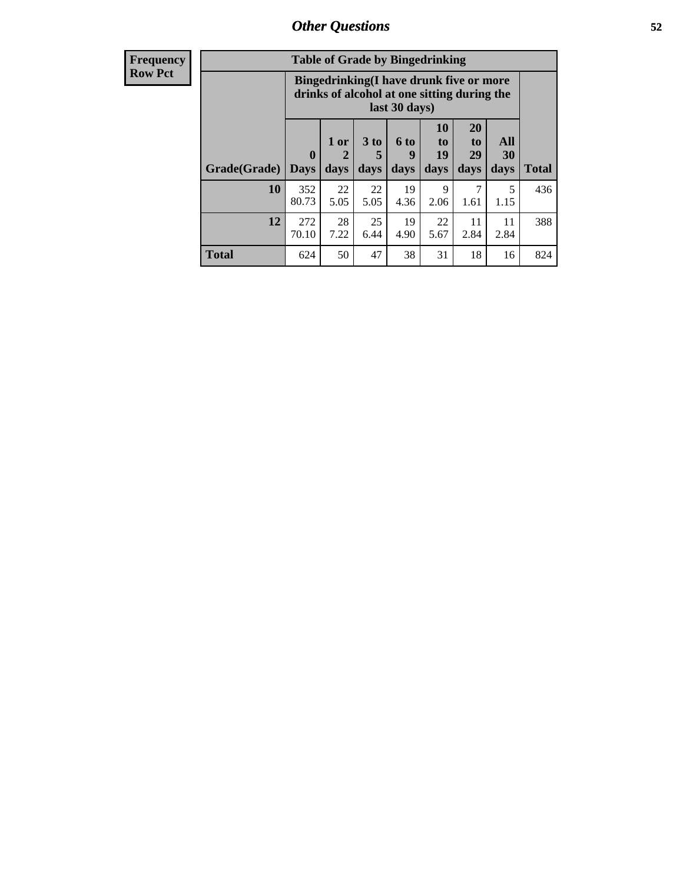## Other Questions

| Frequency Row Pct | | | | | | | | |
|---|---|---|---|---|---|---|---|---|

**Table of Grade by Bingedrinking**

| | Bingedrinking(I have drunk five or more drinks of alcohol at one sitting during the last 30 days) | | | | | | | |
|---|---|---|---|---|---|---|---|---|
| Grade(Grade) | 0 Days | 1 or 2 days | 3 to 5 days | 6 to 9 days | 10 to 19 days | 20 to 29 days | All 30 days | Total |
| 10 | 352<br>80.73 | 22<br>5.05 | 22<br>5.05 | 19<br>4.36 | 9<br>2.06 | 7<br>1.61 | 5<br>1.15 | 436 |
| 12 | 272<br>70.10 | 28<br>7.22 | 25<br>6.44 | 19<br>4.90 | 22<br>5.67 | 11<br>2.84 | 11<br>2.84 | 388 |
| Total | 624 | 50 | 47 | 38 | 31 | 18 | 16 | 824 |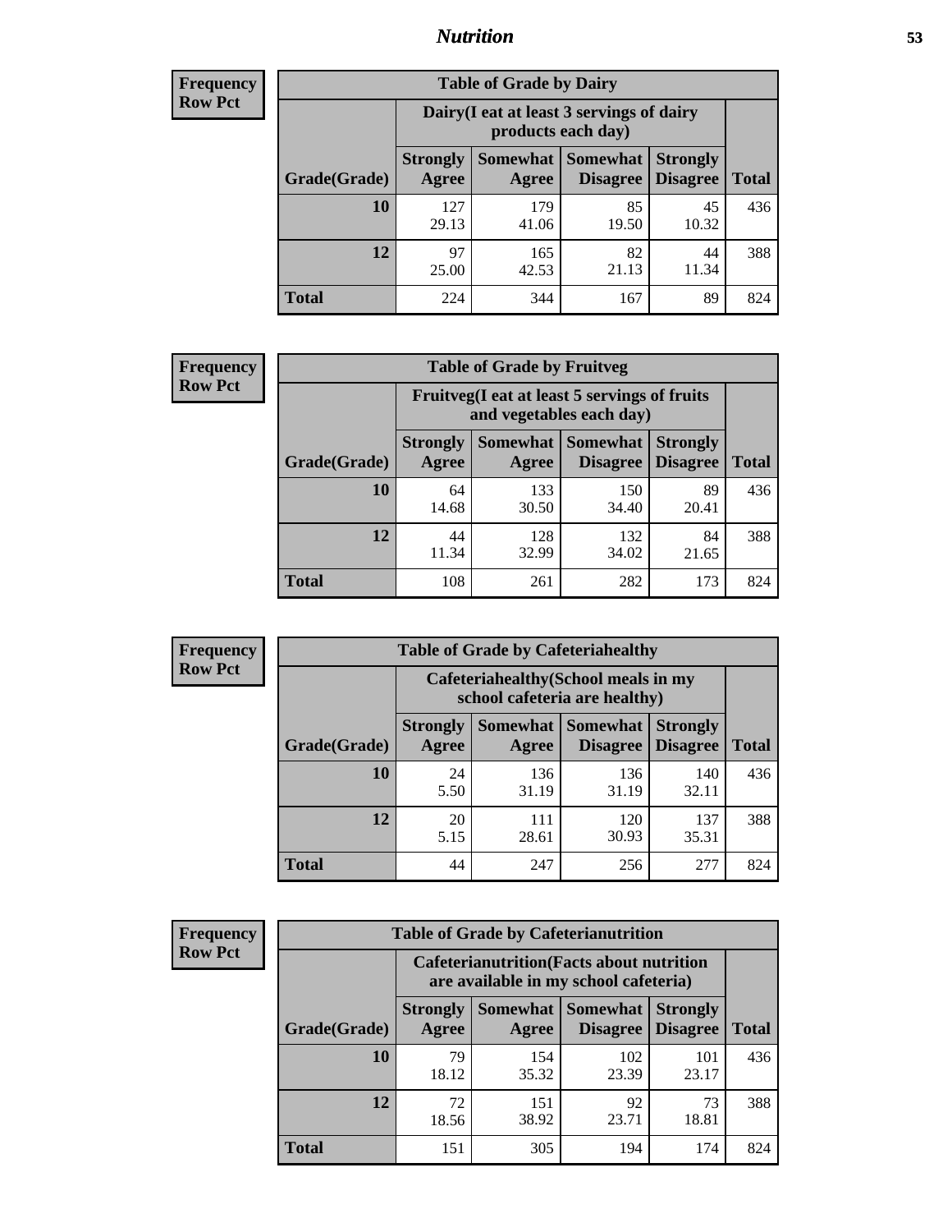## Nutrition

**Frequency**
**Row Pct**

| Table of Grade by Dairy | | | | | |
|---|---|---|---|---|---|
| | Dairy(I eat at least 3 servings of dairy products each day) | | | | |
| Grade(Grade) | Strongly Agree | Somewhat Agree | Somewhat Disagree | Strongly Disagree | Total |
| 10 | 127<br>29.13 | 179<br>41.06 | 85<br>19.50 | 45<br>10.32 | 436 |
| 12 | 97<br>25.00 | 165<br>42.53 | 82<br>21.13 | 44<br>11.34 | 388 |
| Total | 224 | 344 | 167 | 89 | 824 |

**Frequency**
**Row Pct**

| Table of Grade by Fruitveg | | | | | |
|---|---|---|---|---|---|
| | Fruitveg(I eat at least 5 servings of fruits and vegetables each day) | | | | |
| Grade(Grade) | Strongly Agree | Somewhat Agree | Somewhat Disagree | Strongly Disagree | Total |
| 10 | 64<br>14.68 | 133<br>30.50 | 150<br>34.40 | 89<br>20.41 | 436 |
| 12 | 44<br>11.34 | 128<br>32.99 | 132<br>34.02 | 84<br>21.65 | 388 |
| Total | 108 | 261 | 282 | 173 | 824 |

**Frequency**
**Row Pct**

| Table of Grade by Cafeteriahealthy | | | | | |
|---|---|---|---|---|---|
| | Cafeteriahealthy(School meals in my school cafeteria are healthy) | | | | |
| Grade(Grade) | Strongly Agree | Somewhat Agree | Somewhat Disagree | Strongly Disagree | Total |
| 10 | 24<br>5.50 | 136<br>31.19 | 136<br>31.19 | 140<br>32.11 | 436 |
| 12 | 20<br>5.15 | 111<br>28.61 | 120<br>30.93 | 137<br>35.31 | 388 |
| Total | 44 | 247 | 256 | 277 | 824 |

**Frequency**
**Row Pct**

| Table of Grade by Cafeterianutrition | | | | | |
|---|---|---|---|---|---|
| | Cafeterianutrition(Facts about nutrition are available in my school cafeteria) | | | | |
| Grade(Grade) | Strongly Agree | Somewhat Agree | Somewhat Disagree | Strongly Disagree | Total |
| 10 | 79<br>18.12 | 154<br>35.32 | 102<br>23.39 | 101<br>23.17 | 436 |
| 12 | 72<br>18.56 | 151<br>38.92 | 92<br>23.71 | 73<br>18.81 | 388 |
| Total | 151 | 305 | 194 | 174 | 824 |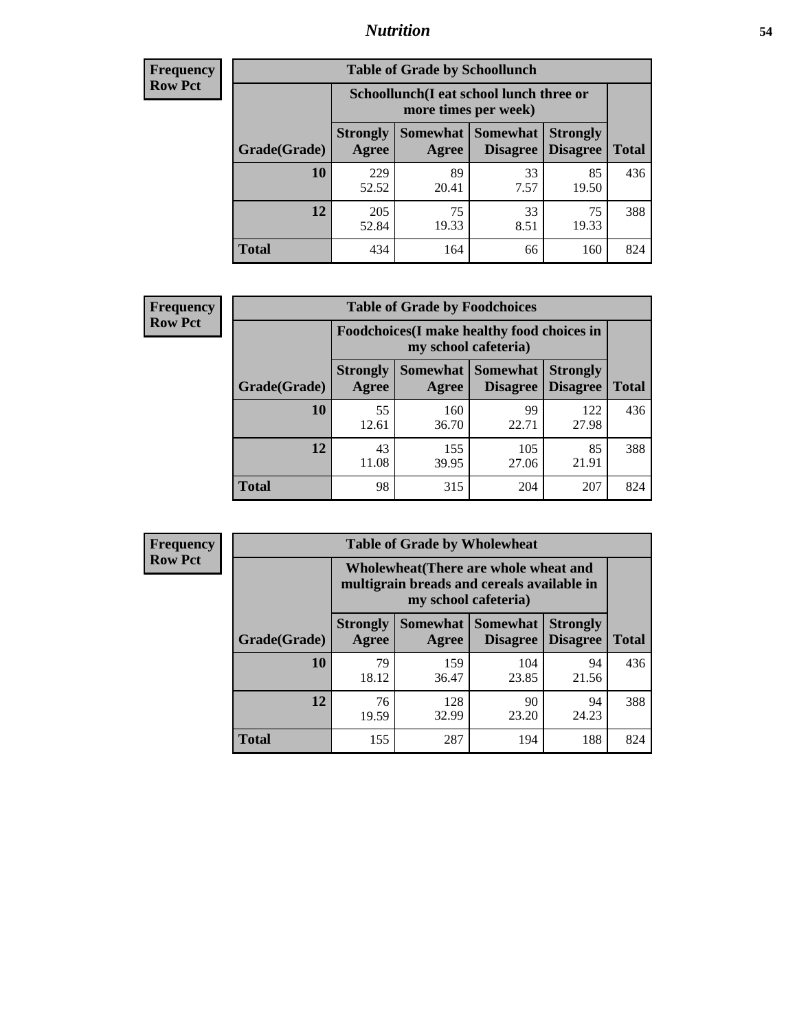| Frequency Row Pct |
|---|

**Table of Grade by Schoollunch**

| Grade(Grade) | Schoollunch(I eat school lunch three or more times per week) | | | | Total |
|---|---|---|---|---|---|
| | Strongly Agree | Somewhat Agree | Somewhat Disagree | Strongly Disagree | |
| 10 | 229<br>52.52 | 89<br>20.41 | 33<br>7.57 | 85<br>19.50 | 436 |
| 12 | 205<br>52.84 | 75<br>19.33 | 33<br>8.51 | 75<br>19.33 | 388 |
| Total | 434 | 164 | 66 | 160 | 824 |

| Frequency Row Pct |
|---|

**Table of Grade by Foodchoices**

| Grade(Grade) | Foodchoices(I make healthy food choices in my school cafeteria) | | | | Total |
|---|---|---|---|---|---|
| | Strongly Agree | Somewhat Agree | Somewhat Disagree | Strongly Disagree | |
| 10 | 55<br>12.61 | 160<br>36.70 | 99<br>22.71 | 122<br>27.98 | 436 |
| 12 | 43<br>11.08 | 155<br>39.95 | 105<br>27.06 | 85<br>21.91 | 388 |
| Total | 98 | 315 | 204 | 207 | 824 |

| Frequency Row Pct |
|---|

**Table of Grade by Wholewheat**

| Grade(Grade) | Wholewheat(There are whole wheat and multigrain breads and cereals available in my school cafeteria) | | | | Total |
|---|---|---|---|---|---|
| | Strongly Agree | Somewhat Agree | Somewhat Disagree | Strongly Disagree | |
| 10 | 79<br>18.12 | 159<br>36.47 | 104<br>23.85 | 94<br>21.56 | 436 |
| 12 | 76<br>19.59 | 128<br>32.99 | 90<br>23.20 | 94<br>24.23 | 388 |
| Total | 155 | 287 | 194 | 188 | 824 |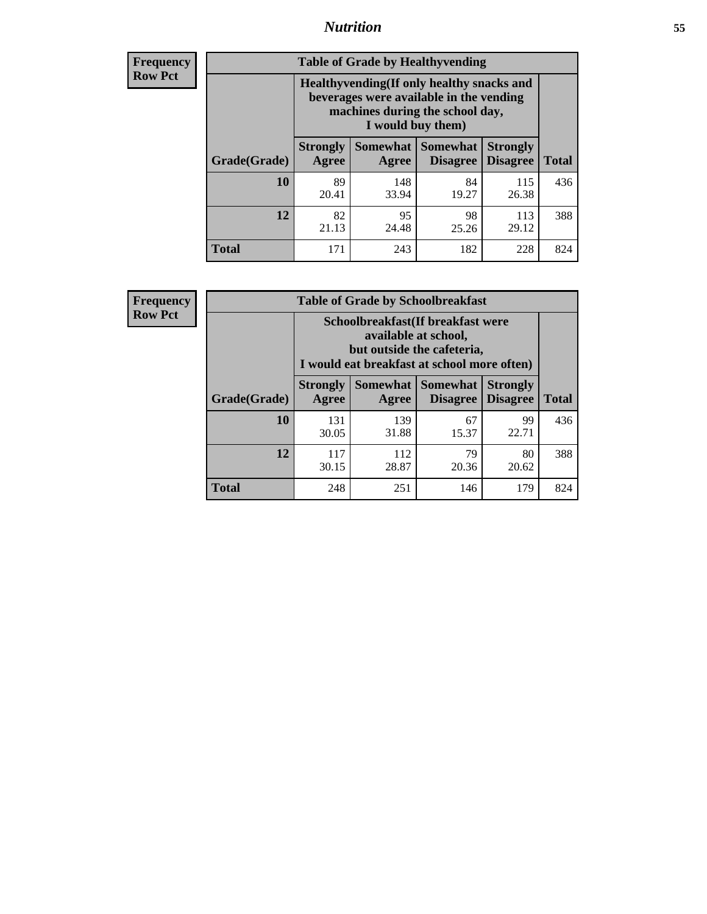## Nutrition

**Frequency**
**Row Pct**

| Table of Grade by Healthyvending | | | | | |
|---|---|---|---|---|---|
| | Healthyvending(If only healthy snacks and beverages were available in the vending machines during the school day, I would buy them) | | | | |
| Grade(Grade) | Strongly Agree | Somewhat Agree | Somewhat Disagree | Strongly Disagree | Total |
| **10** | 89<br>20.41 | 148<br>33.94 | 84<br>19.27 | 115<br>26.38 | 436 |
| **12** | 82<br>21.13 | 95<br>24.48 | 98<br>25.26 | 113<br>29.12 | 388 |
| **Total** | 171 | 243 | 182 | 228 | 824 |

**Frequency**
**Row Pct**

| Table of Grade by Schoolbreakfast | | | | | |
|---|---|---|---|---|---|
| | Schoolbreakfast(If breakfast were available at school, but outside the cafeteria, I would eat breakfast at school more often) | | | | |
| Grade(Grade) | Strongly Agree | Somewhat Agree | Somewhat Disagree | Strongly Disagree | Total |
| **10** | 131<br>30.05 | 139<br>31.88 | 67<br>15.37 | 99<br>22.71 | 436 |
| **12** | 117<br>30.15 | 112<br>28.87 | 79<br>20.36 | 80<br>20.62 | 388 |
| **Total** | 248 | 251 | 146 | 179 | 824 |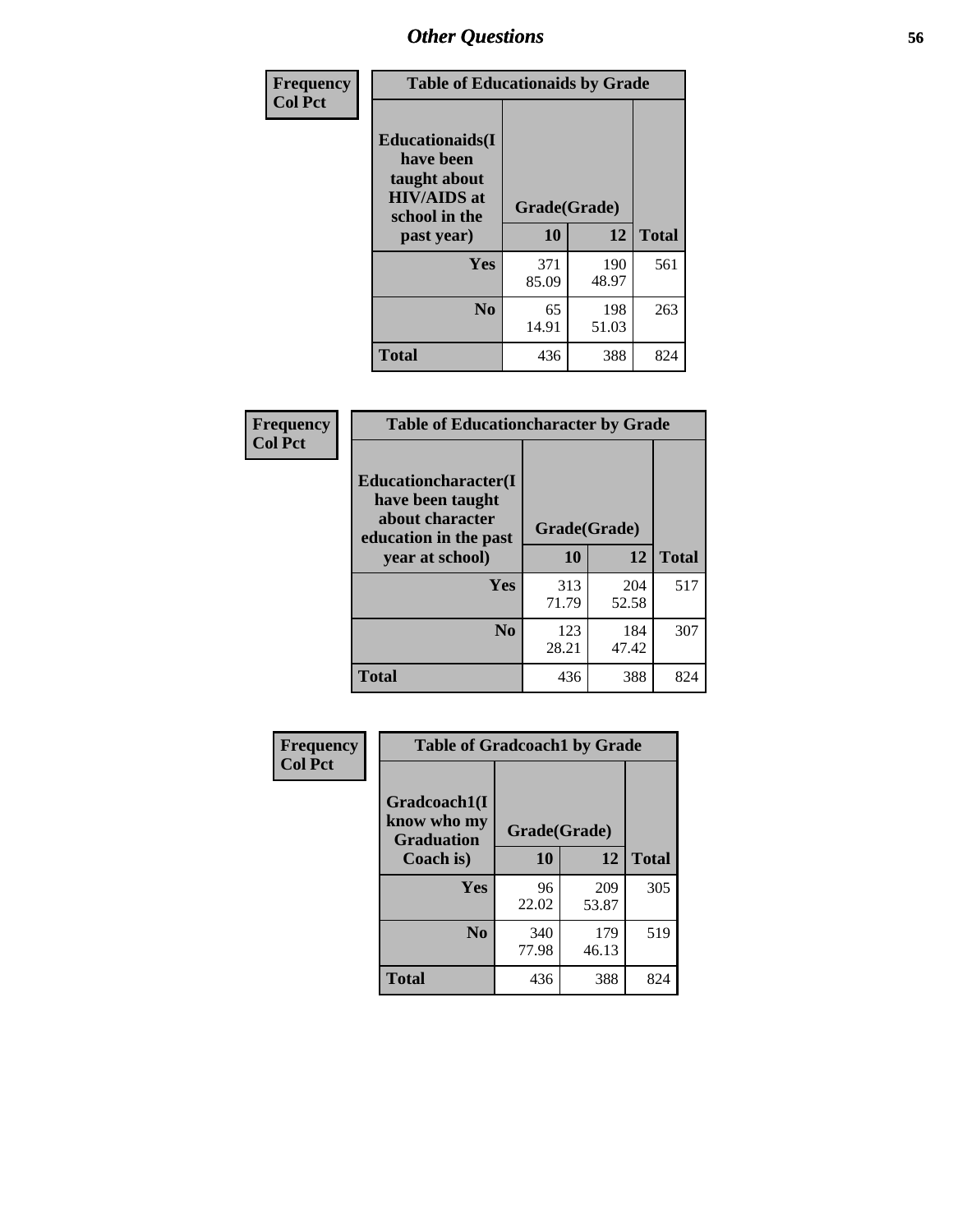## Other Questions

**Frequency**
**Col Pct**

| Table of Educationaids by Grade | | | |
|---|---|---|---|
| Educationaids(I have been taught about HIV/AIDS at school in the past year) | Grade(Grade) | | |
| | 10 | 12 | Total |
| Yes | 371<br>85.09 | 190<br>48.97 | 561 |
| No | 65<br>14.91 | 198<br>51.03 | 263 |
| Total | 436 | 388 | 824 |

**Frequency**
**Col Pct**

| Table of Educationcharacter by Grade | | | |
|---|---|---|---|
| Educationcharacter(I have been taught about character education in the past year at school) | Grade(Grade) | | |
| | 10 | 12 | Total |
| Yes | 313<br>71.79 | 204<br>52.58 | 517 |
| No | 123<br>28.21 | 184<br>47.42 | 307 |
| Total | 436 | 388 | 824 |

**Frequency**
**Col Pct**

| Table of Gradcoach1 by Grade | | | |
|---|---|---|---|
| Gradcoach1(I know who my Graduation Coach is) | Grade(Grade) | | |
| | 10 | 12 | Total |
| Yes | 96<br>22.02 | 209<br>53.87 | 305 |
| No | 340<br>77.98 | 179<br>46.13 | 519 |
| Total | 436 | 388 | 824 |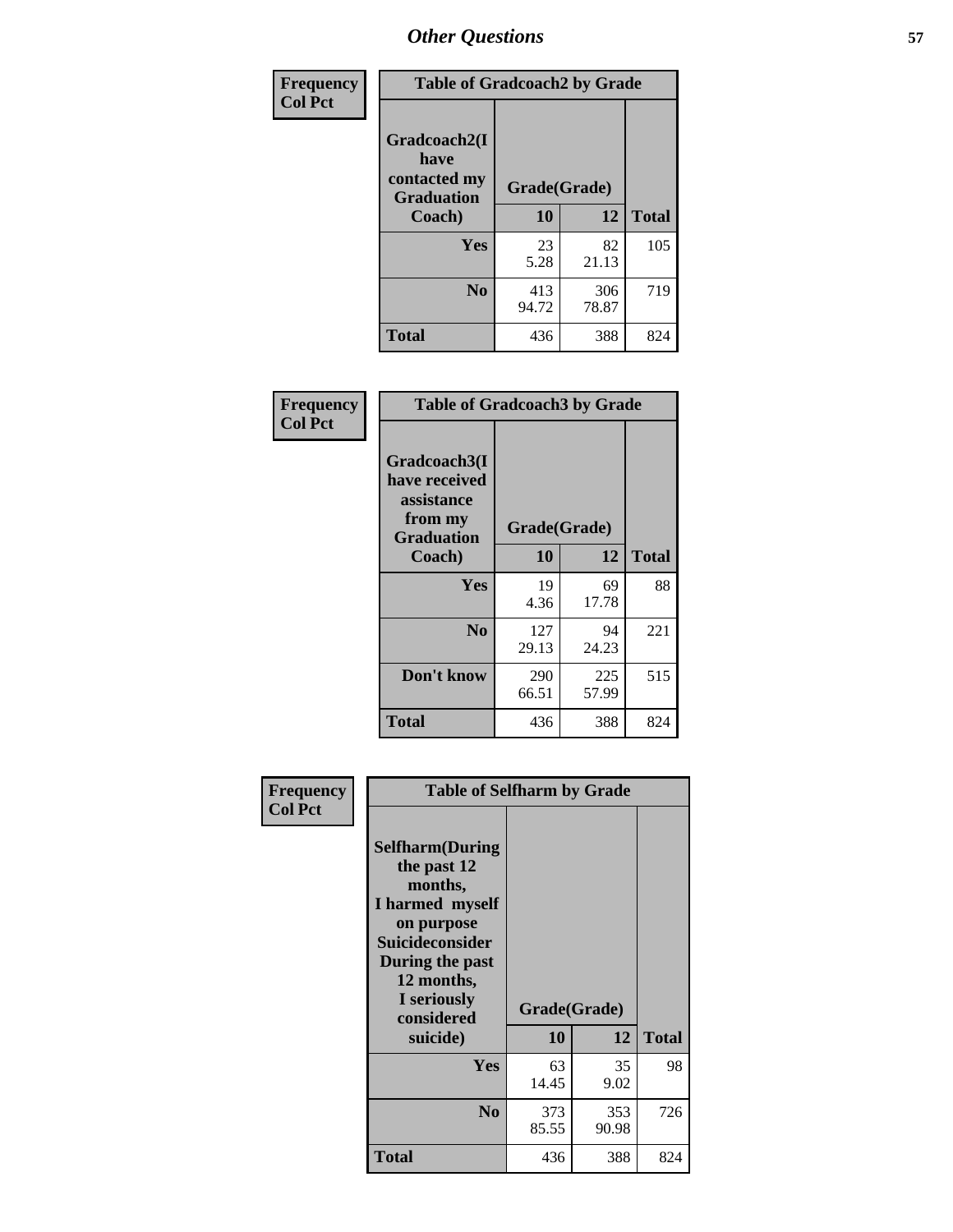# Other Questions

| Frequency<br>Col Pct | Table of Gradcoach2 by Grade | | |
|---|---|---|---|
| Gradcoach2(I have contacted my Graduation Coach) | Grade(Grade) | | |
| | 10 | 12 | Total |
| Yes | 23<br>5.28 | 82<br>21.13 | 105 |
| No | 413<br>94.72 | 306<br>78.87 | 719 |
| Total | 436 | 388 | 824 |

| Frequency<br>Col Pct | Table of Gradcoach3 by Grade | | |
|---|---|---|---|
| Gradcoach3(I have received assistance from my Graduation Coach) | Grade(Grade) | | |
| | 10 | 12 | Total |
| Yes | 19<br>4.36 | 69<br>17.78 | 88 |
| No | 127<br>29.13 | 94<br>24.23 | 221 |
| Don't know | 290<br>66.51 | 225<br>57.99 | 515 |
| Total | 436 | 388 | 824 |

| Frequency<br>Col Pct | Table of Selfharm by Grade | | |
|---|---|---|---|
| Selfharm(During the past 12 months, I harmed myself on purpose Suicideconsider During the past 12 months, I seriously considered suicide) | Grade(Grade) | | |
| | 10 | 12 | Total |
| Yes | 63<br>14.45 | 35<br>9.02 | 98 |
| No | 373<br>85.55 | 353<br>90.98 | 726 |
| Total | 436 | 388 | 824 |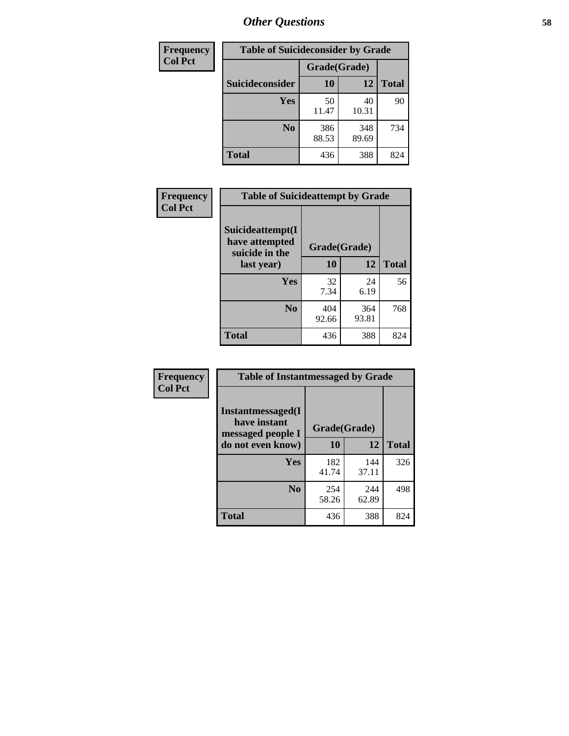## Other Questions

| Frequency<br>Col Pct |
|---|

**Table of Suicideconsider by Grade**

| Suicideconsider | Grade(Grade) 10 | 12 | Total |
|---|---|---|---|
| Yes | 50<br>11.47 | 40<br>10.31 | 90 |
| No | 386<br>88.53 | 348<br>89.69 | 734 |
| Total | 436 | 388 | 824 |

| Frequency<br>Col Pct |
|---|

**Table of Suicideattempt by Grade**

| Suicideattempt(I have attempted suicide in the last year) | Grade(Grade) 10 | 12 | Total |
|---|---|---|---|
| Yes | 32<br>7.34 | 24<br>6.19 | 56 |
| No | 404<br>92.66 | 364<br>93.81 | 768 |
| Total | 436 | 388 | 824 |

| Frequency<br>Col Pct |
|---|

**Table of Instantmessaged by Grade**

| Instantmessaged(I have instant messaged people I do not even know) | Grade(Grade) 10 | 12 | Total |
|---|---|---|---|
| Yes | 182<br>41.74 | 144<br>37.11 | 326 |
| No | 254<br>58.26 | 244<br>62.89 | 498 |
| Total | 436 | 388 | 824 |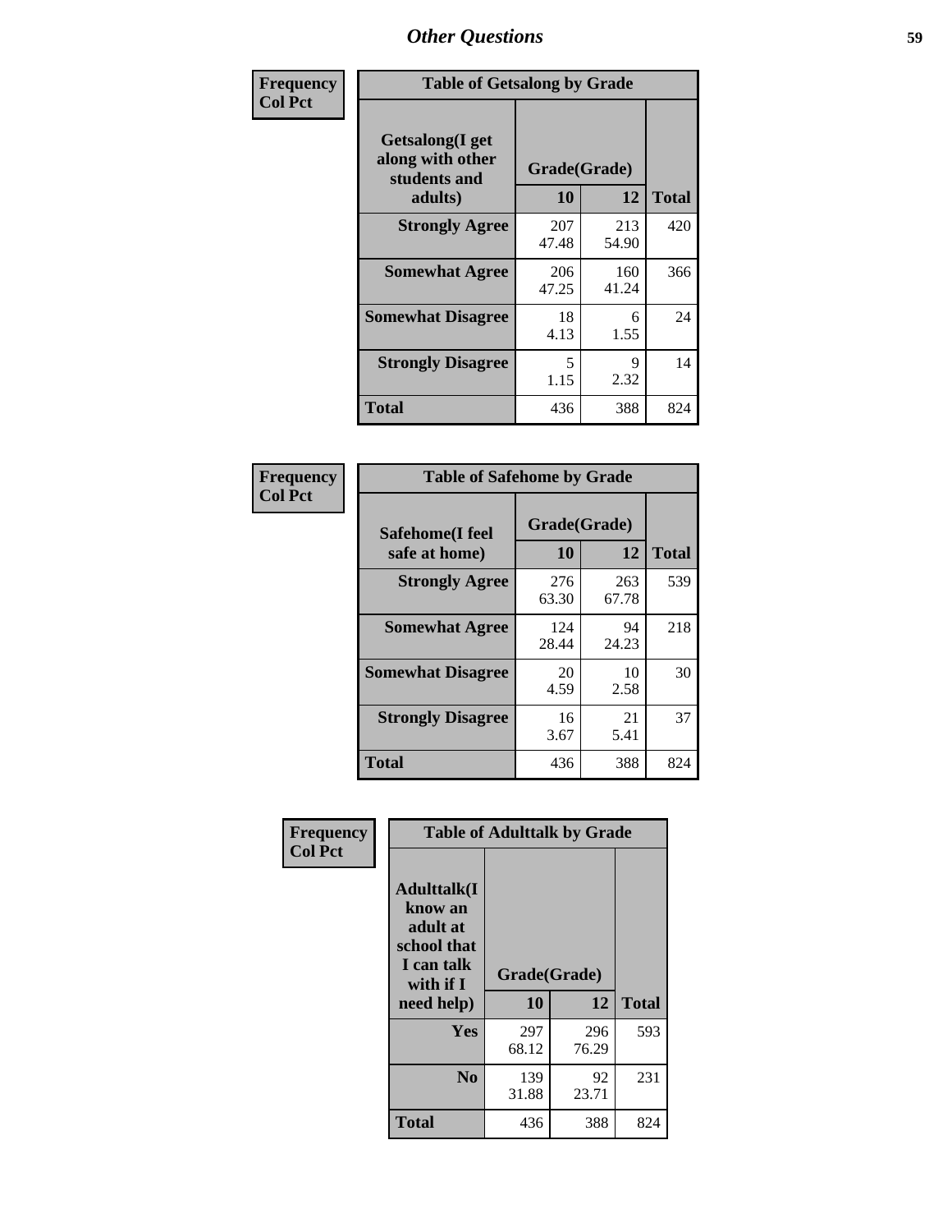# Other Questions

**Frequency**
**Col Pct**

| Table of Getsalong by Grade | | | |
|---|---|---|---|
| Getsalong(I get along with other students and adults) | Grade(Grade) | | |
| | 10 | 12 | Total |
| **Strongly Agree** | 207<br>47.48 | 213<br>54.90 | 420 |
| **Somewhat Agree** | 206<br>47.25 | 160<br>41.24 | 366 |
| **Somewhat Disagree** | 18<br>4.13 | 6<br>1.55 | 24 |
| **Strongly Disagree** | 5<br>1.15 | 9<br>2.32 | 14 |
| **Total** | 436 | 388 | 824 |

**Frequency**
**Col Pct**

| Table of Safehome by Grade | | | |
|---|---|---|---|
| Safehome(I feel safe at home) | Grade(Grade) | | |
| | 10 | 12 | Total |
| **Strongly Agree** | 276<br>63.30 | 263<br>67.78 | 539 |
| **Somewhat Agree** | 124<br>28.44 | 94<br>24.23 | 218 |
| **Somewhat Disagree** | 20<br>4.59 | 10<br>2.58 | 30 |
| **Strongly Disagree** | 16<br>3.67 | 21<br>5.41 | 37 |
| **Total** | 436 | 388 | 824 |

**Frequency**
**Col Pct**

| Table of Adulttalk by Grade | | | |
|---|---|---|---|
| Adulttalk(I know an adult at school that I can talk with if I need help) | Grade(Grade) | | |
| | 10 | 12 | Total |
| **Yes** | 297<br>68.12 | 296<br>76.29 | 593 |
| **No** | 139<br>31.88 | 92<br>23.71 | 231 |
| **Total** | 436 | 388 | 824 |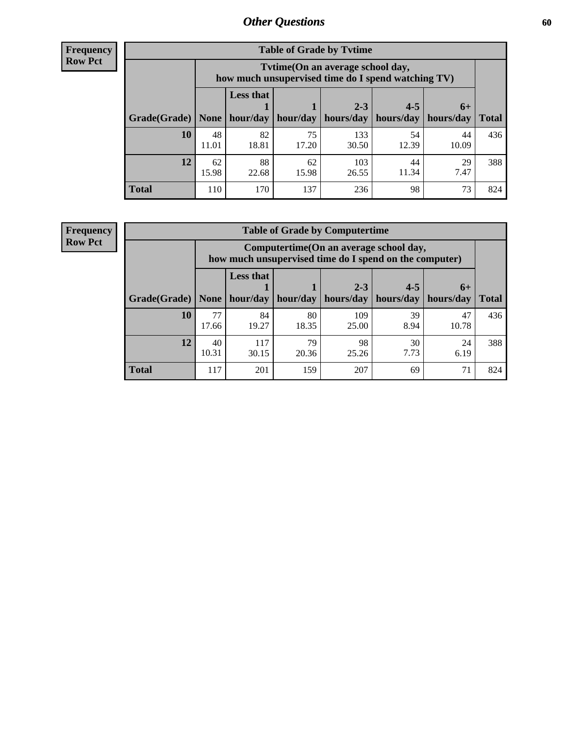## Other Questions

**Frequency**
**Row Pct**

| Table of Grade by Tvtime | | | | | | | |
|---|---|---|---|---|---|---|---|
| | Tvtime(On an average school day, how much unsupervised time do I spend watching TV) | | | | | | |
| Grade(Grade) | None | Less that 1 hour/day | 1 hour/day | 2-3 hours/day | 4-5 hours/day | 6+ hours/day | Total |
| **10** | 48<br>11.01 | 82<br>18.81 | 75<br>17.20 | 133<br>30.50 | 54<br>12.39 | 44<br>10.09 | 436 |
| **12** | 62<br>15.98 | 88<br>22.68 | 62<br>15.98 | 103<br>26.55 | 44<br>11.34 | 29<br>7.47 | 388 |
| **Total** | 110 | 170 | 137 | 236 | 98 | 73 | 824 |

**Frequency**
**Row Pct**

| Table of Grade by Computertime | | | | | | | |
|---|---|---|---|---|---|---|---|
| | Computertime(On an average school day, how much unsupervised time do I spend on the computer) | | | | | | |
| Grade(Grade) | None | Less that 1 hour/day | 1 hour/day | 2-3 hours/day | 4-5 hours/day | 6+ hours/day | Total |
| **10** | 77<br>17.66 | 84<br>19.27 | 80<br>18.35 | 109<br>25.00 | 39<br>8.94 | 47<br>10.78 | 436 |
| **12** | 40<br>10.31 | 117<br>30.15 | 79<br>20.36 | 98<br>25.26 | 30<br>7.73 | 24<br>6.19 | 388 |
| **Total** | 117 | 201 | 159 | 207 | 69 | 71 | 824 |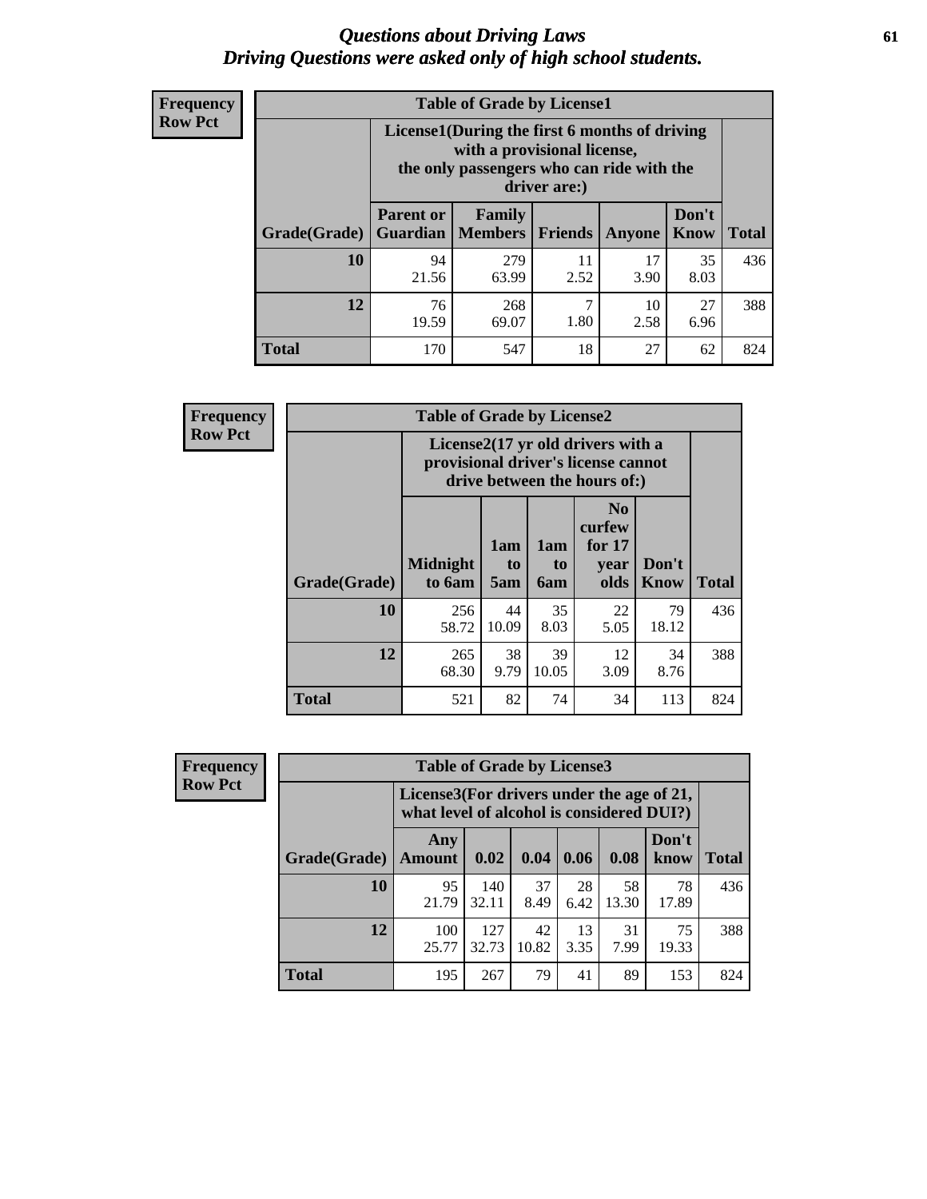# Questions about Driving Laws
## Driving Questions were asked only of high school students.

**Frequency**
**Row Pct**

**Table of Grade by License1**

| Grade(Grade) | License1(During the first 6 months of driving with a provisional license, the only passengers who can ride with the driver are:) | | | | | Total |
|---|---|---|---|---|---|---|
| | Parent or Guardian | Family Members | Friends | Anyone | Don't Know | |
| 10 | 94<br>21.56 | 279<br>63.99 | 11<br>2.52 | 17<br>3.90 | 35<br>8.03 | 436 |
| 12 | 76<br>19.59 | 268<br>69.07 | 7<br>1.80 | 10<br>2.58 | 27<br>6.96 | 388 |
| Total | 170 | 547 | 18 | 27 | 62 | 824 |

**Frequency**
**Row Pct**

**Table of Grade by License2**

| Grade(Grade) | License2(17 yr old drivers with a provisional driver's license cannot drive between the hours of:) | | | | | Total |
|---|---|---|---|---|---|---|
| | Midnight to 6am | 1am to 5am | 1am to 6am | No curfew for 17 year olds | Don't Know | |
| 10 | 256<br>58.72 | 44<br>10.09 | 35<br>8.03 | 22<br>5.05 | 79<br>18.12 | 436 |
| 12 | 265<br>68.30 | 38<br>9.79 | 39<br>10.05 | 12<br>3.09 | 34<br>8.76 | 388 |
| Total | 521 | 82 | 74 | 34 | 113 | 824 |

**Frequency**
**Row Pct**

**Table of Grade by License3**

| Grade(Grade) | License3(For drivers under the age of 21, what level of alcohol is considered DUI?) | | | | | | Total |
|---|---|---|---|---|---|---|---|
| | Any Amount | 0.02 | 0.04 | 0.06 | 0.08 | Don't know | |
| 10 | 95<br>21.79 | 140<br>32.11 | 37<br>8.49 | 28<br>6.42 | 58<br>13.30 | 78<br>17.89 | 436 |
| 12 | 100<br>25.77 | 127<br>32.73 | 42<br>10.82 | 13<br>3.35 | 31<br>7.99 | 75<br>19.33 | 388 |
| Total | 195 | 267 | 79 | 41 | 89 | 153 | 824 |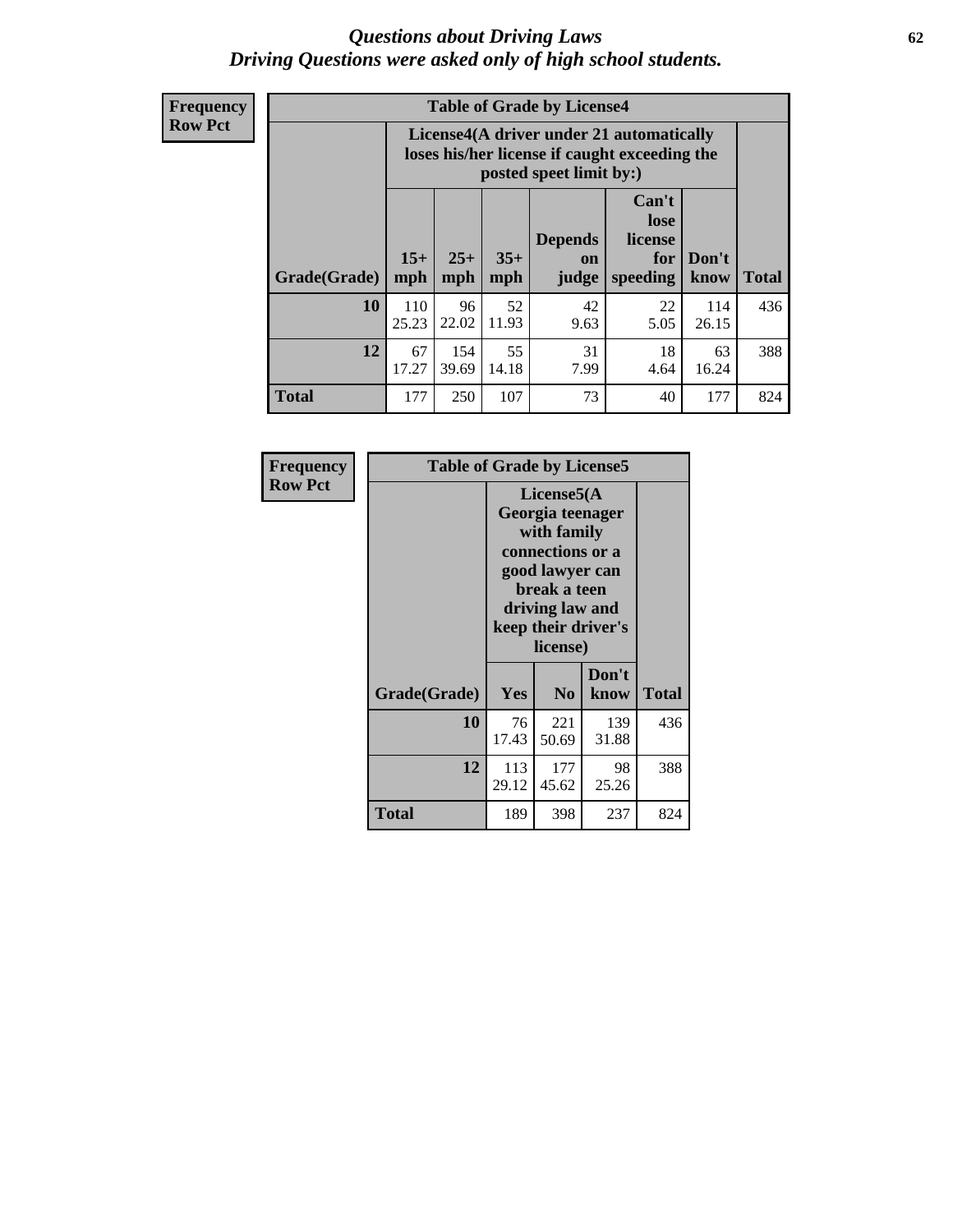# Questions about Driving Laws
*Driving Questions were asked only of high school students.*

**Frequency**
**Row Pct**

**Table of Grade by License4**

| Grade(Grade) | License4(A driver under 21 automatically loses his/her license if caught exceeding the posted speet limit by:) | | | | | | Total |
|---|---|---|---|---|---|---|---|
| | 15+ mph | 25+ mph | 35+ mph | Depends on judge | Can't lose license for speeding | Don't know | |
| **10** | 110<br>25.23 | 96<br>22.02 | 52<br>11.93 | 42<br>9.63 | 22<br>5.05 | 114<br>26.15 | 436 |
| **12** | 67<br>17.27 | 154<br>39.69 | 55<br>14.18 | 31<br>7.99 | 18<br>4.64 | 63<br>16.24 | 388 |
| **Total** | 177 | 250 | 107 | 73 | 40 | 177 | 824 |

**Frequency**
**Row Pct**

**Table of Grade by License5**

| Grade(Grade) | License5(A Georgia teenager with family connections or a good lawyer can break a teen driving law and keep their driver's license) | | | Total |
|---|---|---|---|---|
| | Yes | No | Don't know | |
| **10** | 76<br>17.43 | 221<br>50.69 | 139<br>31.88 | 436 |
| **12** | 113<br>29.12 | 177<br>45.62 | 98<br>25.26 | 388 |
| **Total** | 189 | 398 | 237 | 824 |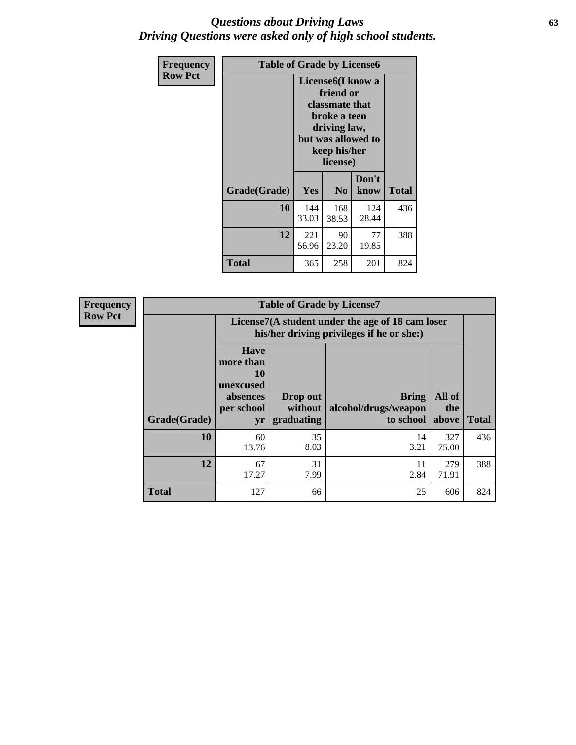# *Questions about Driving Laws*
# *Driving Questions were asked only of high school students.*

**Frequency**
**Row Pct**

**Table of Grade by License6**

| Grade(Grade) | License6(I know a friend or classmate that broke a teen driving law, but was allowed to keep his/her license) | | | Total |
|---|---|---|---|---|
| | Yes | No | Don't know | |
| **10** | 144<br>33.03 | 168<br>38.53 | 124<br>28.44 | 436 |
| **12** | 221<br>56.96 | 90<br>23.20 | 77<br>19.85 | 388 |
| **Total** | 365 | 258 | 201 | 824 |

**Frequency**
**Row Pct**

**Table of Grade by License7**

| Grade(Grade) | License7(A student under the age of 18 cam loser his/her driving privileges if he or she:) | | | | Total |
|---|---|---|---|---|---|
| | Have more than 10 unexcused absences per school yr | Drop out without graduating | Bring alcohol/drugs/weapon to school | All of the above | |
| **10** | 60<br>13.76 | 35<br>8.03 | 14<br>3.21 | 327<br>75.00 | 436 |
| **12** | 67<br>17.27 | 31<br>7.99 | 11<br>2.84 | 279<br>71.91 | 388 |
| **Total** | 127 | 66 | 25 | 606 | 824 |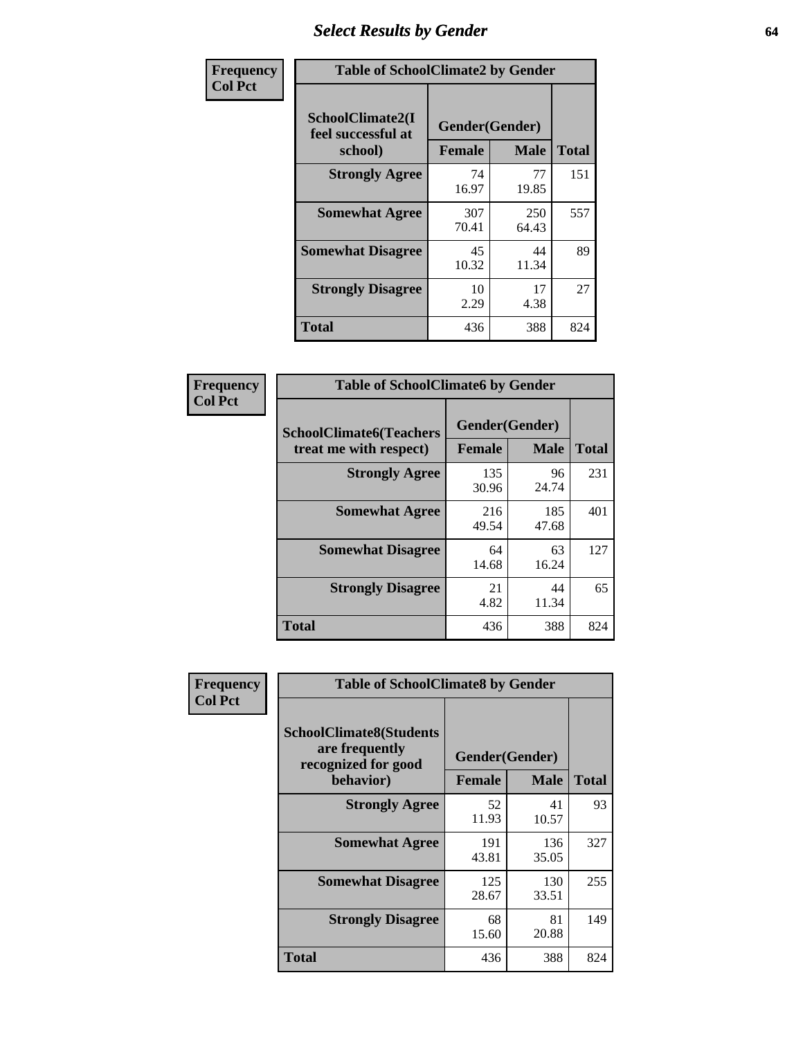# Select Results by Gender

**Frequency / Col Pct**

| Table of SchoolClimate2 by Gender | | | |
|---|---|---|---|
| SchoolClimate2(I feel successful at school) | Gender(Gender) | | |
| | Female | Male | Total |
| Strongly Agree | 74<br>16.97 | 77<br>19.85 | 151 |
| Somewhat Agree | 307<br>70.41 | 250<br>64.43 | 557 |
| Somewhat Disagree | 45<br>10.32 | 44<br>11.34 | 89 |
| Strongly Disagree | 10<br>2.29 | 17<br>4.38 | 27 |
| Total | 436 | 388 | 824 |

**Frequency / Col Pct**

| Table of SchoolClimate6 by Gender | | | |
|---|---|---|---|
| SchoolClimate6(Teachers treat me with respect) | Gender(Gender) | | |
| | Female | Male | Total |
| Strongly Agree | 135<br>30.96 | 96<br>24.74 | 231 |
| Somewhat Agree | 216<br>49.54 | 185<br>47.68 | 401 |
| Somewhat Disagree | 64<br>14.68 | 63<br>16.24 | 127 |
| Strongly Disagree | 21<br>4.82 | 44<br>11.34 | 65 |
| Total | 436 | 388 | 824 |

**Frequency / Col Pct**

| Table of SchoolClimate8 by Gender | | | |
|---|---|---|---|
| SchoolClimate8(Students are frequently recognized for good behavior) | Gender(Gender) | | |
| | Female | Male | Total |
| Strongly Agree | 52<br>11.93 | 41<br>10.57 | 93 |
| Somewhat Agree | 191<br>43.81 | 136<br>35.05 | 327 |
| Somewhat Disagree | 125<br>28.67 | 130<br>33.51 | 255 |
| Strongly Disagree | 68<br>15.60 | 81<br>20.88 | 149 |
| Total | 436 | 388 | 824 |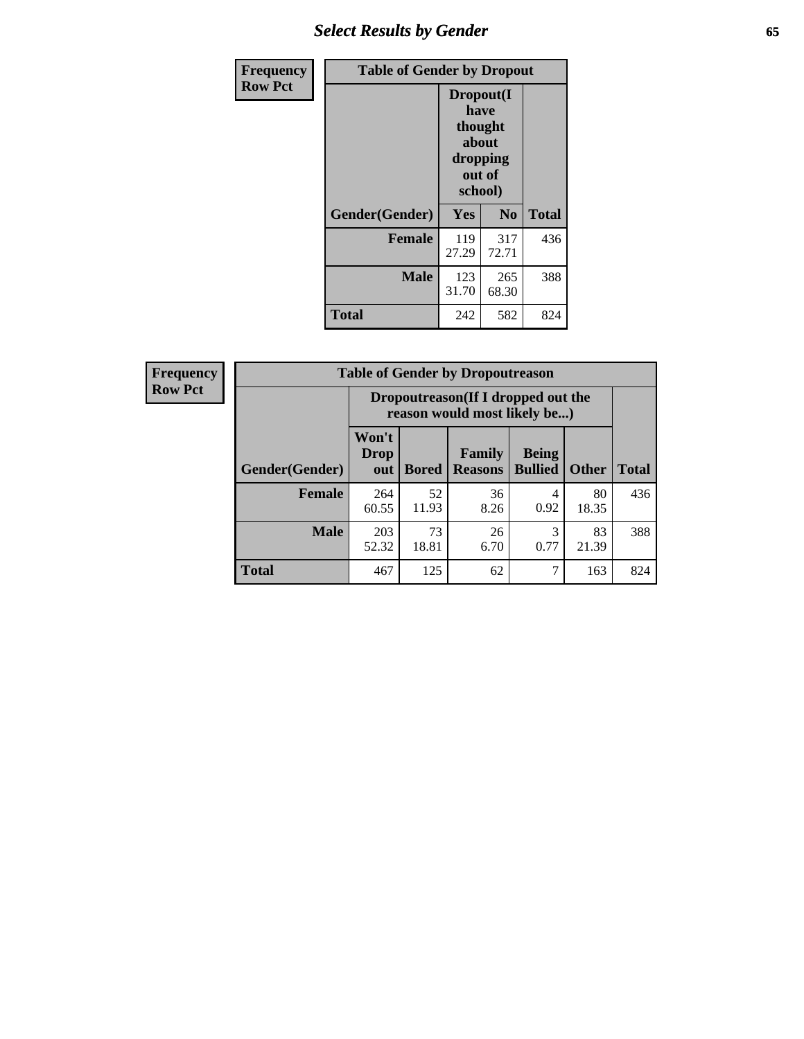## Select Results by Gender

| Frequency<br>Row Pct | Table of Gender by Dropout | | |
|---|---|---|---|
| | Dropout(I have thought about dropping out of school) | | |
| Gender(Gender) | Yes | No | Total |
| **Female** | 119<br>27.29 | 317<br>72.71 | 436 |
| **Male** | 123<br>31.70 | 265<br>68.30 | 388 |
| **Total** | 242 | 582 | 824 |

| Frequency<br>Row Pct | Table of Gender by Dropoutreason | | | | | |
|---|---|---|---|---|---|---|
| | Dropoutreason(If I dropped out the reason would most likely be...) | | | | | |
| Gender(Gender) | Won't Drop out | Bored | Family Reasons | Being Bullied | Other | Total |
| **Female** | 264<br>60.55 | 52<br>11.93 | 36<br>8.26 | 4<br>0.92 | 80<br>18.35 | 436 |
| **Male** | 203<br>52.32 | 73<br>18.81 | 26<br>6.70 | 3<br>0.77 | 83<br>21.39 | 388 |
| **Total** | 467 | 125 | 62 | 7 | 163 | 824 |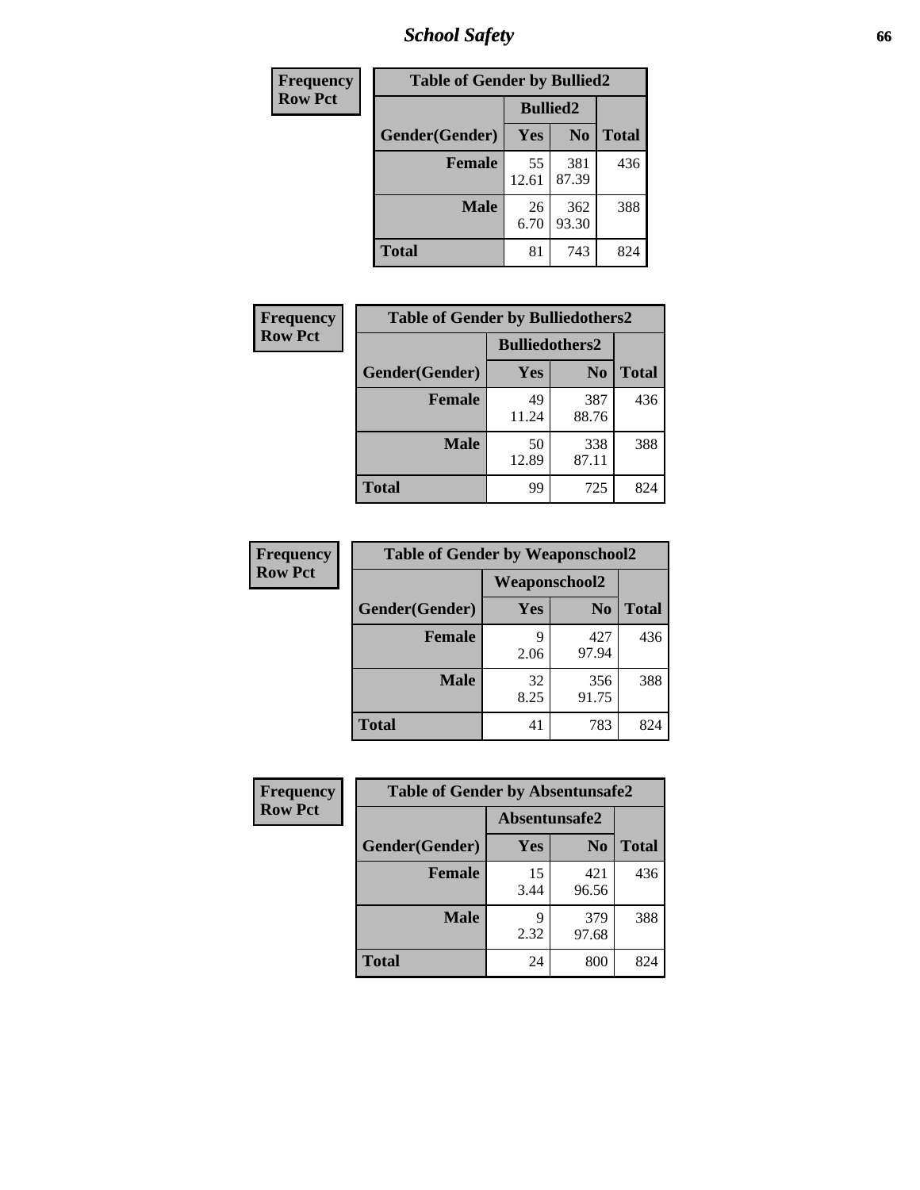| Frequency<br>Row Pct | Table of Gender by Bullied2 | | |
|---|---|---|---|
| | Bullied2 | | |
| Gender(Gender) | Yes | No | Total |
| Female | 55<br>12.61 | 381<br>87.39 | 436 |
| Male | 26<br>6.70 | 362<br>93.30 | 388 |
| Total | 81 | 743 | 824 |

| Frequency<br>Row Pct | Table of Gender by Bulliedothers2 | | |
|---|---|---|---|
| | Bulliedothers2 | | |
| Gender(Gender) | Yes | No | Total |
| Female | 49<br>11.24 | 387<br>88.76 | 436 |
| Male | 50<br>12.89 | 338<br>87.11 | 388 |
| Total | 99 | 725 | 824 |

| Frequency<br>Row Pct | Table of Gender by Weaponschool2 | | |
|---|---|---|---|
| | Weaponschool2 | | |
| Gender(Gender) | Yes | No | Total |
| Female | 9<br>2.06 | 427<br>97.94 | 436 |
| Male | 32<br>8.25 | 356<br>91.75 | 388 |
| Total | 41 | 783 | 824 |

| Frequency<br>Row Pct | Table of Gender by Absentunsafe2 | | |
|---|---|---|---|
| | Absentunsafe2 | | |
| Gender(Gender) | Yes | No | Total |
| Female | 15<br>3.44 | 421<br>96.56 | 436 |
| Male | 9<br>2.32 | 379<br>97.68 | 388 |
| Total | 24 | 800 | 824 |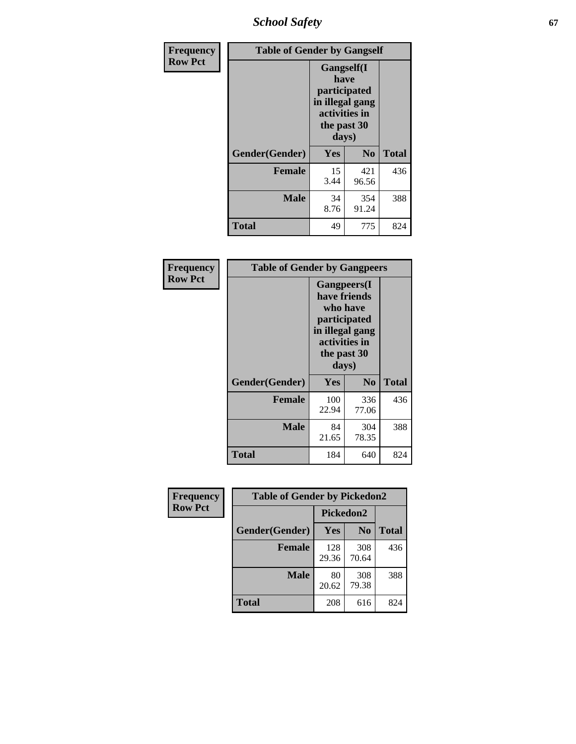| Frequency<br>Row Pct |
|---|

**Table of Gender by Gangself**

| | Gangself(I have participated in illegal gang activities in the past 30 days) | | |
|---|---|---|---|
| Gender(Gender) | Yes | No | Total |
| Female | 15<br>3.44 | 421<br>96.56 | 436 |
| Male | 34<br>8.76 | 354<br>91.24 | 388 |
| Total | 49 | 775 | 824 |

| Frequency<br>Row Pct |
|---|

**Table of Gender by Gangpeers**

| | Gangpeers(I have friends who have participated in illegal gang activities in the past 30 days) | | |
|---|---|---|---|
| Gender(Gender) | Yes | No | Total |
| Female | 100<br>22.94 | 336<br>77.06 | 436 |
| Male | 84<br>21.65 | 304<br>78.35 | 388 |
| Total | 184 | 640 | 824 |

| Frequency<br>Row Pct |
|---|

**Table of Gender by Pickedon2**

| | Pickedon2 | | |
|---|---|---|---|
| Gender(Gender) | Yes | No | Total |
| Female | 128<br>29.36 | 308<br>70.64 | 436 |
| Male | 80<br>20.62 | 308<br>79.38 | 388 |
| Total | 208 | 616 | 824 |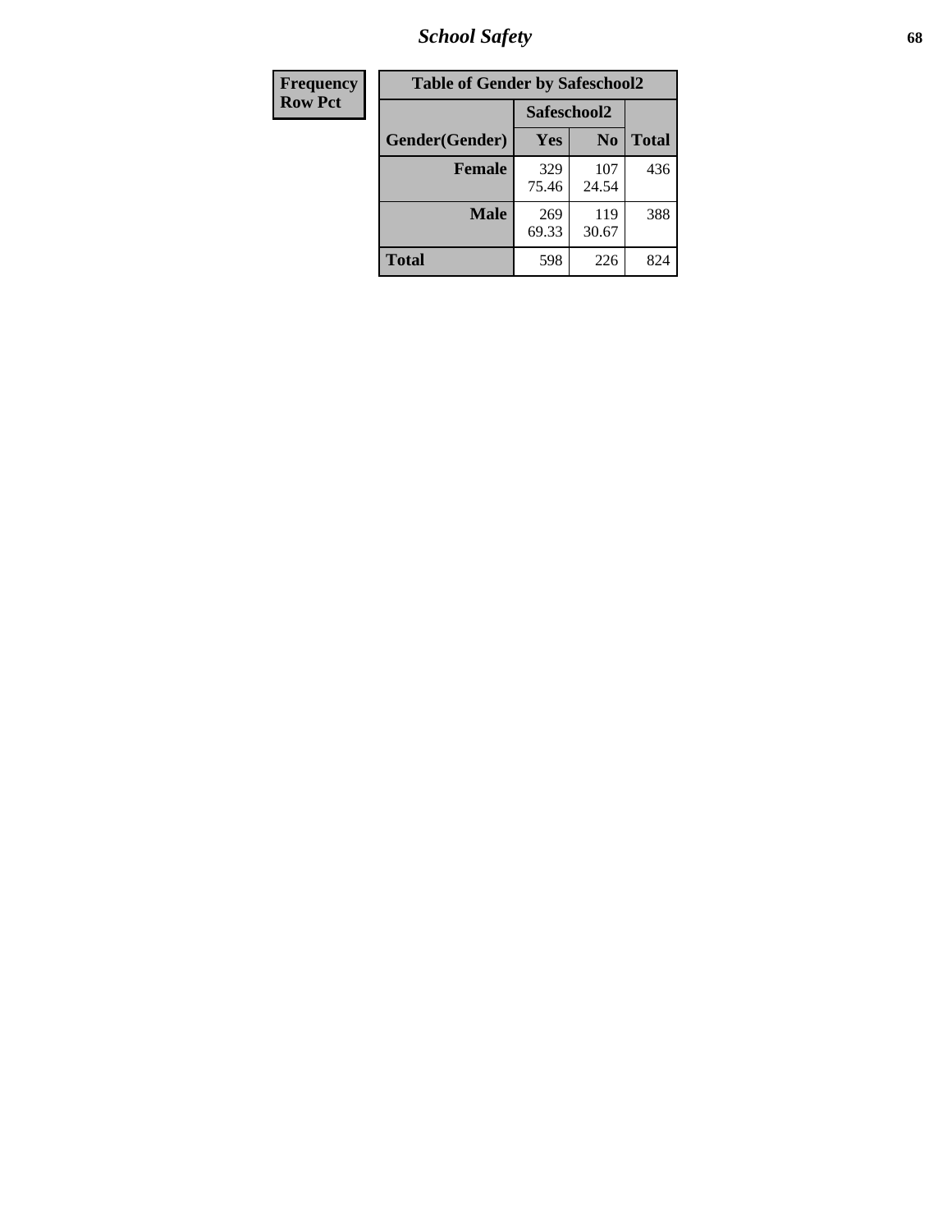| Frequency |
|---|
| Row Pct |

| Table of Gender by Safeschool2 | | | |
|---|---|---|---|
| | Safeschool2 | | |
| Gender(Gender) | Yes | No | Total |
| Female | 329<br>75.46 | 107<br>24.54 | 436 |
| Male | 269<br>69.33 | 119<br>30.67 | 388 |
| Total | 598 | 226 | 824 |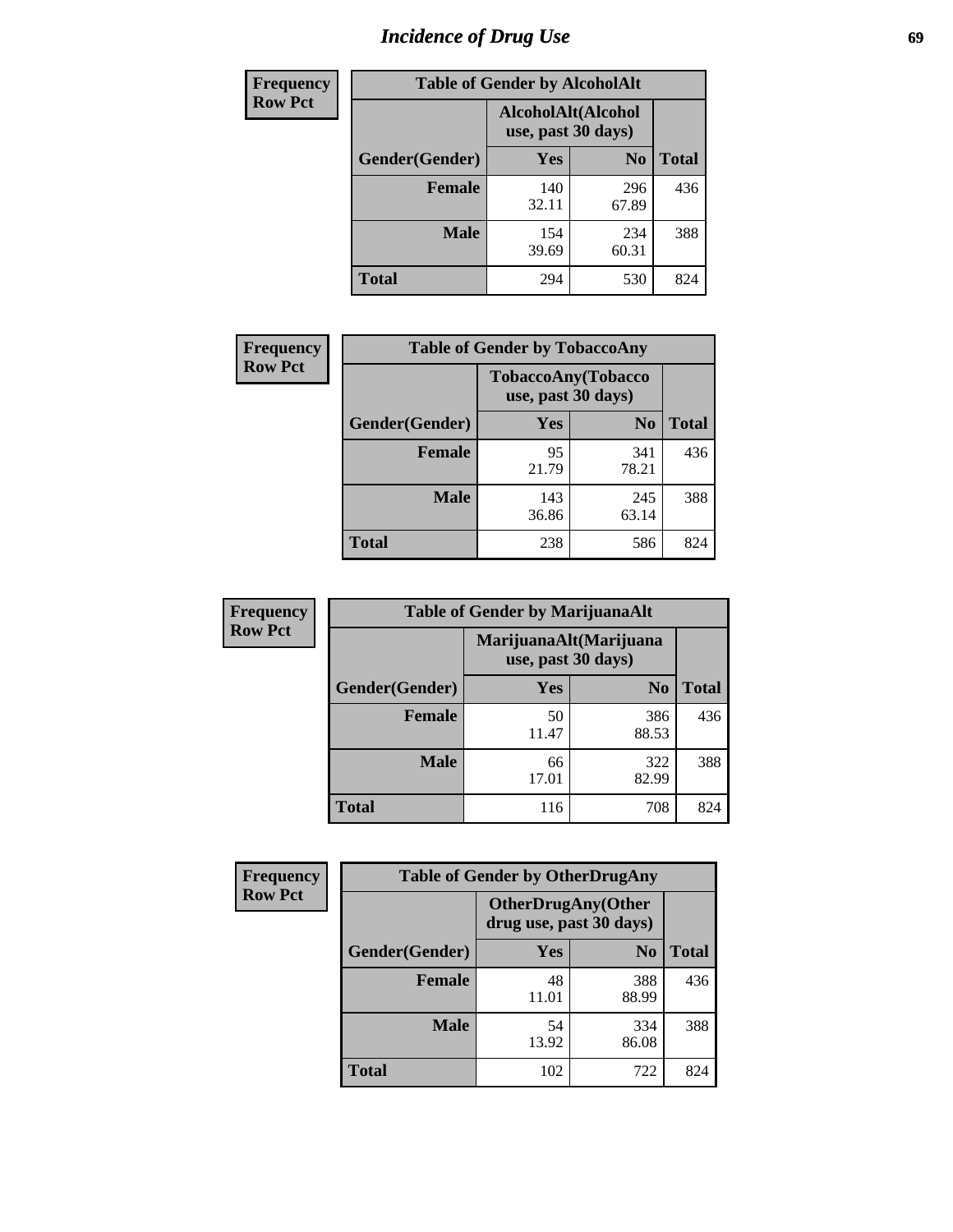# Incidence of Drug Use

**Frequency**
**Row Pct**

| Table of Gender by AlcoholAlt | | | |
|---|---|---|---|
| | AlcoholAlt(Alcohol use, past 30 days) | | |
| Gender(Gender) | Yes | No | Total |
| Female | 140<br>32.11 | 296<br>67.89 | 436 |
| Male | 154<br>39.69 | 234<br>60.31 | 388 |
| Total | 294 | 530 | 824 |

**Frequency**
**Row Pct**

| Table of Gender by TobaccoAny | | | |
|---|---|---|---|
| | TobaccoAny(Tobacco use, past 30 days) | | |
| Gender(Gender) | Yes | No | Total |
| Female | 95<br>21.79 | 341<br>78.21 | 436 |
| Male | 143<br>36.86 | 245<br>63.14 | 388 |
| Total | 238 | 586 | 824 |

**Frequency**
**Row Pct**

| Table of Gender by MarijuanaAlt | | | |
|---|---|---|---|
| | MarijuanaAlt(Marijuana use, past 30 days) | | |
| Gender(Gender) | Yes | No | Total |
| Female | 50<br>11.47 | 386<br>88.53 | 436 |
| Male | 66<br>17.01 | 322<br>82.99 | 388 |
| Total | 116 | 708 | 824 |

**Frequency**
**Row Pct**

| Table of Gender by OtherDrugAny | | | |
|---|---|---|---|
| | OtherDrugAny(Other drug use, past 30 days) | | |
| Gender(Gender) | Yes | No | Total |
| Female | 48<br>11.01 | 388<br>88.99 | 436 |
| Male | 54<br>13.92 | 334<br>86.08 | 388 |
| Total | 102 | 722 | 824 |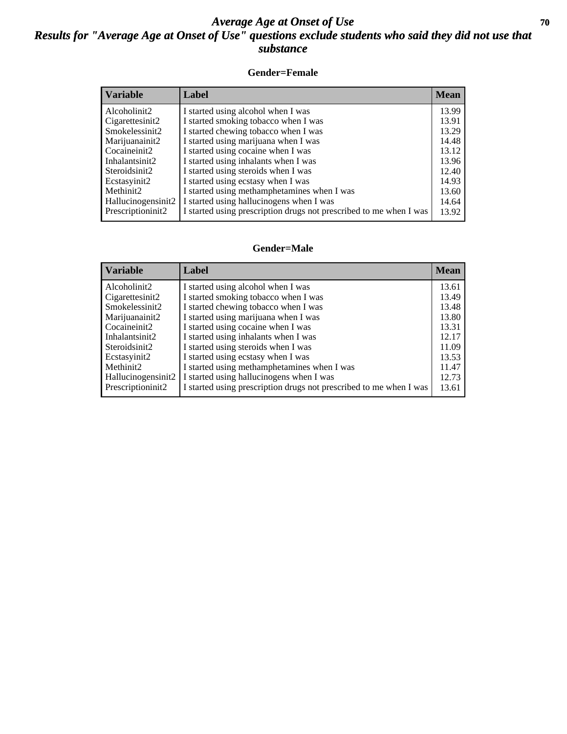# *Average Age at Onset of Use*

## *Results for "Average Age at Onset of Use" questions exclude students who said they did not use that substance*

### Gender=Female

| Variable | Label | Mean |
|---|---|---|
| Alcoholinit2 | I started using alcohol when I was | 13.99 |
| Cigarettesinit2 | I started smoking tobacco when I was | 13.91 |
| Smokelessinit2 | I started chewing tobacco when I was | 13.29 |
| Marijuanainit2 | I started using marijuana when I was | 14.48 |
| Cocaineinit2 | I started using cocaine when I was | 13.12 |
| Inhalantsinit2 | I started using inhalants when I was | 13.96 |
| Steroidsinit2 | I started using steroids when I was | 12.40 |
| Ecstasyinit2 | I started using ecstasy when I was | 14.93 |
| Methinit2 | I started using methamphetamines when I was | 13.60 |
| Hallucinogensinit2 | I started using hallucinogens when I was | 14.64 |
| Prescriptioninit2 | I started using prescription drugs not prescribed to me when I was | 13.92 |

### Gender=Male

| Variable | Label | Mean |
|---|---|---|
| Alcoholinit2 | I started using alcohol when I was | 13.61 |
| Cigarettesinit2 | I started smoking tobacco when I was | 13.49 |
| Smokelessinit2 | I started chewing tobacco when I was | 13.48 |
| Marijuanainit2 | I started using marijuana when I was | 13.80 |
| Cocaineinit2 | I started using cocaine when I was | 13.31 |
| Inhalantsinit2 | I started using inhalants when I was | 12.17 |
| Steroidsinit2 | I started using steroids when I was | 11.09 |
| Ecstasyinit2 | I started using ecstasy when I was | 13.53 |
| Methinit2 | I started using methamphetamines when I was | 11.47 |
| Hallucinogensinit2 | I started using hallucinogens when I was | 12.73 |
| Prescriptioninit2 | I started using prescription drugs not prescribed to me when I was | 13.61 |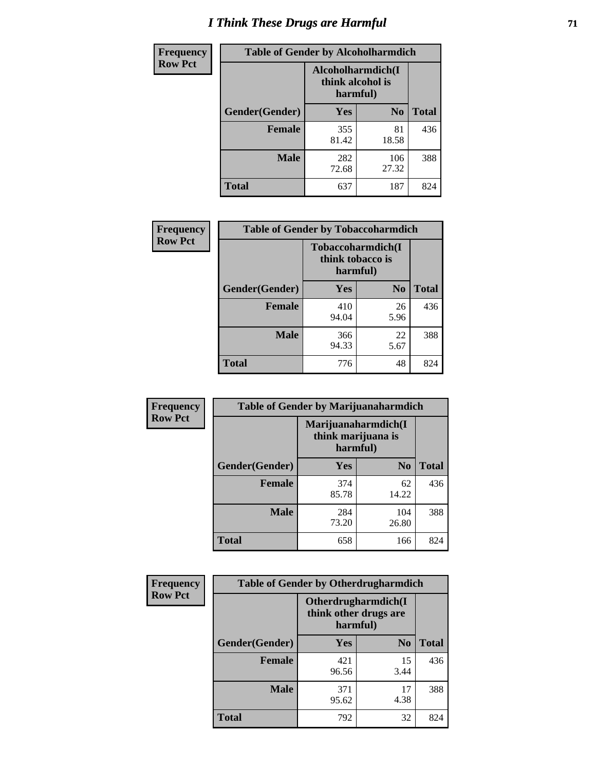# I Think These Drugs are Harmful

| Frequency Row Pct | Table of Gender by Alcoholharmdich | | |
|---|---|---|---|
| | Alcoholharmdich(I think alcohol is harmful) | | |
| Gender(Gender) | Yes | No | Total |
| Female | 355<br>81.42 | 81<br>18.58 | 436 |
| Male | 282<br>72.68 | 106<br>27.32 | 388 |
| Total | 637 | 187 | 824 |

| Frequency Row Pct | Table of Gender by Tobaccoharmdich | | |
|---|---|---|---|
| | Tobaccoharmdich(I think tobacco is harmful) | | |
| Gender(Gender) | Yes | No | Total |
| Female | 410<br>94.04 | 26<br>5.96 | 436 |
| Male | 366<br>94.33 | 22<br>5.67 | 388 |
| Total | 776 | 48 | 824 |

| Frequency Row Pct | Table of Gender by Marijuanaharmdich | | |
|---|---|---|---|
| | Marijuanaharmdich(I think marijuana is harmful) | | |
| Gender(Gender) | Yes | No | Total |
| Female | 374<br>85.78 | 62<br>14.22 | 436 |
| Male | 284<br>73.20 | 104<br>26.80 | 388 |
| Total | 658 | 166 | 824 |

| Frequency Row Pct | Table of Gender by Otherdrugharmdich | | |
|---|---|---|---|
| | Otherdrugharmdich(I think other drugs are harmful) | | |
| Gender(Gender) | Yes | No | Total |
| Female | 421<br>96.56 | 15<br>3.44 | 436 |
| Male | 371<br>95.62 | 17<br>4.38 | 388 |
| Total | 792 | 32 | 824 |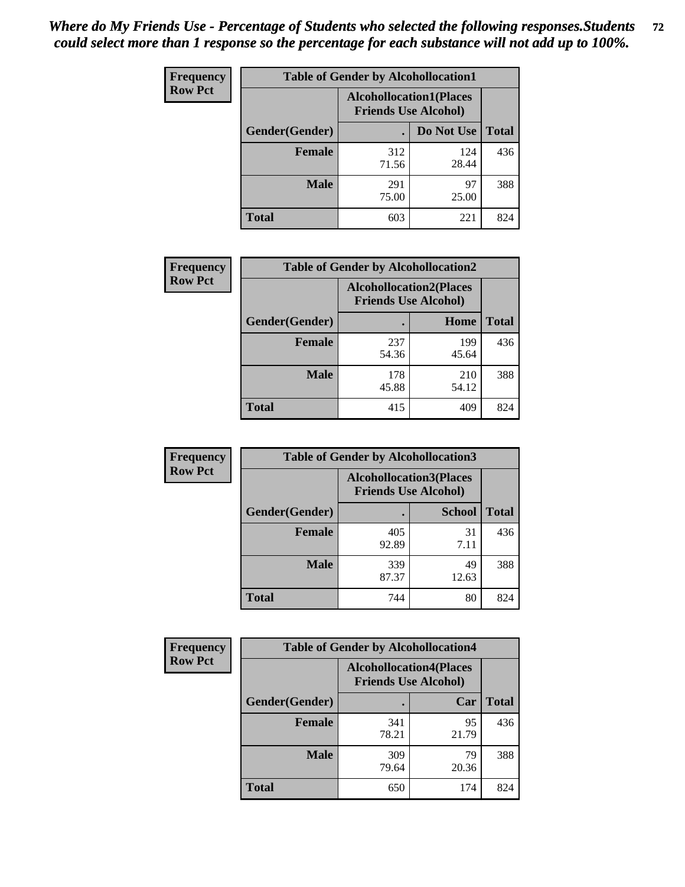*Where do My Friends Use - Percentage of Students who selected the following responses.Students could select more than 1 response so the percentage for each substance will not add up to 100%.*

**Frequency**
**Row Pct**

| Table of Gender by Alcohollocation1 | | | |
|---|---|---|---|
| | Alcohollocation1(Places Friends Use Alcohol) | | |
| Gender(Gender) | . | Do Not Use | Total |
| Female | 312<br>71.56 | 124<br>28.44 | 436 |
| Male | 291<br>75.00 | 97<br>25.00 | 388 |
| Total | 603 | 221 | 824 |

**Frequency**
**Row Pct**

| Table of Gender by Alcohollocation2 | | | |
|---|---|---|---|
| | Alcohollocation2(Places Friends Use Alcohol) | | |
| Gender(Gender) | . | Home | Total |
| Female | 237<br>54.36 | 199<br>45.64 | 436 |
| Male | 178<br>45.88 | 210<br>54.12 | 388 |
| Total | 415 | 409 | 824 |

**Frequency**
**Row Pct**

| Table of Gender by Alcohollocation3 | | | |
|---|---|---|---|
| | Alcohollocation3(Places Friends Use Alcohol) | | |
| Gender(Gender) | . | School | Total |
| Female | 405<br>92.89 | 31<br>7.11 | 436 |
| Male | 339<br>87.37 | 49<br>12.63 | 388 |
| Total | 744 | 80 | 824 |

**Frequency**
**Row Pct**

| Table of Gender by Alcohollocation4 | | | |
|---|---|---|---|
| | Alcohollocation4(Places Friends Use Alcohol) | | |
| Gender(Gender) | . | Car | Total |
| Female | 341<br>78.21 | 95<br>21.79 | 436 |
| Male | 309<br>79.64 | 79<br>20.36 | 388 |
| Total | 650 | 174 | 824 |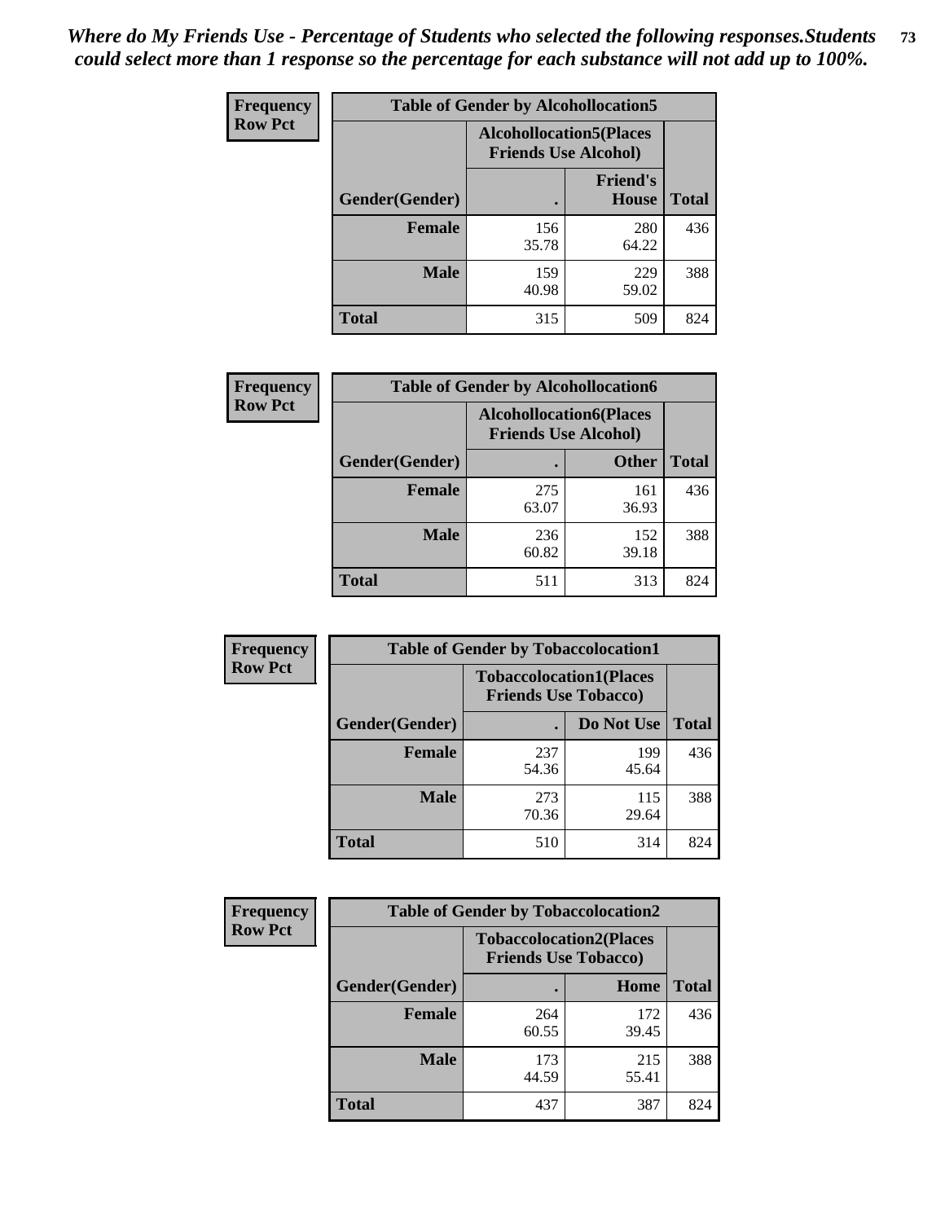*Where do My Friends Use - Percentage of Students who selected the following responses.Students could select more than 1 response so the percentage for each substance will not add up to 100%.*

**Frequency / Row Pct**

**Table of Gender by Alcohollocation5**

| Gender(Gender) | Alcohollocation5(Places Friends Use Alcohol) | | Total |
|---|---|---|---|
| | . | Friend's House | |
| **Female** | 156<br>35.78 | 280<br>64.22 | 436 |
| **Male** | 159<br>40.98 | 229<br>59.02 | 388 |
| **Total** | 315 | 509 | 824 |

**Frequency / Row Pct**

**Table of Gender by Alcohollocation6**

| Gender(Gender) | Alcohollocation6(Places Friends Use Alcohol) | | Total |
|---|---|---|---|
| | . | Other | |
| **Female** | 275<br>63.07 | 161<br>36.93 | 436 |
| **Male** | 236<br>60.82 | 152<br>39.18 | 388 |
| **Total** | 511 | 313 | 824 |

**Frequency / Row Pct**

**Table of Gender by Tobaccolocation1**

| Gender(Gender) | Tobaccolocation1(Places Friends Use Tobacco) | | Total |
|---|---|---|---|
| | . | Do Not Use | |
| **Female** | 237<br>54.36 | 199<br>45.64 | 436 |
| **Male** | 273<br>70.36 | 115<br>29.64 | 388 |
| **Total** | 510 | 314 | 824 |

**Frequency / Row Pct**

**Table of Gender by Tobaccolocation2**

| Gender(Gender) | Tobaccolocation2(Places Friends Use Tobacco) | | Total |
|---|---|---|---|
| | . | Home | |
| **Female** | 264<br>60.55 | 172<br>39.45 | 436 |
| **Male** | 173<br>44.59 | 215<br>55.41 | 388 |
| **Total** | 437 | 387 | 824 |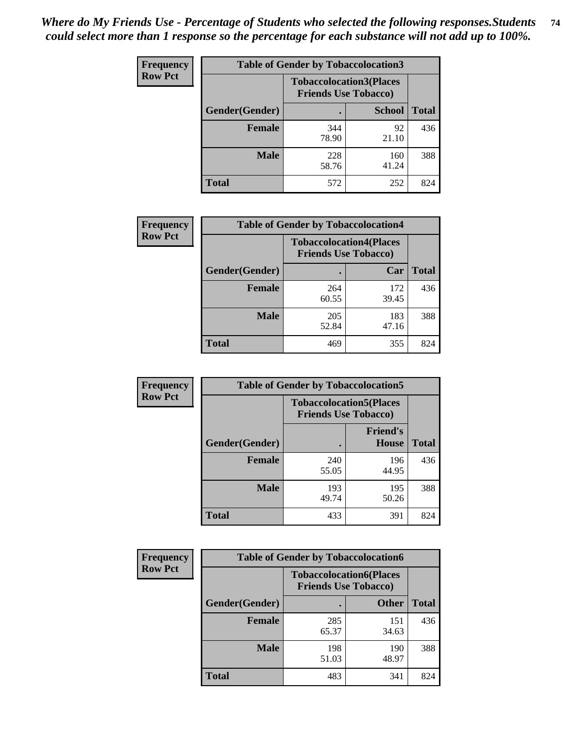*Where do My Friends Use - Percentage of Students who selected the following responses.Students could select more than 1 response so the percentage for each substance will not add up to 100%.*

**Frequency Row Pct**

| Table of Gender by Tobaccolocation3 | | | |
|---|---|---|---|
| | Tobaccolocation3(Places Friends Use Tobacco) | | |
| Gender(Gender) | . | School | Total |
| Female | 344<br>78.90 | 92<br>21.10 | 436 |
| Male | 228<br>58.76 | 160<br>41.24 | 388 |
| Total | 572 | 252 | 824 |

**Frequency Row Pct**

| Table of Gender by Tobaccolocation4 | | | |
|---|---|---|---|
| | Tobaccolocation4(Places Friends Use Tobacco) | | |
| Gender(Gender) | . | Car | Total |
| Female | 264<br>60.55 | 172<br>39.45 | 436 |
| Male | 205<br>52.84 | 183<br>47.16 | 388 |
| Total | 469 | 355 | 824 |

**Frequency Row Pct**

| Table of Gender by Tobaccolocation5 | | | |
|---|---|---|---|
| | Tobaccolocation5(Places Friends Use Tobacco) | | |
| Gender(Gender) | . | Friend's House | Total |
| Female | 240<br>55.05 | 196<br>44.95 | 436 |
| Male | 193<br>49.74 | 195<br>50.26 | 388 |
| Total | 433 | 391 | 824 |

**Frequency Row Pct**

| Table of Gender by Tobaccolocation6 | | | |
|---|---|---|---|
| | Tobaccolocation6(Places Friends Use Tobacco) | | |
| Gender(Gender) | . | Other | Total |
| Female | 285<br>65.37 | 151<br>34.63 | 436 |
| Male | 198<br>51.03 | 190<br>48.97 | 388 |
| Total | 483 | 341 | 824 |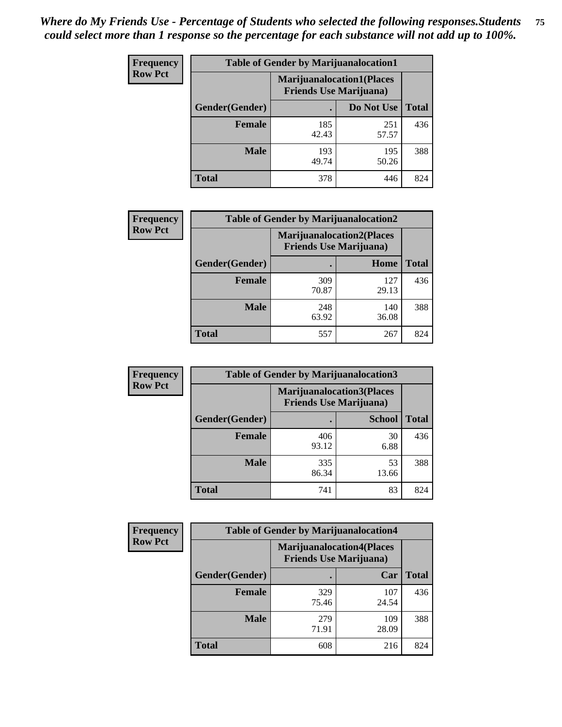*Where do My Friends Use - Percentage of Students who selected the following responses.Students could select more than 1 response so the percentage for each substance will not add up to 100%.*

**Frequency**
**Row Pct**

| Table of Gender by Marijuanalocation1 | | | |
|---|---|---|---|
| | Marijuanalocation1(Places Friends Use Marijuana) | | |
| Gender(Gender) | . | Do Not Use | Total |
| Female | 185<br>42.43 | 251<br>57.57 | 436 |
| Male | 193<br>49.74 | 195<br>50.26 | 388 |
| Total | 378 | 446 | 824 |

**Frequency**
**Row Pct**

| Table of Gender by Marijuanalocation2 | | | |
|---|---|---|---|
| | Marijuanalocation2(Places Friends Use Marijuana) | | |
| Gender(Gender) | . | Home | Total |
| Female | 309<br>70.87 | 127<br>29.13 | 436 |
| Male | 248<br>63.92 | 140<br>36.08 | 388 |
| Total | 557 | 267 | 824 |

**Frequency**
**Row Pct**

| Table of Gender by Marijuanalocation3 | | | |
|---|---|---|---|
| | Marijuanalocation3(Places Friends Use Marijuana) | | |
| Gender(Gender) | . | School | Total |
| Female | 406<br>93.12 | 30<br>6.88 | 436 |
| Male | 335<br>86.34 | 53<br>13.66 | 388 |
| Total | 741 | 83 | 824 |

**Frequency**
**Row Pct**

| Table of Gender by Marijuanalocation4 | | | |
|---|---|---|---|
| | Marijuanalocation4(Places Friends Use Marijuana) | | |
| Gender(Gender) | . | Car | Total |
| Female | 329<br>75.46 | 107<br>24.54 | 436 |
| Male | 279<br>71.91 | 109<br>28.09 | 388 |
| Total | 608 | 216 | 824 |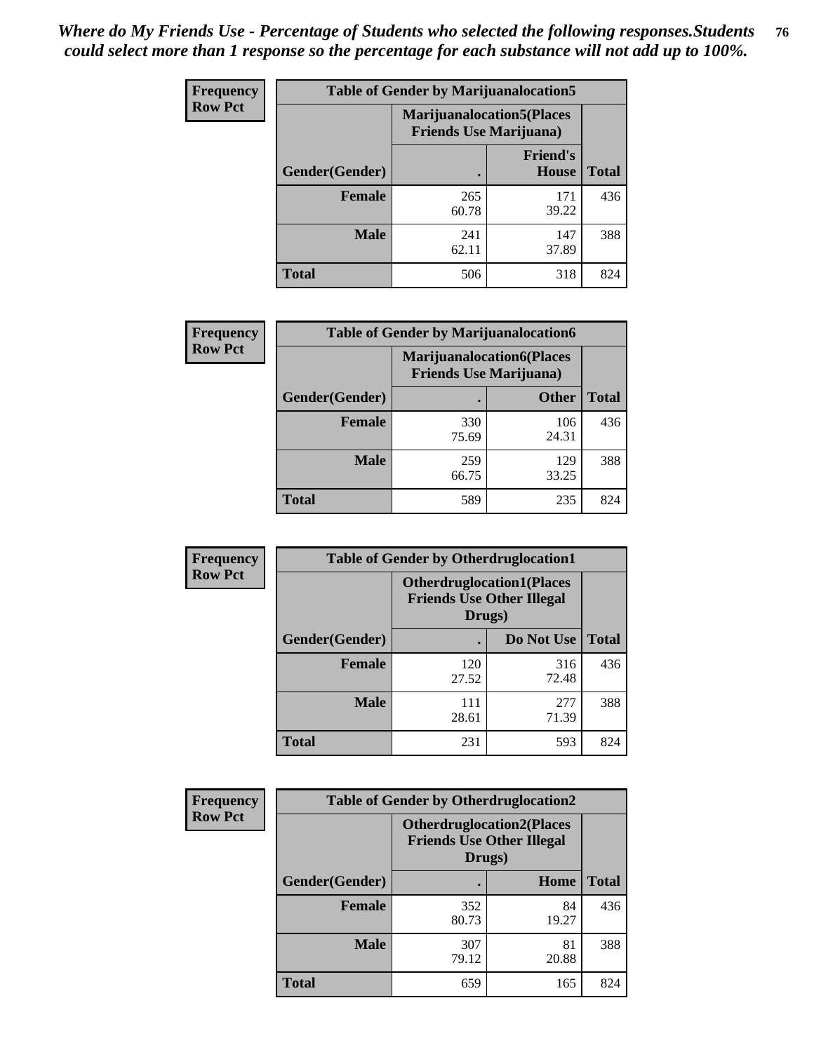*Where do My Friends Use - Percentage of Students who selected the following responses.Students could select more than 1 response so the percentage for each substance will not add up to 100%.*

**Frequency**
**Row Pct**

| Table of Gender by Marijuanalocation5 | | | |
|---|---|---|---|
| | Marijuanalocation5(Places Friends Use Marijuana) | | |
| Gender(Gender) | . | Friend's House | Total |
| **Female** | 265<br>60.78 | 171<br>39.22 | 436 |
| **Male** | 241<br>62.11 | 147<br>37.89 | 388 |
| **Total** | 506 | 318 | 824 |

**Frequency**
**Row Pct**

| Table of Gender by Marijuanalocation6 | | | |
|---|---|---|---|
| | Marijuanalocation6(Places Friends Use Marijuana) | | |
| Gender(Gender) | . | Other | Total |
| **Female** | 330<br>75.69 | 106<br>24.31 | 436 |
| **Male** | 259<br>66.75 | 129<br>33.25 | 388 |
| **Total** | 589 | 235 | 824 |

**Frequency**
**Row Pct**

| Table of Gender by Otherdruglocation1 | | | |
|---|---|---|---|
| | Otherdruglocation1(Places Friends Use Other Illegal Drugs) | | |
| Gender(Gender) | . | Do Not Use | Total |
| **Female** | 120<br>27.52 | 316<br>72.48 | 436 |
| **Male** | 111<br>28.61 | 277<br>71.39 | 388 |
| **Total** | 231 | 593 | 824 |

**Frequency**
**Row Pct**

| Table of Gender by Otherdruglocation2 | | | |
|---|---|---|---|
| | Otherdruglocation2(Places Friends Use Other Illegal Drugs) | | |
| Gender(Gender) | . | Home | Total |
| **Female** | 352<br>80.73 | 84<br>19.27 | 436 |
| **Male** | 307<br>79.12 | 81<br>20.88 | 388 |
| **Total** | 659 | 165 | 824 |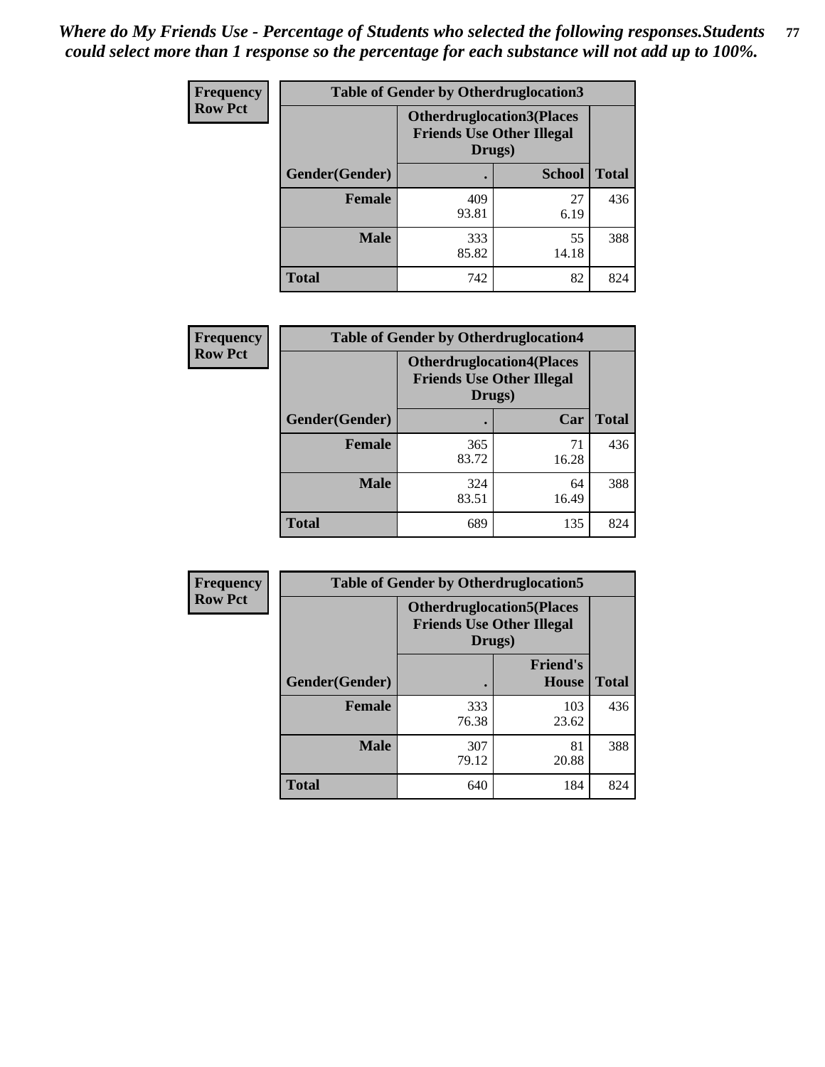*Where do My Friends Use - Percentage of Students who selected the following responses.Students could select more than 1 response so the percentage for each substance will not add up to 100%.*

**Frequency**
**Row Pct**

| Table of Gender by Otherdruglocation3 | | | |
|---|---|---|---|
| | Otherdruglocation3(Places Friends Use Other Illegal Drugs) | | |
| Gender(Gender) | . | School | Total |
| Female | 409<br>93.81 | 27<br>6.19 | 436 |
| Male | 333<br>85.82 | 55<br>14.18 | 388 |
| Total | 742 | 82 | 824 |

**Frequency**
**Row Pct**

| Table of Gender by Otherdruglocation4 | | | |
|---|---|---|---|
| | Otherdruglocation4(Places Friends Use Other Illegal Drugs) | | |
| Gender(Gender) | . | Car | Total |
| Female | 365<br>83.72 | 71<br>16.28 | 436 |
| Male | 324<br>83.51 | 64<br>16.49 | 388 |
| Total | 689 | 135 | 824 |

**Frequency**
**Row Pct**

| Table of Gender by Otherdruglocation5 | | | |
|---|---|---|---|
| | Otherdruglocation5(Places Friends Use Other Illegal Drugs) | | |
| Gender(Gender) | . | Friend's House | Total |
| Female | 333<br>76.38 | 103<br>23.62 | 436 |
| Male | 307<br>79.12 | 81<br>20.88 | 388 |
| Total | 640 | 184 | 824 |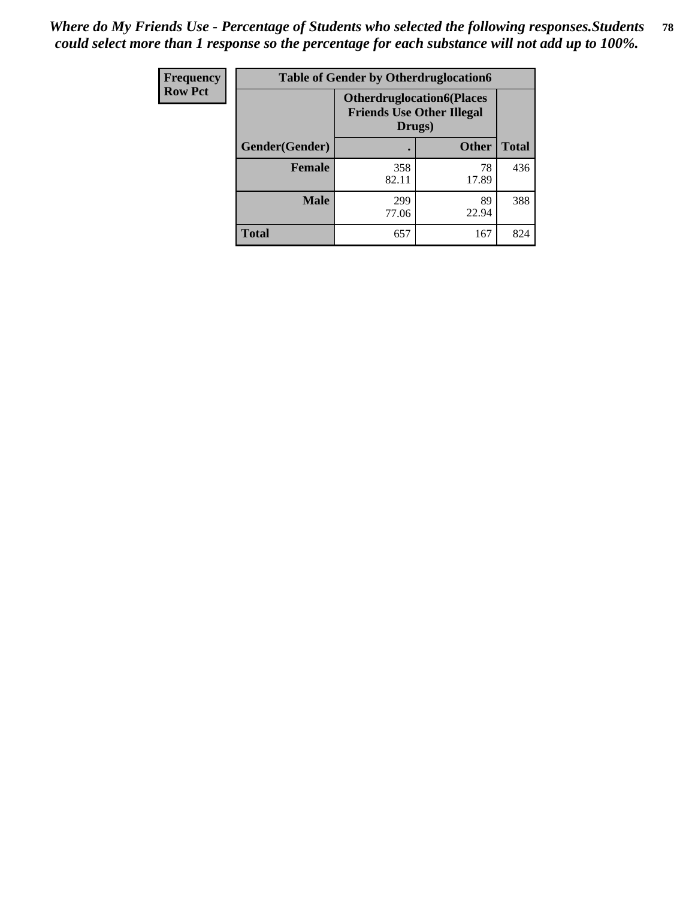*Where do My Friends Use - Percentage of Students who selected the following responses.Students could select more than 1 response so the percentage for each substance will not add up to 100%.*

| Frequency<br>Row Pct | Table of Gender by Otherdruglocation6 | | |
|---|---|---|---|
| | **Otherdruglocation6(Places Friends Use Other Illegal Drugs)** | | |
| **Gender(Gender)** | **.** | **Other** | **Total** |
| **Female** | 358<br>82.11 | 78<br>17.89 | 436 |
| **Male** | 299<br>77.06 | 89<br>22.94 | 388 |
| **Total** | 657 | 167 | 824 |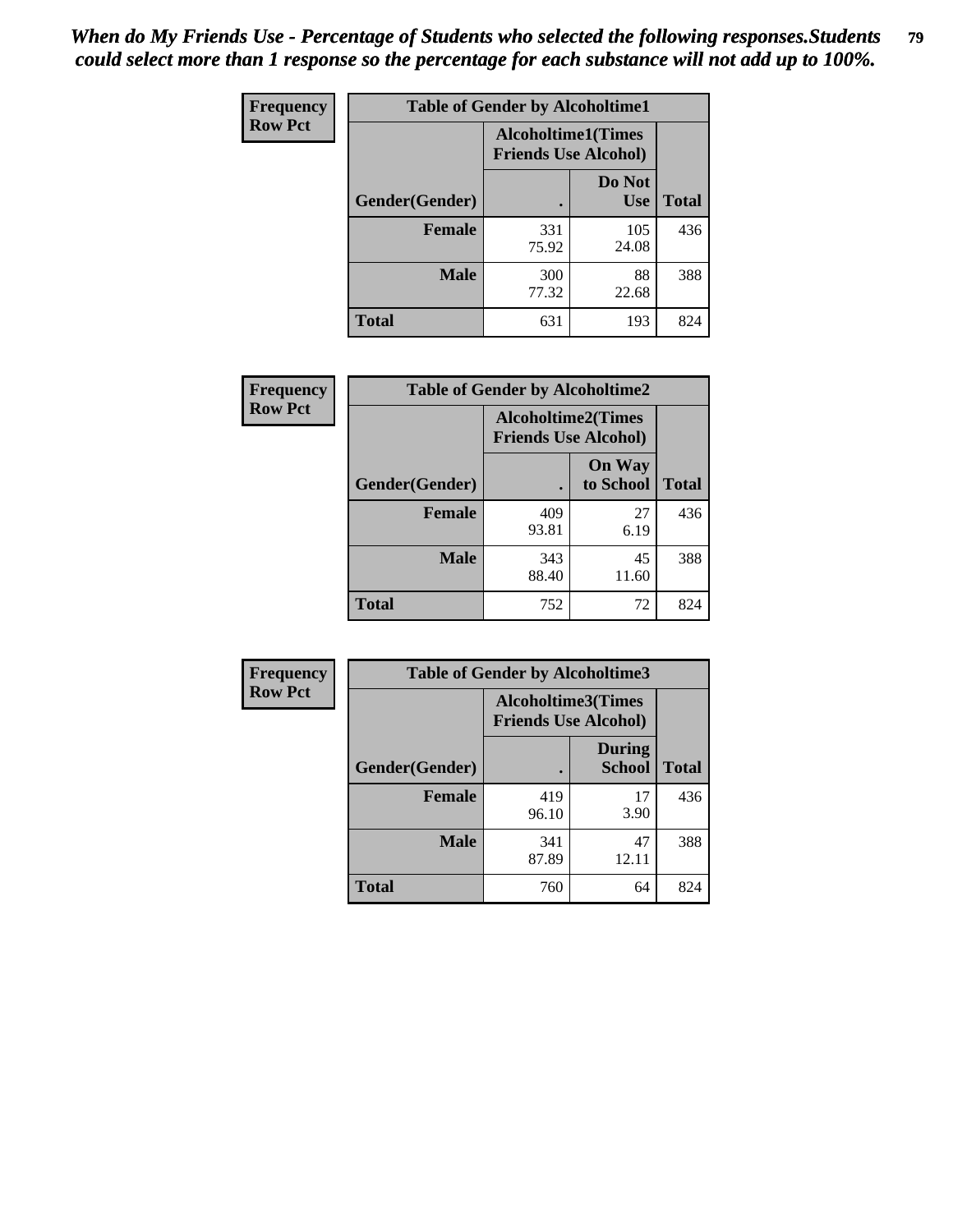*When do My Friends Use - Percentage of Students who selected the following responses.Students could select more than 1 response so the percentage for each substance will not add up to 100%.*

**Frequency**
**Row Pct**

| Table of Gender by Alcoholtime1 | | | |
|---|---|---|---|
| | Alcoholtime1(Times Friends Use Alcohol) | | |
| Gender(Gender) | . | Do Not Use | Total |
| **Female** | 331<br>75.92 | 105<br>24.08 | 436 |
| **Male** | 300<br>77.32 | 88<br>22.68 | 388 |
| **Total** | 631 | 193 | 824 |

**Frequency**
**Row Pct**

| Table of Gender by Alcoholtime2 | | | |
|---|---|---|---|
| | Alcoholtime2(Times Friends Use Alcohol) | | |
| Gender(Gender) | . | On Way to School | Total |
| **Female** | 409<br>93.81 | 27<br>6.19 | 436 |
| **Male** | 343<br>88.40 | 45<br>11.60 | 388 |
| **Total** | 752 | 72 | 824 |

**Frequency**
**Row Pct**

| Table of Gender by Alcoholtime3 | | | |
|---|---|---|---|
| | Alcoholtime3(Times Friends Use Alcohol) | | |
| Gender(Gender) | . | During School | Total |
| **Female** | 419<br>96.10 | 17<br>3.90 | 436 |
| **Male** | 341<br>87.89 | 47<br>12.11 | 388 |
| **Total** | 760 | 64 | 824 |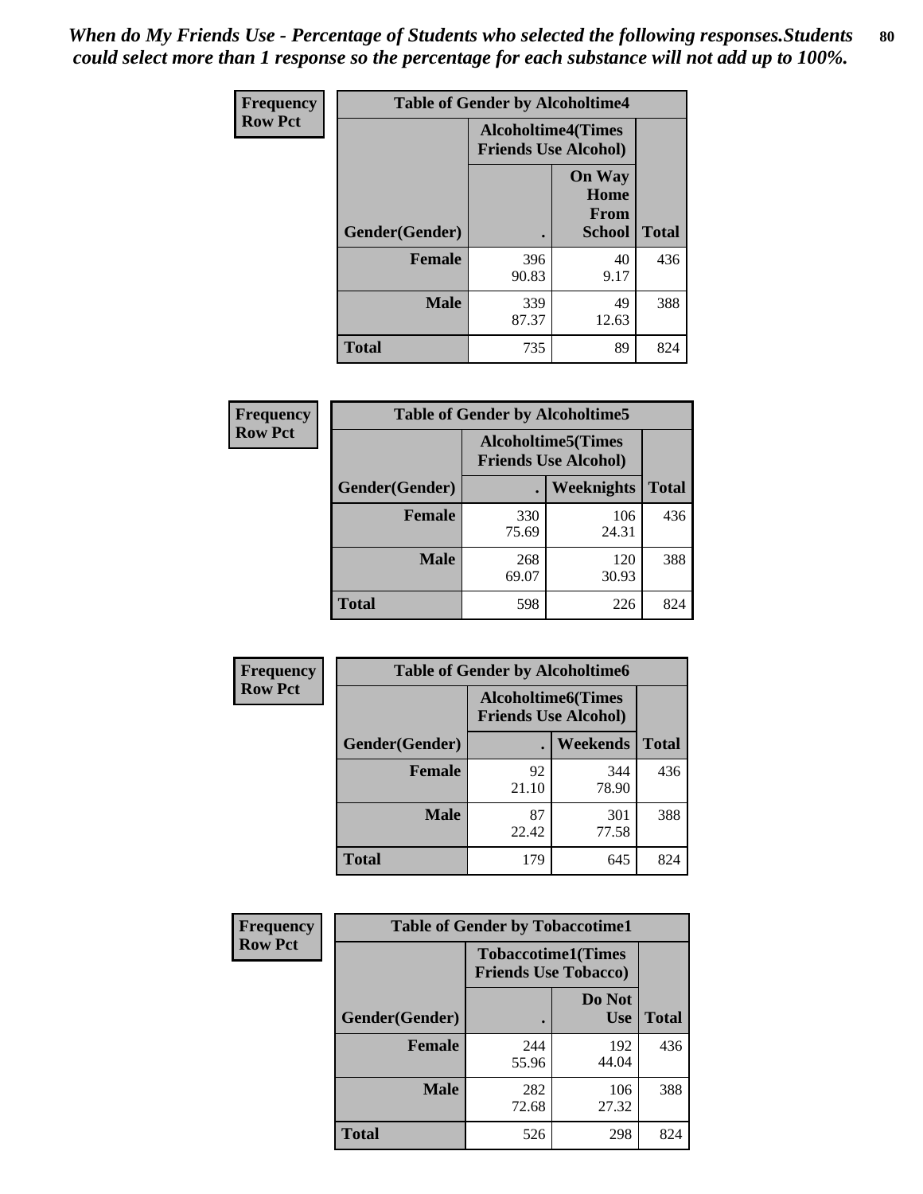*When do My Friends Use - Percentage of Students who selected the following responses.Students could select more than 1 response so the percentage for each substance will not add up to 100%.*

**Frequency**
**Row Pct**

| Table of Gender by Alcoholtime4 | | | |
|---|---|---|---|
| | Alcoholtime4(Times Friends Use Alcohol) | | |
| Gender(Gender) | . | On Way Home From School | Total |
| **Female** | 396<br>90.83 | 40<br>9.17 | 436 |
| **Male** | 339<br>87.37 | 49<br>12.63 | 388 |
| **Total** | 735 | 89 | 824 |

**Frequency**
**Row Pct**

| Table of Gender by Alcoholtime5 | | | |
|---|---|---|---|
| | Alcoholtime5(Times Friends Use Alcohol) | | |
| Gender(Gender) | . | Weeknights | Total |
| **Female** | 330<br>75.69 | 106<br>24.31 | 436 |
| **Male** | 268<br>69.07 | 120<br>30.93 | 388 |
| **Total** | 598 | 226 | 824 |

**Frequency**
**Row Pct**

| Table of Gender by Alcoholtime6 | | | |
|---|---|---|---|
| | Alcoholtime6(Times Friends Use Alcohol) | | |
| Gender(Gender) | . | Weekends | Total |
| **Female** | 92<br>21.10 | 344<br>78.90 | 436 |
| **Male** | 87<br>22.42 | 301<br>77.58 | 388 |
| **Total** | 179 | 645 | 824 |

**Frequency**
**Row Pct**

| Table of Gender by Tobaccotime1 | | | |
|---|---|---|---|
| | Tobaccotime1(Times Friends Use Tobacco) | | |
| Gender(Gender) | . | Do Not Use | Total |
| **Female** | 244<br>55.96 | 192<br>44.04 | 436 |
| **Male** | 282<br>72.68 | 106<br>27.32 | 388 |
| **Total** | 526 | 298 | 824 |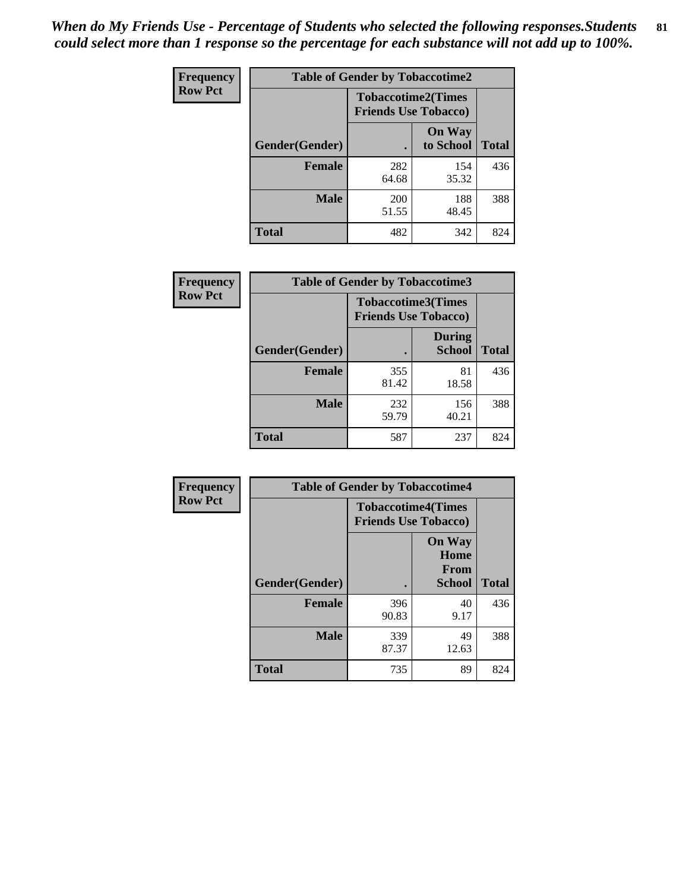*When do My Friends Use - Percentage of Students who selected the following responses.Students could select more than 1 response so the percentage for each substance will not add up to 100%.*

| Frequency Row Pct | Table of Gender by Tobaccotime2 | | |
|---|---|---|---|
| | Tobaccotime2(Times Friends Use Tobacco) | | |
| Gender(Gender) | . | On Way to School | Total |
| Female | 282<br>64.68 | 154<br>35.32 | 436 |
| Male | 200<br>51.55 | 188<br>48.45 | 388 |
| Total | 482 | 342 | 824 |

| Frequency Row Pct | Table of Gender by Tobaccotime3 | | |
|---|---|---|---|
| | Tobaccotime3(Times Friends Use Tobacco) | | |
| Gender(Gender) | . | During School | Total |
| Female | 355<br>81.42 | 81<br>18.58 | 436 |
| Male | 232<br>59.79 | 156<br>40.21 | 388 |
| Total | 587 | 237 | 824 |

| Frequency Row Pct | Table of Gender by Tobaccotime4 | | |
|---|---|---|---|
| | Tobaccotime4(Times Friends Use Tobacco) | | |
| Gender(Gender) | . | On Way Home From School | Total |
| Female | 396<br>90.83 | 40<br>9.17 | 436 |
| Male | 339<br>87.37 | 49<br>12.63 | 388 |
| Total | 735 | 89 | 824 |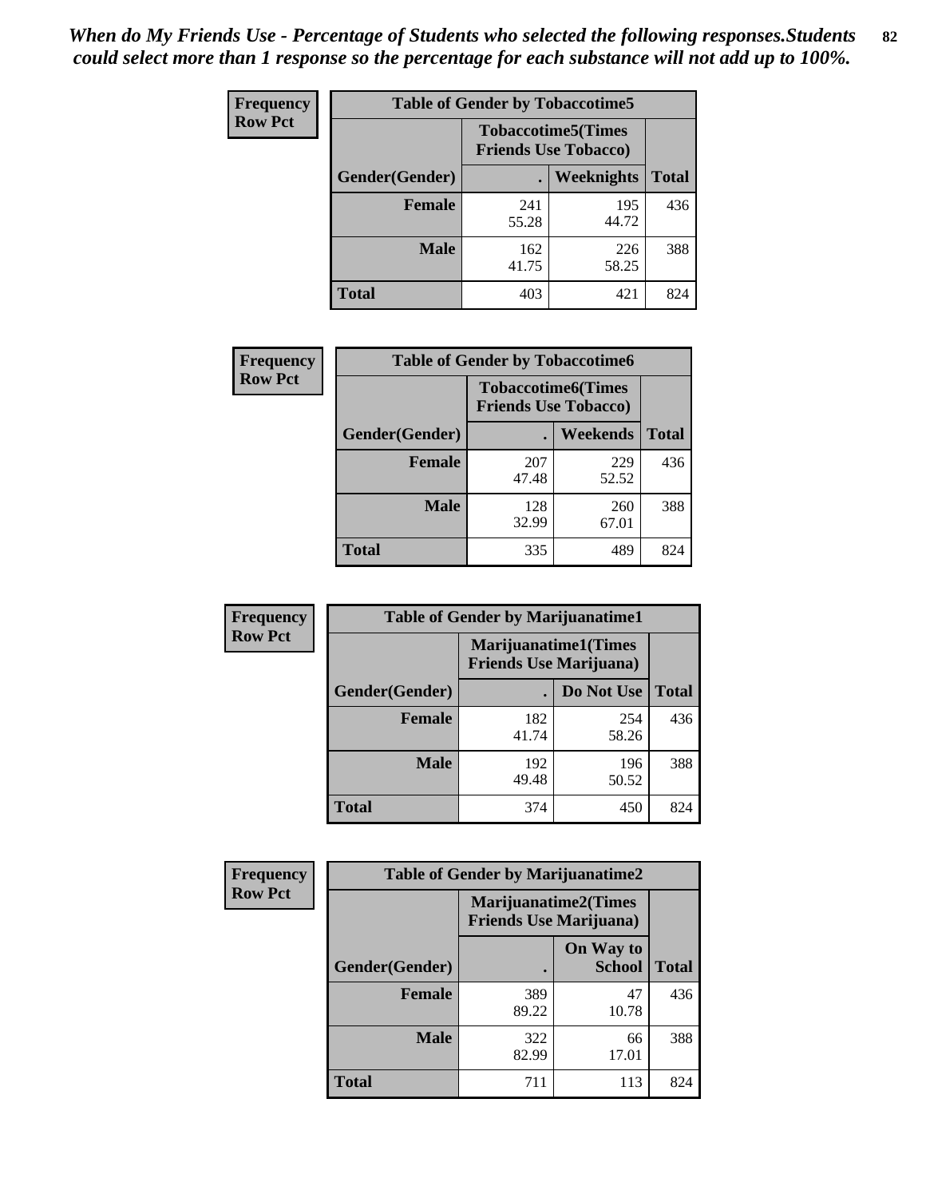*When do My Friends Use - Percentage of Students who selected the following responses.Students could select more than 1 response so the percentage for each substance will not add up to 100%.*

**Frequency**
**Row Pct**

| Table of Gender by Tobaccotime5 | | | |
|---|---|---|---|
| | Tobaccotime5(Times Friends Use Tobacco) | | |
| Gender(Gender) | . | Weeknights | Total |
| **Female** | 241<br>55.28 | 195<br>44.72 | 436 |
| **Male** | 162<br>41.75 | 226<br>58.25 | 388 |
| **Total** | 403 | 421 | 824 |

**Frequency**
**Row Pct**

| Table of Gender by Tobaccotime6 | | | |
|---|---|---|---|
| | Tobaccotime6(Times Friends Use Tobacco) | | |
| Gender(Gender) | . | Weekends | Total |
| **Female** | 207<br>47.48 | 229<br>52.52 | 436 |
| **Male** | 128<br>32.99 | 260<br>67.01 | 388 |
| **Total** | 335 | 489 | 824 |

**Frequency**
**Row Pct**

| Table of Gender by Marijuanatime1 | | | |
|---|---|---|---|
| | Marijuanatime1(Times Friends Use Marijuana) | | |
| Gender(Gender) | . | Do Not Use | Total |
| **Female** | 182<br>41.74 | 254<br>58.26 | 436 |
| **Male** | 192<br>49.48 | 196<br>50.52 | 388 |
| **Total** | 374 | 450 | 824 |

**Frequency**
**Row Pct**

| Table of Gender by Marijuanatime2 | | | |
|---|---|---|---|
| | Marijuanatime2(Times Friends Use Marijuana) | | |
| Gender(Gender) | . | On Way to School | Total |
| **Female** | 389<br>89.22 | 47<br>10.78 | 436 |
| **Male** | 322<br>82.99 | 66<br>17.01 | 388 |
| **Total** | 711 | 113 | 824 |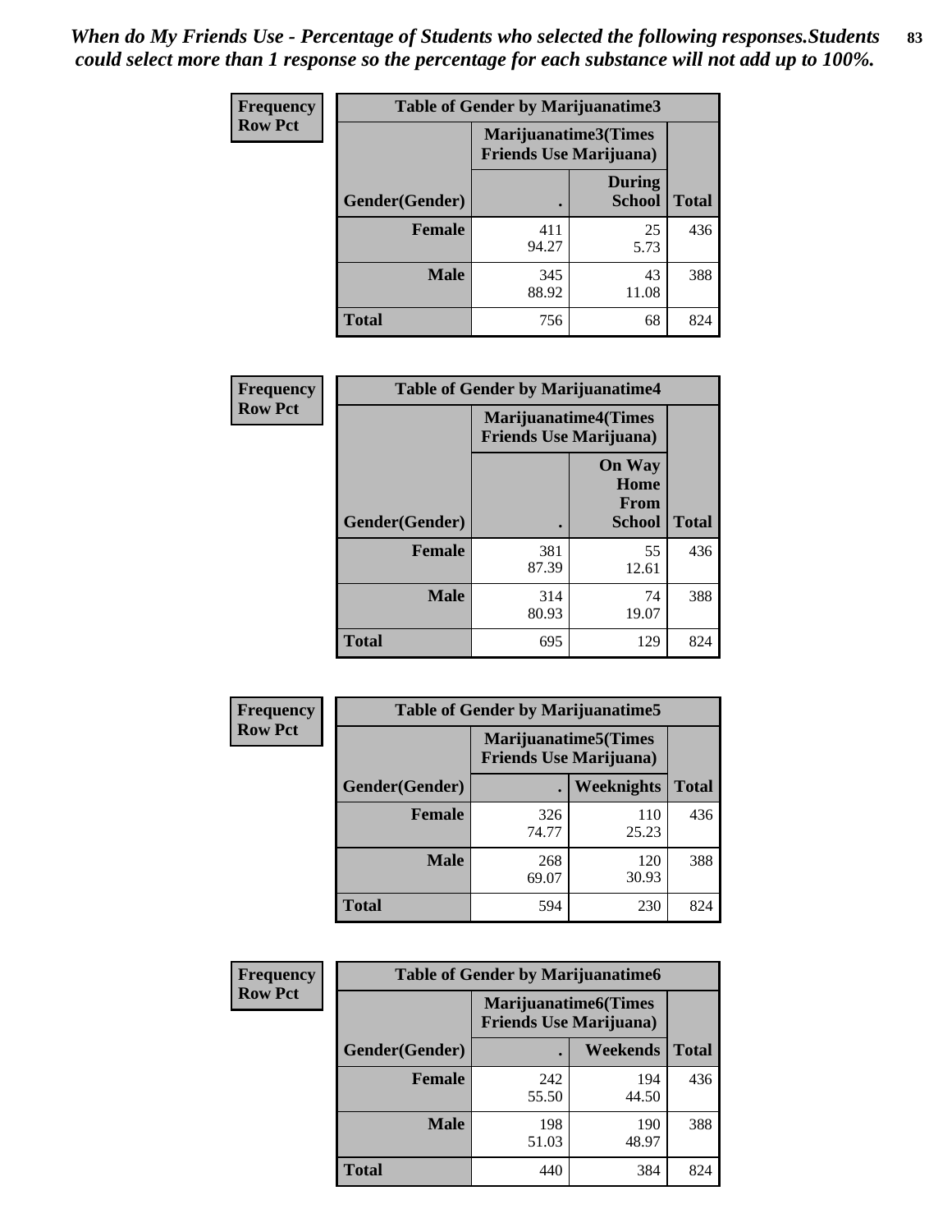*When do My Friends Use - Percentage of Students who selected the following responses.Students could select more than 1 response so the percentage for each substance will not add up to 100%.*

**Frequency**
**Row Pct**

| Table of Gender by Marijuanatime3 | | | |
|---|---|---|---|
| | Marijuanatime3(Times Friends Use Marijuana) | | |
| Gender(Gender) | . | During School | Total |
| Female | 411<br>94.27 | 25<br>5.73 | 436 |
| Male | 345<br>88.92 | 43<br>11.08 | 388 |
| Total | 756 | 68 | 824 |

**Frequency**
**Row Pct**

| Table of Gender by Marijuanatime4 | | | |
|---|---|---|---|
| | Marijuanatime4(Times Friends Use Marijuana) | | |
| Gender(Gender) | . | On Way Home From School | Total |
| Female | 381<br>87.39 | 55<br>12.61 | 436 |
| Male | 314<br>80.93 | 74<br>19.07 | 388 |
| Total | 695 | 129 | 824 |

**Frequency**
**Row Pct**

| Table of Gender by Marijuanatime5 | | | |
|---|---|---|---|
| | Marijuanatime5(Times Friends Use Marijuana) | | |
| Gender(Gender) | . | Weeknights | Total |
| Female | 326<br>74.77 | 110<br>25.23 | 436 |
| Male | 268<br>69.07 | 120<br>30.93 | 388 |
| Total | 594 | 230 | 824 |

**Frequency**
**Row Pct**

| Table of Gender by Marijuanatime6 | | | |
|---|---|---|---|
| | Marijuanatime6(Times Friends Use Marijuana) | | |
| Gender(Gender) | . | Weekends | Total |
| Female | 242<br>55.50 | 194<br>44.50 | 436 |
| Male | 198<br>51.03 | 190<br>48.97 | 388 |
| Total | 440 | 384 | 824 |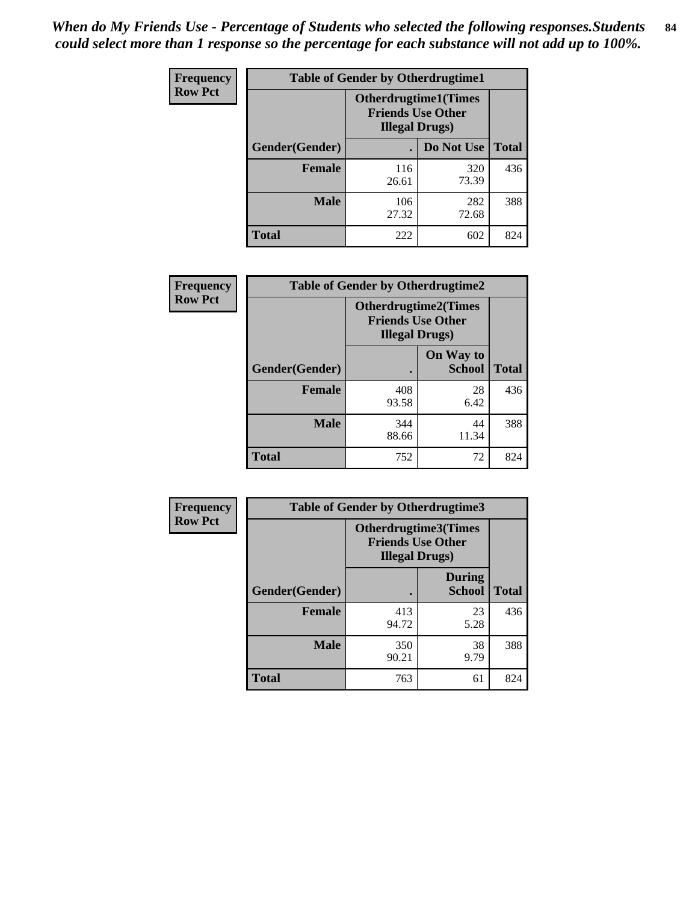*When do My Friends Use - Percentage of Students who selected the following responses.Students could select more than 1 response so the percentage for each substance will not add up to 100%.*

**Frequency**
**Row Pct**

| Table of Gender by Otherdrugtime1 | | | |
|---|---|---|---|
| | Otherdrugtime1(Times Friends Use Other Illegal Drugs) | | |
| Gender(Gender) | . | Do Not Use | Total |
| **Female** | 116<br>26.61 | 320<br>73.39 | 436 |
| **Male** | 106<br>27.32 | 282<br>72.68 | 388 |
| **Total** | 222 | 602 | 824 |

**Frequency**
**Row Pct**

| Table of Gender by Otherdrugtime2 | | | |
|---|---|---|---|
| | Otherdrugtime2(Times Friends Use Other Illegal Drugs) | | |
| Gender(Gender) | . | On Way to School | Total |
| **Female** | 408<br>93.58 | 28<br>6.42 | 436 |
| **Male** | 344<br>88.66 | 44<br>11.34 | 388 |
| **Total** | 752 | 72 | 824 |

**Frequency**
**Row Pct**

| Table of Gender by Otherdrugtime3 | | | |
|---|---|---|---|
| | Otherdrugtime3(Times Friends Use Other Illegal Drugs) | | |
| Gender(Gender) | . | During School | Total |
| **Female** | 413<br>94.72 | 23<br>5.28 | 436 |
| **Male** | 350<br>90.21 | 38<br>9.79 | 388 |
| **Total** | 763 | 61 | 824 |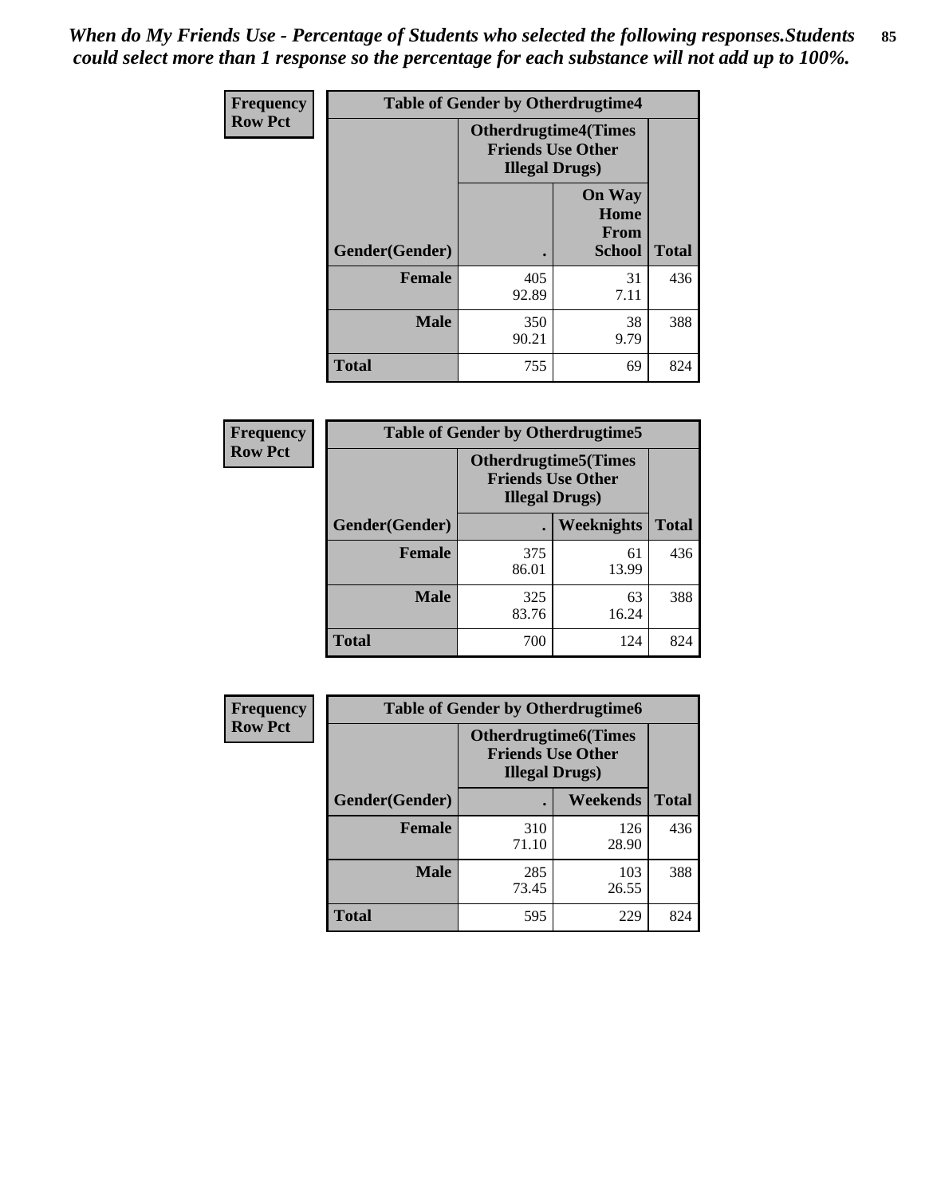*When do My Friends Use - Percentage of Students who selected the following responses.Students could select more than 1 response so the percentage for each substance will not add up to 100%.*

**Frequency**
**Row Pct**

| Table of Gender by Otherdrugtime4 | | | |
|---|---|---|---|
| | Otherdrugtime4(Times Friends Use Other Illegal Drugs) | | |
| Gender(Gender) | . | On Way Home From School | Total |
| **Female** | 405<br>92.89 | 31<br>7.11 | 436 |
| **Male** | 350<br>90.21 | 38<br>9.79 | 388 |
| **Total** | 755 | 69 | 824 |

**Frequency**
**Row Pct**

| Table of Gender by Otherdrugtime5 | | | |
|---|---|---|---|
| | Otherdrugtime5(Times Friends Use Other Illegal Drugs) | | |
| Gender(Gender) | . | Weeknights | Total |
| **Female** | 375<br>86.01 | 61<br>13.99 | 436 |
| **Male** | 325<br>83.76 | 63<br>16.24 | 388 |
| **Total** | 700 | 124 | 824 |

**Frequency**
**Row Pct**

| Table of Gender by Otherdrugtime6 | | | |
|---|---|---|---|
| | Otherdrugtime6(Times Friends Use Other Illegal Drugs) | | |
| Gender(Gender) | . | Weekends | Total |
| **Female** | 310<br>71.10 | 126<br>28.90 | 436 |
| **Male** | 285<br>73.45 | 103<br>26.55 | 388 |
| **Total** | 595 | 229 | 824 |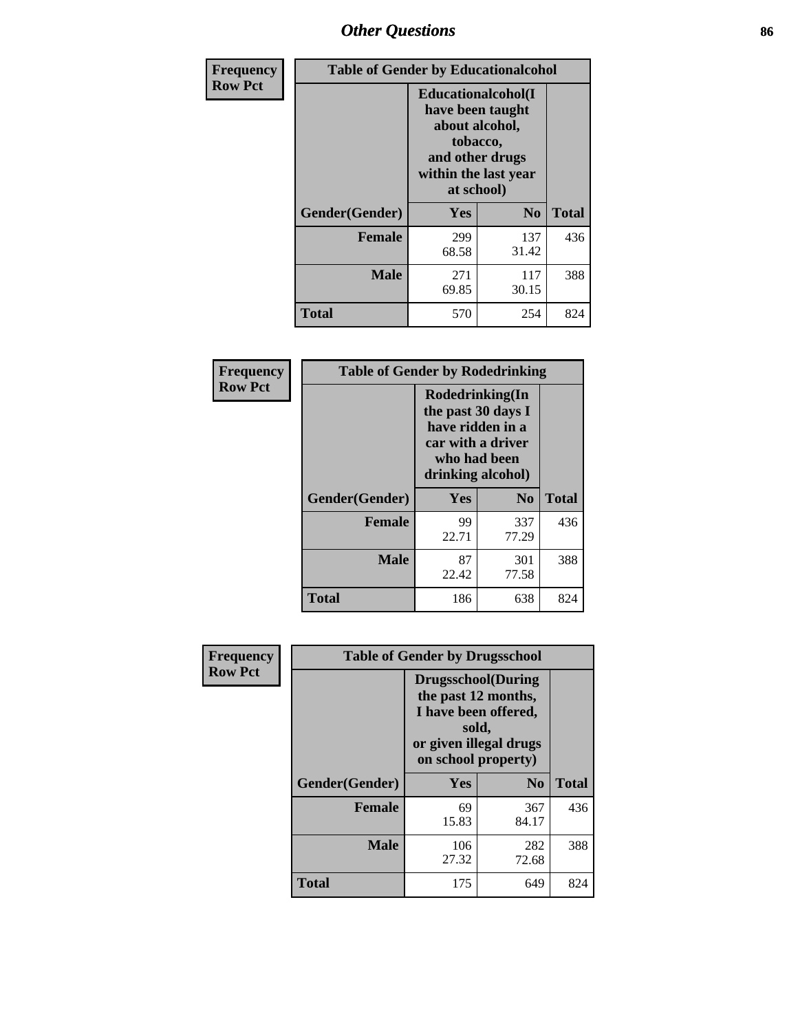# Other Questions

**Frequency**
**Row Pct**

| Table of Gender by Educationalcohol | | | |
|---|---|---|---|
| | Educationalcohol(I have been taught about alcohol, tobacco, and other drugs within the last year at school) | | |
| Gender(Gender) | Yes | No | Total |
| **Female** | 299<br>68.58 | 137<br>31.42 | 436 |
| **Male** | 271<br>69.85 | 117<br>30.15 | 388 |
| **Total** | 570 | 254 | 824 |

**Frequency**
**Row Pct**

| Table of Gender by Rodedrinking | | | |
|---|---|---|---|
| | Rodedrinking(In the past 30 days I have ridden in a car with a driver who had been drinking alcohol) | | |
| Gender(Gender) | Yes | No | Total |
| **Female** | 99<br>22.71 | 337<br>77.29 | 436 |
| **Male** | 87<br>22.42 | 301<br>77.58 | 388 |
| **Total** | 186 | 638 | 824 |

**Frequency**
**Row Pct**

| Table of Gender by Drugsschool | | | |
|---|---|---|---|
| | Drugsschool(During the past 12 months, I have been offered, sold, or given illegal drugs on school property) | | |
| Gender(Gender) | Yes | No | Total |
| **Female** | 69<br>15.83 | 367<br>84.17 | 436 |
| **Male** | 106<br>27.32 | 282<br>72.68 | 388 |
| **Total** | 175 | 649 | 824 |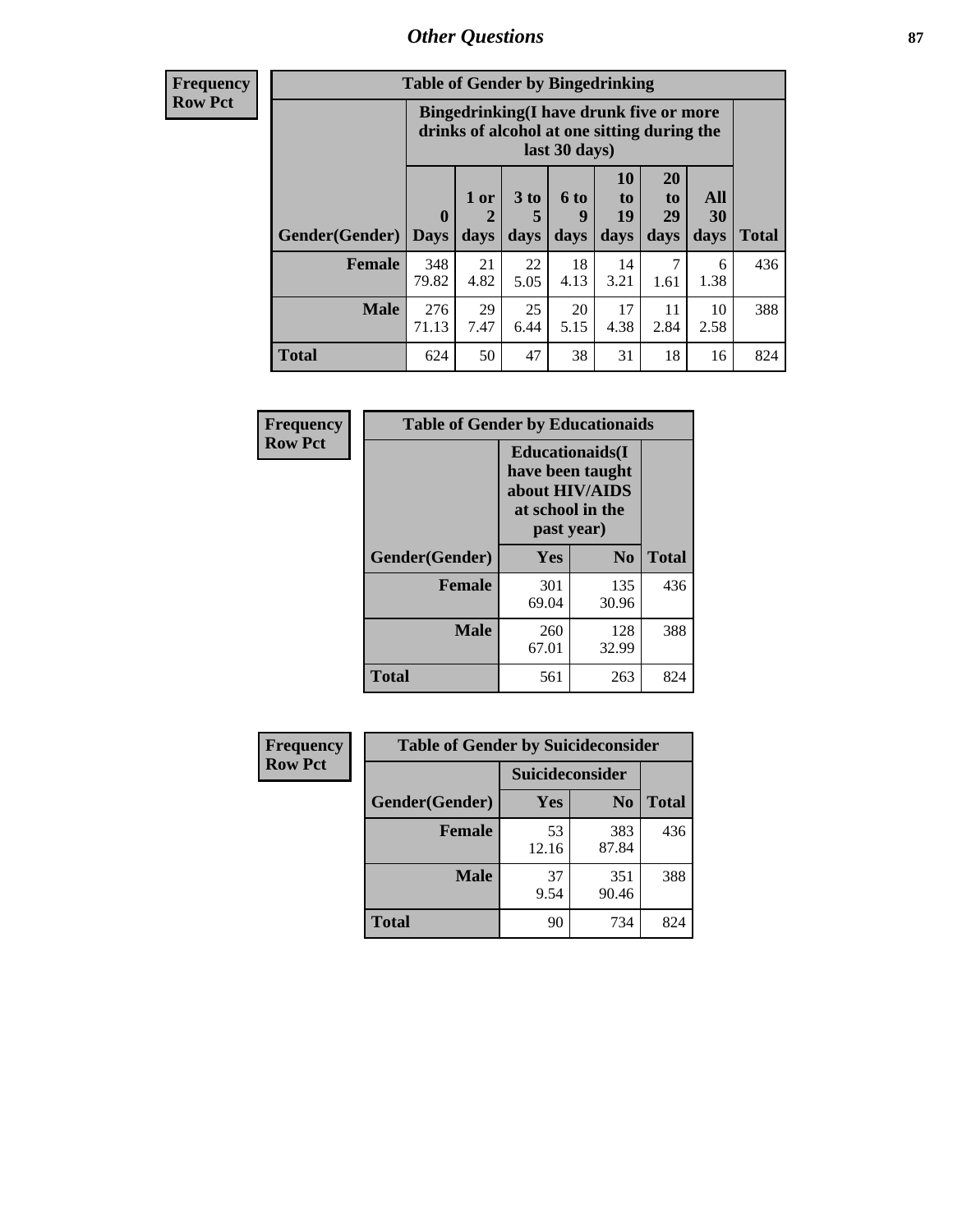## Other Questions

**Frequency Row Pct**

| Table of Gender by Bingedrinking | | | | | | | | |
|---|---|---|---|---|---|---|---|---|
| | Bingedrinking(I have drunk five or more drinks of alcohol at one sitting during the last 30 days) | | | | | | | |
| Gender(Gender) | 0 Days | 1 or 2 days | 3 to 5 days | 6 to 9 days | 10 to 19 days | 20 to 29 days | All 30 days | Total |
| **Female** | 348<br>79.82 | 21<br>4.82 | 22<br>5.05 | 18<br>4.13 | 14<br>3.21 | 7<br>1.61 | 6<br>1.38 | 436 |
| **Male** | 276<br>71.13 | 29<br>7.47 | 25<br>6.44 | 20<br>5.15 | 17<br>4.38 | 11<br>2.84 | 10<br>2.58 | 388 |
| **Total** | 624 | 50 | 47 | 38 | 31 | 18 | 16 | 824 |

**Frequency Row Pct**

| Table of Gender by Educationaids | | | |
|---|---|---|---|
| | Educationaids(I have been taught about HIV/AIDS at school in the past year) | | |
| Gender(Gender) | Yes | No | Total |
| **Female** | 301<br>69.04 | 135<br>30.96 | 436 |
| **Male** | 260<br>67.01 | 128<br>32.99 | 388 |
| **Total** | 561 | 263 | 824 |

**Frequency Row Pct**

| Table of Gender by Suicideconsider | | | |
|---|---|---|---|
| | Suicideconsider | | |
| Gender(Gender) | Yes | No | Total |
| **Female** | 53<br>12.16 | 383<br>87.84 | 436 |
| **Male** | 37<br>9.54 | 351<br>90.46 | 388 |
| **Total** | 90 | 734 | 824 |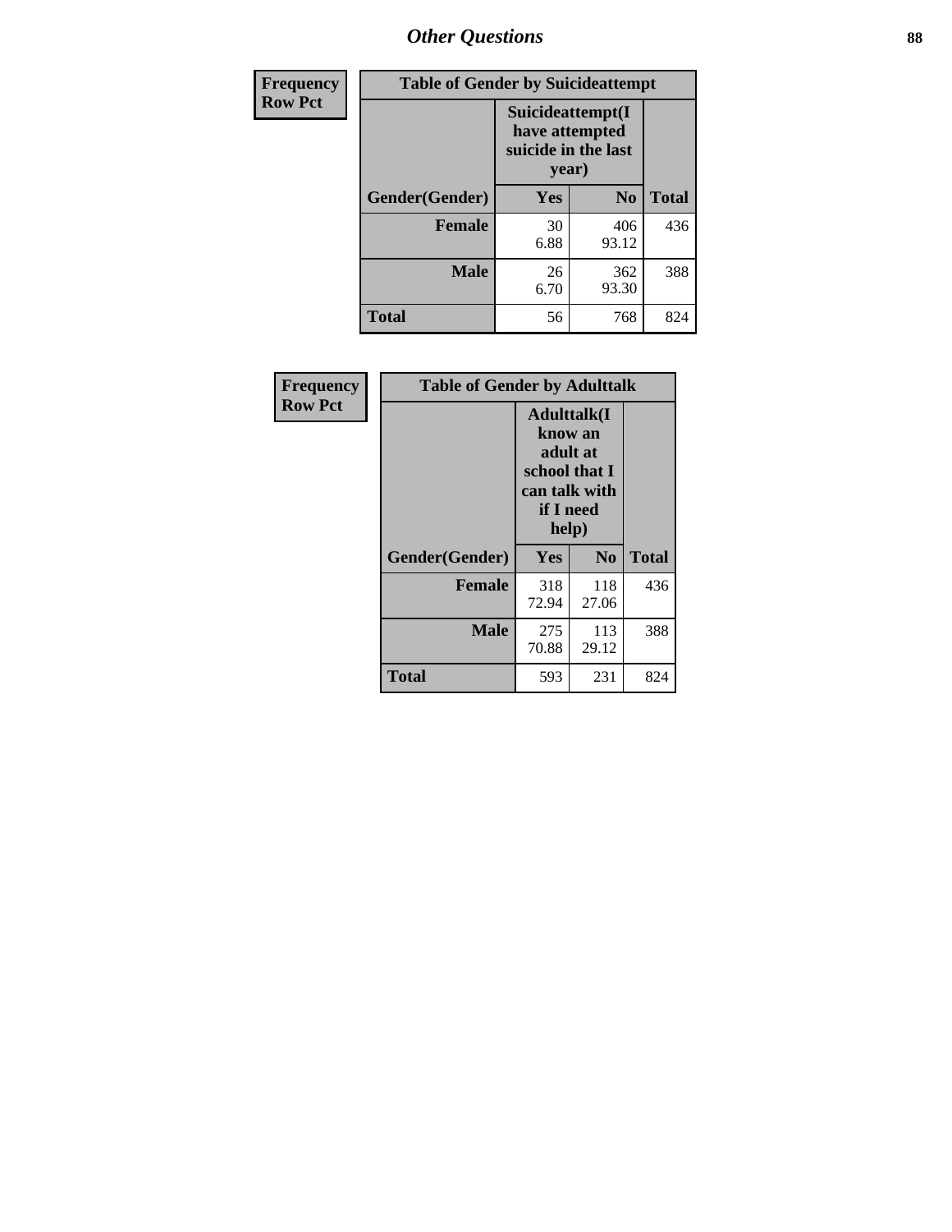## Other Questions

| Frequency<br>Row Pct | Table of Gender by Suicideattempt | | |
|---|---|---|---|
| | Suicideattempt(I have attempted suicide in the last year) | | |
| Gender(Gender) | Yes | No | Total |
| Female | 30<br>6.88 | 406<br>93.12 | 436 |
| Male | 26<br>6.70 | 362<br>93.30 | 388 |
| Total | 56 | 768 | 824 |

| Frequency<br>Row Pct | Table of Gender by Adulttalk | | |
|---|---|---|---|
| | Adulttalk(I know an adult at school that I can talk with if I need help) | | |
| Gender(Gender) | Yes | No | Total |
| Female | 318<br>72.94 | 118<br>27.06 | 436 |
| Male | 275<br>70.88 | 113<br>29.12 | 388 |
| Total | 593 | 231 | 824 |